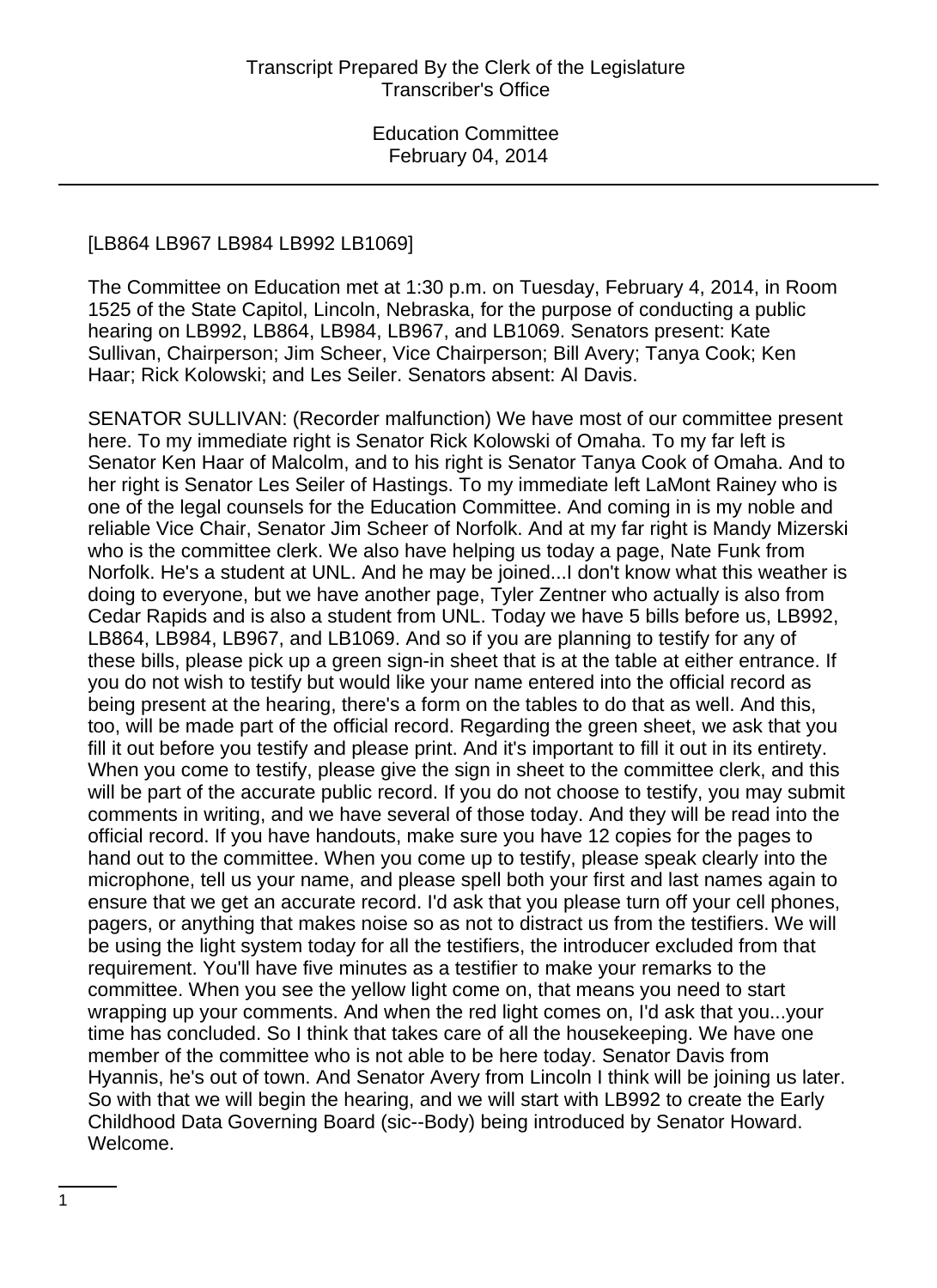[LB864 LB967 LB984 LB992 LB1069]

The Committee on Education met at 1:30 p.m. on Tuesday, February 4, 2014, in Room 1525 of the State Capitol, Lincoln, Nebraska, for the purpose of conducting a public hearing on LB992, LB864, LB984, LB967, and LB1069. Senators present: Kate Sullivan, Chairperson; Jim Scheer, Vice Chairperson; Bill Avery; Tanya Cook; Ken Haar; Rick Kolowski; and Les Seiler. Senators absent: Al Davis.

SENATOR SULLIVAN: (Recorder malfunction) We have most of our committee present here. To my immediate right is Senator Rick Kolowski of Omaha. To my far left is Senator Ken Haar of Malcolm, and to his right is Senator Tanya Cook of Omaha. And to her right is Senator Les Seiler of Hastings. To my immediate left LaMont Rainey who is one of the legal counsels for the Education Committee. And coming in is my noble and reliable Vice Chair, Senator Jim Scheer of Norfolk. And at my far right is Mandy Mizerski who is the committee clerk. We also have helping us today a page, Nate Funk from Norfolk. He's a student at UNL. And he may be joined...I don't know what this weather is doing to everyone, but we have another page, Tyler Zentner who actually is also from Cedar Rapids and is also a student from UNL. Today we have 5 bills before us, LB992, LB864, LB984, LB967, and LB1069. And so if you are planning to testify for any of these bills, please pick up a green sign-in sheet that is at the table at either entrance. If you do not wish to testify but would like your name entered into the official record as being present at the hearing, there's a form on the tables to do that as well. And this, too, will be made part of the official record. Regarding the green sheet, we ask that you fill it out before you testify and please print. And it's important to fill it out in its entirety. When you come to testify, please give the sign in sheet to the committee clerk, and this will be part of the accurate public record. If you do not choose to testify, you may submit comments in writing, and we have several of those today. And they will be read into the official record. If you have handouts, make sure you have 12 copies for the pages to hand out to the committee. When you come up to testify, please speak clearly into the microphone, tell us your name, and please spell both your first and last names again to ensure that we get an accurate record. I'd ask that you please turn off your cell phones, pagers, or anything that makes noise so as not to distract us from the testifiers. We will be using the light system today for all the testifiers, the introducer excluded from that requirement. You'll have five minutes as a testifier to make your remarks to the committee. When you see the yellow light come on, that means you need to start wrapping up your comments. And when the red light comes on, I'd ask that you...your time has concluded. So I think that takes care of all the housekeeping. We have one member of the committee who is not able to be here today. Senator Davis from Hyannis, he's out of town. And Senator Avery from Lincoln I think will be joining us later. So with that we will begin the hearing, and we will start with LB992 to create the Early Childhood Data Governing Board (sic--Body) being introduced by Senator Howard. Welcome.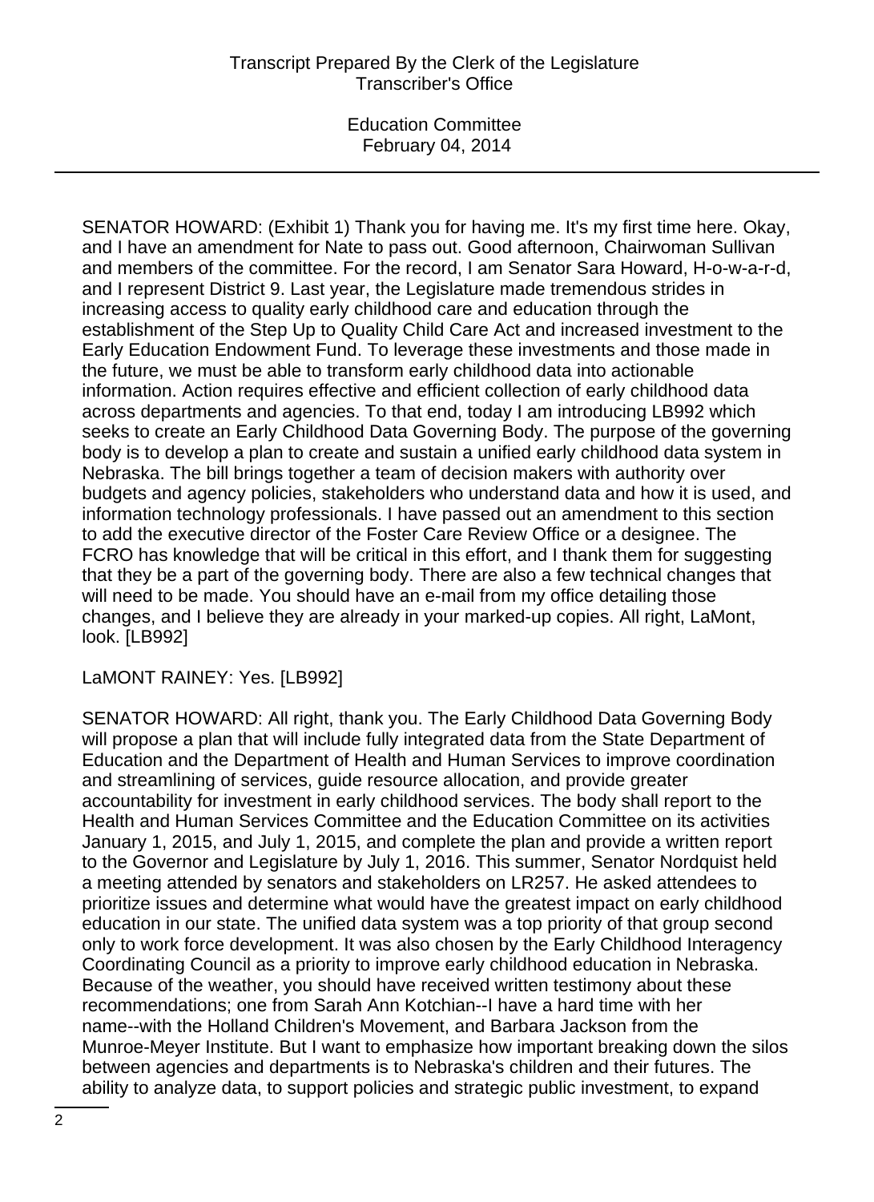SENATOR HOWARD: (Exhibit 1) Thank you for having me. It's my first time here. Okay, and I have an amendment for Nate to pass out. Good afternoon, Chairwoman Sullivan and members of the committee. For the record, I am Senator Sara Howard, H-o-w-a-r-d, and I represent District 9. Last year, the Legislature made tremendous strides in increasing access to quality early childhood care and education through the establishment of the Step Up to Quality Child Care Act and increased investment to the Early Education Endowment Fund. To leverage these investments and those made in the future, we must be able to transform early childhood data into actionable information. Action requires effective and efficient collection of early childhood data across departments and agencies. To that end, today I am introducing LB992 which seeks to create an Early Childhood Data Governing Body. The purpose of the governing body is to develop a plan to create and sustain a unified early childhood data system in Nebraska. The bill brings together a team of decision makers with authority over budgets and agency policies, stakeholders who understand data and how it is used, and information technology professionals. I have passed out an amendment to this section to add the executive director of the Foster Care Review Office or a designee. The FCRO has knowledge that will be critical in this effort, and I thank them for suggesting that they be a part of the governing body. There are also a few technical changes that will need to be made. You should have an e-mail from my office detailing those changes, and I believe they are already in your marked-up copies. All right, LaMont, look. [LB992]

LaMONT RAINEY: Yes. [LB992]

SENATOR HOWARD: All right, thank you. The Early Childhood Data Governing Body will propose a plan that will include fully integrated data from the State Department of Education and the Department of Health and Human Services to improve coordination and streamlining of services, guide resource allocation, and provide greater accountability for investment in early childhood services. The body shall report to the Health and Human Services Committee and the Education Committee on its activities January 1, 2015, and July 1, 2015, and complete the plan and provide a written report to the Governor and Legislature by July 1, 2016. This summer, Senator Nordquist held a meeting attended by senators and stakeholders on LR257. He asked attendees to prioritize issues and determine what would have the greatest impact on early childhood education in our state. The unified data system was a top priority of that group second only to work force development. It was also chosen by the Early Childhood Interagency Coordinating Council as a priority to improve early childhood education in Nebraska. Because of the weather, you should have received written testimony about these recommendations; one from Sarah Ann Kotchian--I have a hard time with her name--with the Holland Children's Movement, and Barbara Jackson from the Munroe-Meyer Institute. But I want to emphasize how important breaking down the silos between agencies and departments is to Nebraska's children and their futures. The ability to analyze data, to support policies and strategic public investment, to expand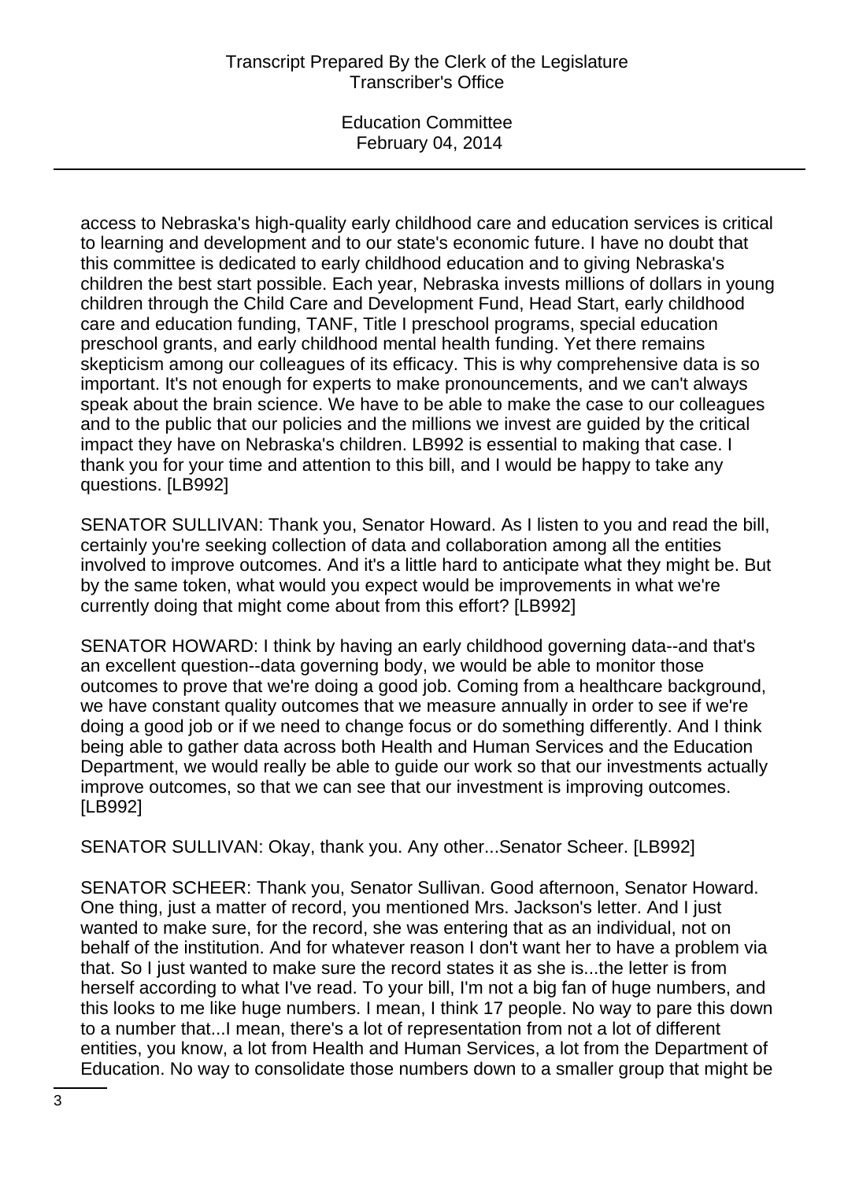access to Nebraska's high-quality early childhood care and education services is critical to learning and development and to our state's economic future. I have no doubt that this committee is dedicated to early childhood education and to giving Nebraska's children the best start possible. Each year, Nebraska invests millions of dollars in young children through the Child Care and Development Fund, Head Start, early childhood care and education funding, TANF, Title I preschool programs, special education preschool grants, and early childhood mental health funding. Yet there remains skepticism among our colleagues of its efficacy. This is why comprehensive data is so important. It's not enough for experts to make pronouncements, and we can't always speak about the brain science. We have to be able to make the case to our colleagues and to the public that our policies and the millions we invest are guided by the critical impact they have on Nebraska's children. LB992 is essential to making that case. I thank you for your time and attention to this bill, and I would be happy to take any questions. [LB992]

SENATOR SULLIVAN: Thank you, Senator Howard. As I listen to you and read the bill, certainly you're seeking collection of data and collaboration among all the entities involved to improve outcomes. And it's a little hard to anticipate what they might be. But by the same token, what would you expect would be improvements in what we're currently doing that might come about from this effort? [LB992]

SENATOR HOWARD: I think by having an early childhood governing data--and that's an excellent question--data governing body, we would be able to monitor those outcomes to prove that we're doing a good job. Coming from a healthcare background, we have constant quality outcomes that we measure annually in order to see if we're doing a good job or if we need to change focus or do something differently. And I think being able to gather data across both Health and Human Services and the Education Department, we would really be able to guide our work so that our investments actually improve outcomes, so that we can see that our investment is improving outcomes. [LB992]

SENATOR SULLIVAN: Okay, thank you. Any other...Senator Scheer. [LB992]

SENATOR SCHEER: Thank you, Senator Sullivan. Good afternoon, Senator Howard. One thing, just a matter of record, you mentioned Mrs. Jackson's letter. And I just wanted to make sure, for the record, she was entering that as an individual, not on behalf of the institution. And for whatever reason I don't want her to have a problem via that. So I just wanted to make sure the record states it as she is...the letter is from herself according to what I've read. To your bill, I'm not a big fan of huge numbers, and this looks to me like huge numbers. I mean, I think 17 people. No way to pare this down to a number that...I mean, there's a lot of representation from not a lot of different entities, you know, a lot from Health and Human Services, a lot from the Department of Education. No way to consolidate those numbers down to a smaller group that might be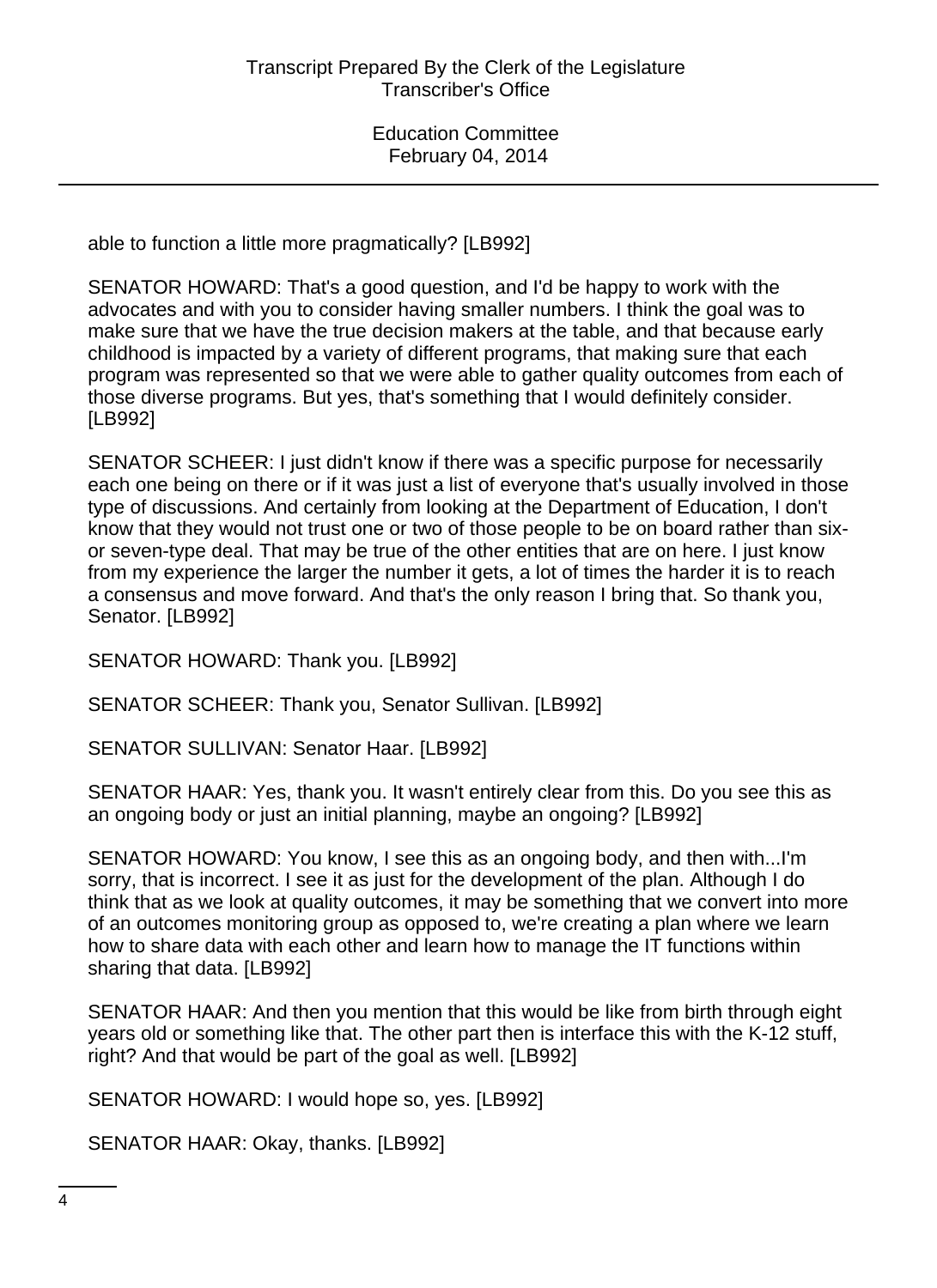able to function a little more pragmatically? [LB992]

SENATOR HOWARD: That's a good question, and I'd be happy to work with the advocates and with you to consider having smaller numbers. I think the goal was to make sure that we have the true decision makers at the table, and that because early childhood is impacted by a variety of different programs, that making sure that each program was represented so that we were able to gather quality outcomes from each of those diverse programs. But yes, that's something that I would definitely consider. [LB992]

SENATOR SCHEER: I just didn't know if there was a specific purpose for necessarily each one being on there or if it was just a list of everyone that's usually involved in those type of discussions. And certainly from looking at the Department of Education, I don't know that they would not trust one or two of those people to be on board rather than six- or seven-type deal. That may be true of the other entities that are on here. I just know from my experience the larger the number it gets, a lot of times the harder it is to reach a consensus and move forward. And that's the only reason I bring that. So thank you, Senator. [LB992]

SENATOR HOWARD: Thank you. [LB992]

SENATOR SCHEER: Thank you, Senator Sullivan. [LB992]

SENATOR SULLIVAN: Senator Haar. [LB992]

SENATOR HAAR: Yes, thank you. It wasn't entirely clear from this. Do you see this as an ongoing body or just an initial planning, maybe an ongoing? [LB992]

SENATOR HOWARD: You know, I see this as an ongoing body, and then with...I'm sorry, that is incorrect. I see it as just for the development of the plan. Although I do think that as we look at quality outcomes, it may be something that we convert into more of an outcomes monitoring group as opposed to, we're creating a plan where we learn how to share data with each other and learn how to manage the IT functions within sharing that data. [LB992]

SENATOR HAAR: And then you mention that this would be like from birth through eight years old or something like that. The other part then is interface this with the K-12 stuff, right? And that would be part of the goal as well. [LB992]

SENATOR HOWARD: I would hope so, yes. [LB992]

SENATOR HAAR: Okay, thanks. [LB992]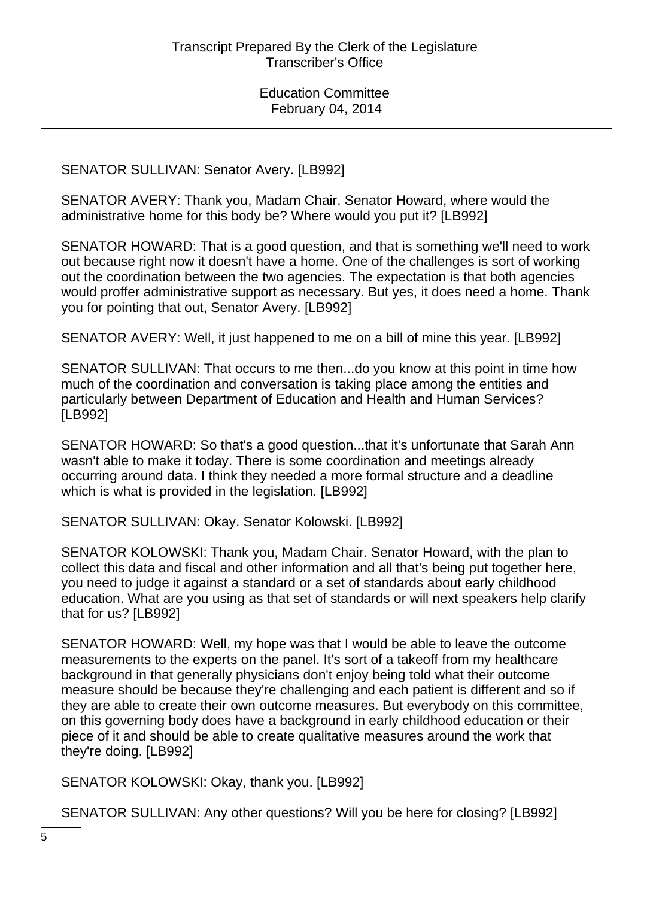SENATOR SULLIVAN: Senator Avery. [LB992]

SENATOR AVERY: Thank you, Madam Chair. Senator Howard, where would the administrative home for this body be? Where would you put it? [LB992]

SENATOR HOWARD: That is a good question, and that is something we'll need to work out because right now it doesn't have a home. One of the challenges is sort of working out the coordination between the two agencies. The expectation is that both agencies would proffer administrative support as necessary. But yes, it does need a home. Thank you for pointing that out, Senator Avery. [LB992]

SENATOR AVERY: Well, it just happened to me on a bill of mine this year. [LB992]

SENATOR SULLIVAN: That occurs to me then...do you know at this point in time how much of the coordination and conversation is taking place among the entities and particularly between Department of Education and Health and Human Services? [LB992]

SENATOR HOWARD: So that's a good question...that it's unfortunate that Sarah Ann wasn't able to make it today. There is some coordination and meetings already occurring around data. I think they needed a more formal structure and a deadline which is what is provided in the legislation. [LB992]

SENATOR SULLIVAN: Okay. Senator Kolowski. [LB992]

SENATOR KOLOWSKI: Thank you, Madam Chair. Senator Howard, with the plan to collect this data and fiscal and other information and all that's being put together here, you need to judge it against a standard or a set of standards about early childhood education. What are you using as that set of standards or will next speakers help clarify that for us? [LB992]

SENATOR HOWARD: Well, my hope was that I would be able to leave the outcome measurements to the experts on the panel. It's sort of a takeoff from my healthcare background in that generally physicians don't enjoy being told what their outcome measure should be because they're challenging and each patient is different and so if they are able to create their own outcome measures. But everybody on this committee, on this governing body does have a background in early childhood education or their piece of it and should be able to create qualitative measures around the work that they're doing. [LB992]

SENATOR KOLOWSKI: Okay, thank you. [LB992]

SENATOR SULLIVAN: Any other questions? Will you be here for closing? [LB992]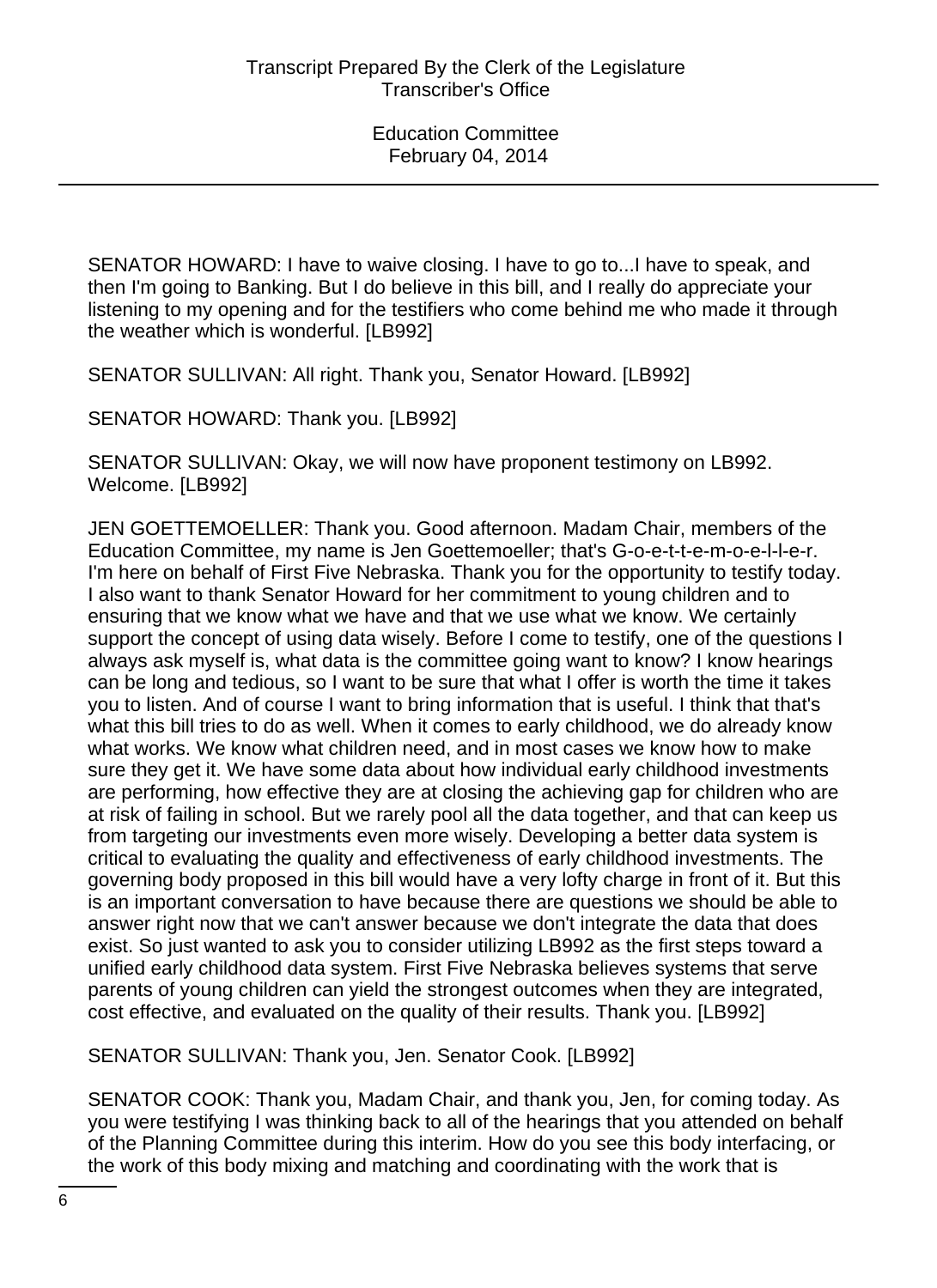SENATOR HOWARD: I have to waive closing. I have to go to...I have to speak, and then I'm going to Banking. But I do believe in this bill, and I really do appreciate your listening to my opening and for the testifiers who come behind me who made it through the weather which is wonderful. [LB992]

SENATOR SULLIVAN: All right. Thank you, Senator Howard. [LB992]

SENATOR HOWARD: Thank you. [LB992]

SENATOR SULLIVAN: Okay, we will now have proponent testimony on LB992. Welcome. [LB992]

JEN GOETTEMOELLER: Thank you. Good afternoon. Madam Chair, members of the Education Committee, my name is Jen Goettemoeller; that's G-o-e-t-t-e-m-o-e-l-l-e-r. I'm here on behalf of First Five Nebraska. Thank you for the opportunity to testify today. I also want to thank Senator Howard for her commitment to young children and to ensuring that we know what we have and that we use what we know. We certainly support the concept of using data wisely. Before I come to testify, one of the questions I always ask myself is, what data is the committee going want to know? I know hearings can be long and tedious, so I want to be sure that what I offer is worth the time it takes you to listen. And of course I want to bring information that is useful. I think that that's what this bill tries to do as well. When it comes to early childhood, we do already know what works. We know what children need, and in most cases we know how to make sure they get it. We have some data about how individual early childhood investments are performing, how effective they are at closing the achieving gap for children who are at risk of failing in school. But we rarely pool all the data together, and that can keep us from targeting our investments even more wisely. Developing a better data system is critical to evaluating the quality and effectiveness of early childhood investments. The governing body proposed in this bill would have a very lofty charge in front of it. But this is an important conversation to have because there are questions we should be able to answer right now that we can't answer because we don't integrate the data that does exist. So just wanted to ask you to consider utilizing LB992 as the first steps toward a unified early childhood data system. First Five Nebraska believes systems that serve parents of young children can yield the strongest outcomes when they are integrated, cost effective, and evaluated on the quality of their results. Thank you. [LB992]

SENATOR SULLIVAN: Thank you, Jen. Senator Cook. [LB992]

SENATOR COOK: Thank you, Madam Chair, and thank you, Jen, for coming today. As you were testifying I was thinking back to all of the hearings that you attended on behalf of the Planning Committee during this interim. How do you see this body interfacing, or the work of this body mixing and matching and coordinating with the work that is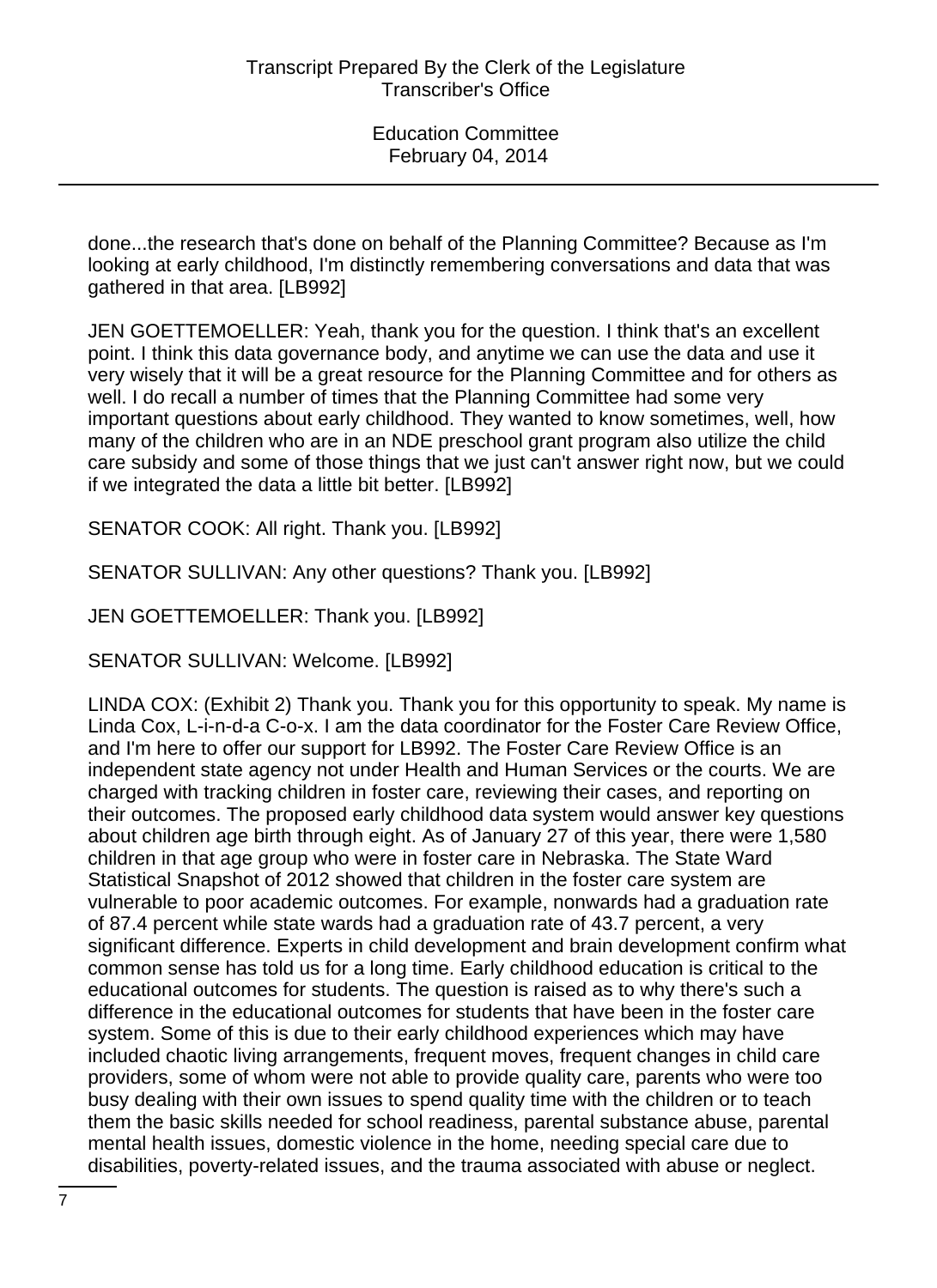done...the research that's done on behalf of the Planning Committee? Because as I'm looking at early childhood, I'm distinctly remembering conversations and data that was gathered in that area. [LB992]

JEN GOETTEMOELLER: Yeah, thank you for the question. I think that's an excellent point. I think this data governance body, and anytime we can use the data and use it very wisely that it will be a great resource for the Planning Committee and for others as well. I do recall a number of times that the Planning Committee had some very important questions about early childhood. They wanted to know sometimes, well, how many of the children who are in an NDE preschool grant program also utilize the child care subsidy and some of those things that we just can't answer right now, but we could if we integrated the data a little bit better. [LB992]

SENATOR COOK: All right. Thank you. [LB992]

SENATOR SULLIVAN: Any other questions? Thank you. [LB992]

JEN GOETTEMOELLER: Thank you. [LB992]

SENATOR SULLIVAN: Welcome. [LB992]

LINDA COX: (Exhibit 2) Thank you. Thank you for this opportunity to speak. My name is Linda Cox, L-i-n-d-a C-o-x. I am the data coordinator for the Foster Care Review Office, and I'm here to offer our support for LB992. The Foster Care Review Office is an independent state agency not under Health and Human Services or the courts. We are charged with tracking children in foster care, reviewing their cases, and reporting on their outcomes. The proposed early childhood data system would answer key questions about children age birth through eight. As of January 27 of this year, there were 1,580 children in that age group who were in foster care in Nebraska. The State Ward Statistical Snapshot of 2012 showed that children in the foster care system are vulnerable to poor academic outcomes. For example, nonwards had a graduation rate of 87.4 percent while state wards had a graduation rate of 43.7 percent, a very significant difference. Experts in child development and brain development confirm what common sense has told us for a long time. Early childhood education is critical to the educational outcomes for students. The question is raised as to why there's such a difference in the educational outcomes for students that have been in the foster care system. Some of this is due to their early childhood experiences which may have included chaotic living arrangements, frequent moves, frequent changes in child care providers, some of whom were not able to provide quality care, parents who were too busy dealing with their own issues to spend quality time with the children or to teach them the basic skills needed for school readiness, parental substance abuse, parental mental health issues, domestic violence in the home, needing special care due to disabilities, poverty-related issues, and the trauma associated with abuse or neglect.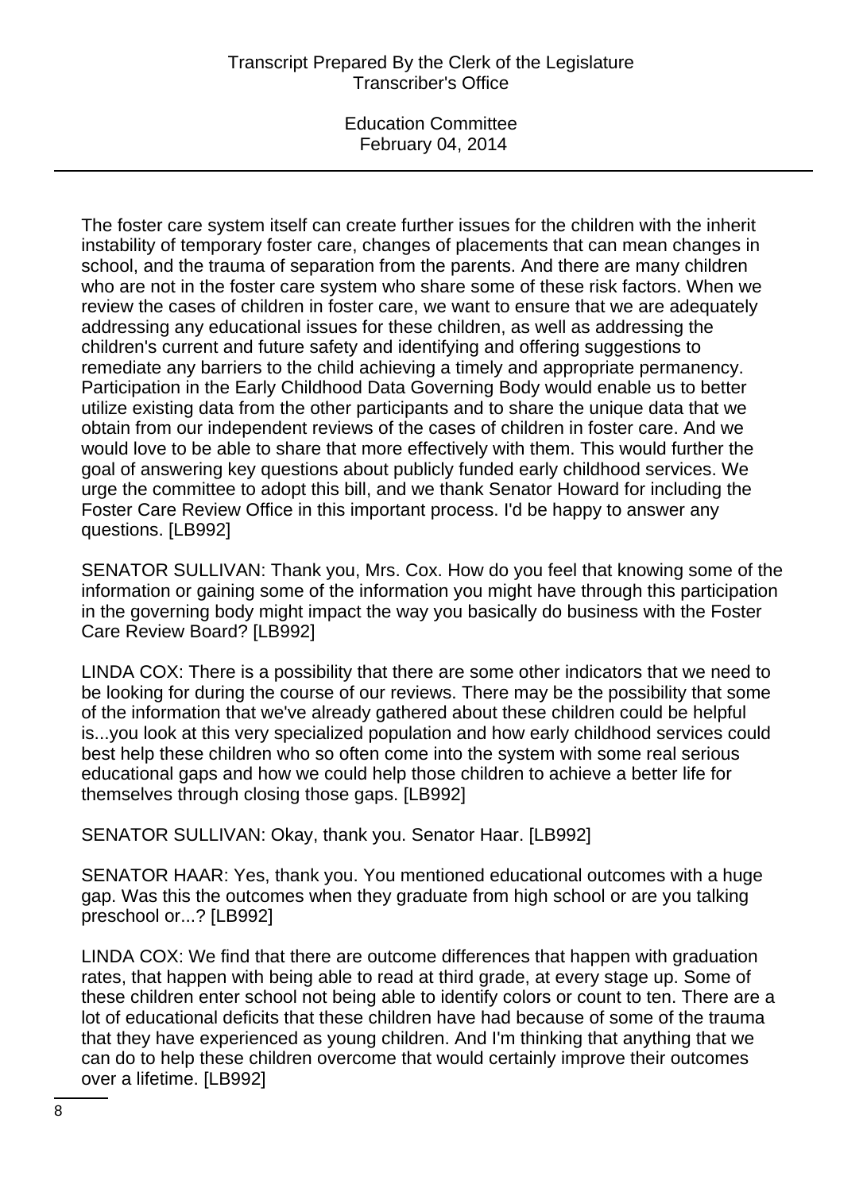The foster care system itself can create further issues for the children with the inherit instability of temporary foster care, changes of placements that can mean changes in school, and the trauma of separation from the parents. And there are many children who are not in the foster care system who share some of these risk factors. When we review the cases of children in foster care, we want to ensure that we are adequately addressing any educational issues for these children, as well as addressing the children's current and future safety and identifying and offering suggestions to remediate any barriers to the child achieving a timely and appropriate permanency. Participation in the Early Childhood Data Governing Body would enable us to better utilize existing data from the other participants and to share the unique data that we obtain from our independent reviews of the cases of children in foster care. And we would love to be able to share that more effectively with them. This would further the goal of answering key questions about publicly funded early childhood services. We urge the committee to adopt this bill, and we thank Senator Howard for including the Foster Care Review Office in this important process. I'd be happy to answer any questions. [LB992]

SENATOR SULLIVAN: Thank you, Mrs. Cox. How do you feel that knowing some of the information or gaining some of the information you might have through this participation in the governing body might impact the way you basically do business with the Foster Care Review Board? [LB992]

LINDA COX: There is a possibility that there are some other indicators that we need to be looking for during the course of our reviews. There may be the possibility that some of the information that we've already gathered about these children could be helpful is...you look at this very specialized population and how early childhood services could best help these children who so often come into the system with some real serious educational gaps and how we could help those children to achieve a better life for themselves through closing those gaps. [LB992]

SENATOR SULLIVAN: Okay, thank you. Senator Haar. [LB992]

SENATOR HAAR: Yes, thank you. You mentioned educational outcomes with a huge gap. Was this the outcomes when they graduate from high school or are you talking preschool or...? [LB992]

LINDA COX: We find that there are outcome differences that happen with graduation rates, that happen with being able to read at third grade, at every stage up. Some of these children enter school not being able to identify colors or count to ten. There are a lot of educational deficits that these children have had because of some of the trauma that they have experienced as young children. And I'm thinking that anything that we can do to help these children overcome that would certainly improve their outcomes over a lifetime. [LB992]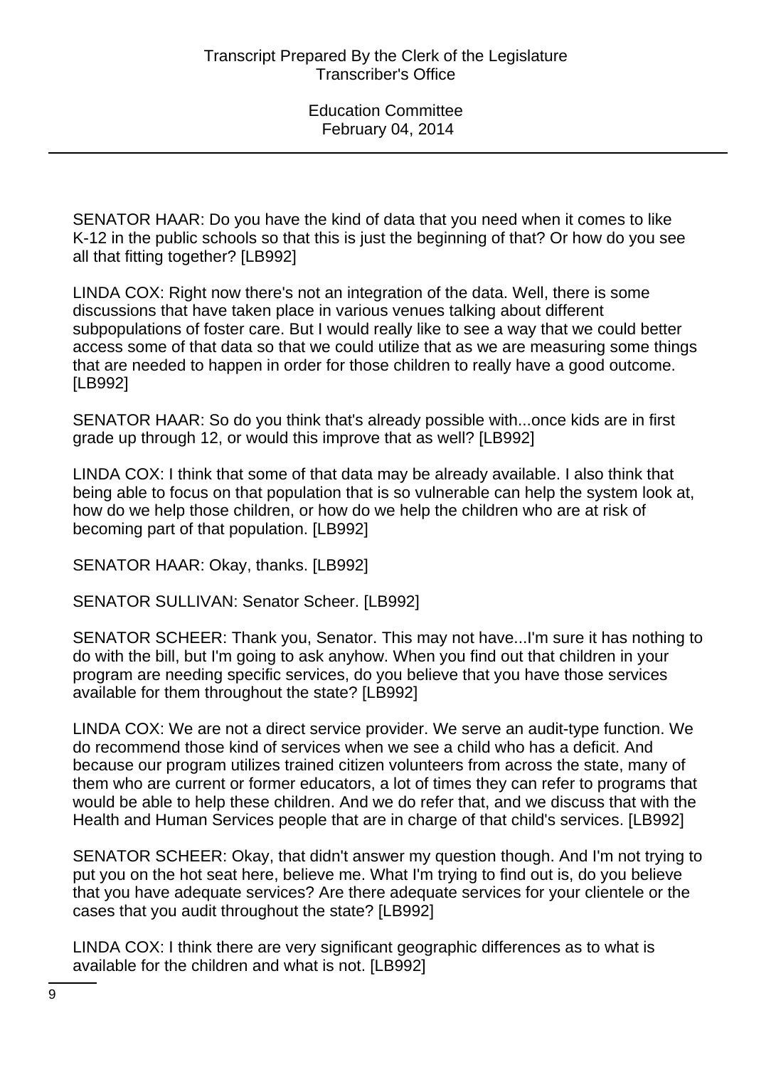SENATOR HAAR: Do you have the kind of data that you need when it comes to like K-12 in the public schools so that this is just the beginning of that? Or how do you see all that fitting together? [LB992]

LINDA COX: Right now there's not an integration of the data. Well, there is some discussions that have taken place in various venues talking about different subpopulations of foster care. But I would really like to see a way that we could better access some of that data so that we could utilize that as we are measuring some things that are needed to happen in order for those children to really have a good outcome. [LB992]

SENATOR HAAR: So do you think that's already possible with...once kids are in first grade up through 12, or would this improve that as well? [LB992]

LINDA COX: I think that some of that data may be already available. I also think that being able to focus on that population that is so vulnerable can help the system look at, how do we help those children, or how do we help the children who are at risk of becoming part of that population. [LB992]

SENATOR HAAR: Okay, thanks. [LB992]

SENATOR SULLIVAN: Senator Scheer. [LB992]

SENATOR SCHEER: Thank you, Senator. This may not have...I'm sure it has nothing to do with the bill, but I'm going to ask anyhow. When you find out that children in your program are needing specific services, do you believe that you have those services available for them throughout the state? [LB992]

LINDA COX: We are not a direct service provider. We serve an audit-type function. We do recommend those kind of services when we see a child who has a deficit. And because our program utilizes trained citizen volunteers from across the state, many of them who are current or former educators, a lot of times they can refer to programs that would be able to help these children. And we do refer that, and we discuss that with the Health and Human Services people that are in charge of that child's services. [LB992]

SENATOR SCHEER: Okay, that didn't answer my question though. And I'm not trying to put you on the hot seat here, believe me. What I'm trying to find out is, do you believe that you have adequate services? Are there adequate services for your clientele or the cases that you audit throughout the state? [LB992]

LINDA COX: I think there are very significant geographic differences as to what is available for the children and what is not. [LB992]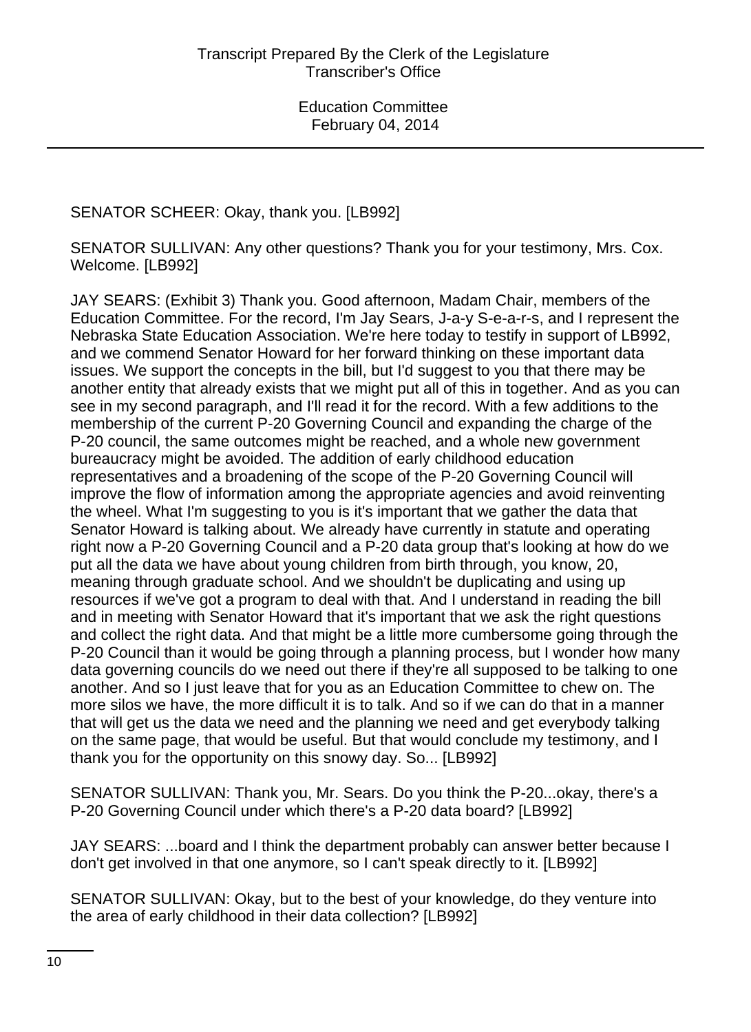SENATOR SCHEER: Okay, thank you. [LB992]

SENATOR SULLIVAN: Any other questions? Thank you for your testimony, Mrs. Cox. Welcome. [LB992]

JAY SEARS: (Exhibit 3) Thank you. Good afternoon, Madam Chair, members of the Education Committee. For the record, I'm Jay Sears, J-a-y S-e-a-r-s, and I represent the Nebraska State Education Association. We're here today to testify in support of LB992, and we commend Senator Howard for her forward thinking on these important data issues. We support the concepts in the bill, but I'd suggest to you that there may be another entity that already exists that we might put all of this in together. And as you can see in my second paragraph, and I'll read it for the record. With a few additions to the membership of the current P-20 Governing Council and expanding the charge of the P-20 council, the same outcomes might be reached, and a whole new government bureaucracy might be avoided. The addition of early childhood education representatives and a broadening of the scope of the P-20 Governing Council will improve the flow of information among the appropriate agencies and avoid reinventing the wheel. What I'm suggesting to you is it's important that we gather the data that Senator Howard is talking about. We already have currently in statute and operating right now a P-20 Governing Council and a P-20 data group that's looking at how do we put all the data we have about young children from birth through, you know, 20, meaning through graduate school. And we shouldn't be duplicating and using up resources if we've got a program to deal with that. And I understand in reading the bill and in meeting with Senator Howard that it's important that we ask the right questions and collect the right data. And that might be a little more cumbersome going through the P-20 Council than it would be going through a planning process, but I wonder how many data governing councils do we need out there if they're all supposed to be talking to one another. And so I just leave that for you as an Education Committee to chew on. The more silos we have, the more difficult it is to talk. And so if we can do that in a manner that will get us the data we need and the planning we need and get everybody talking on the same page, that would be useful. But that would conclude my testimony, and I thank you for the opportunity on this snowy day. So... [LB992]

SENATOR SULLIVAN: Thank you, Mr. Sears. Do you think the P-20...okay, there's a P-20 Governing Council under which there's a P-20 data board? [LB992]

JAY SEARS: ...board and I think the department probably can answer better because I don't get involved in that one anymore, so I can't speak directly to it. [LB992]

SENATOR SULLIVAN: Okay, but to the best of your knowledge, do they venture into the area of early childhood in their data collection? [LB992]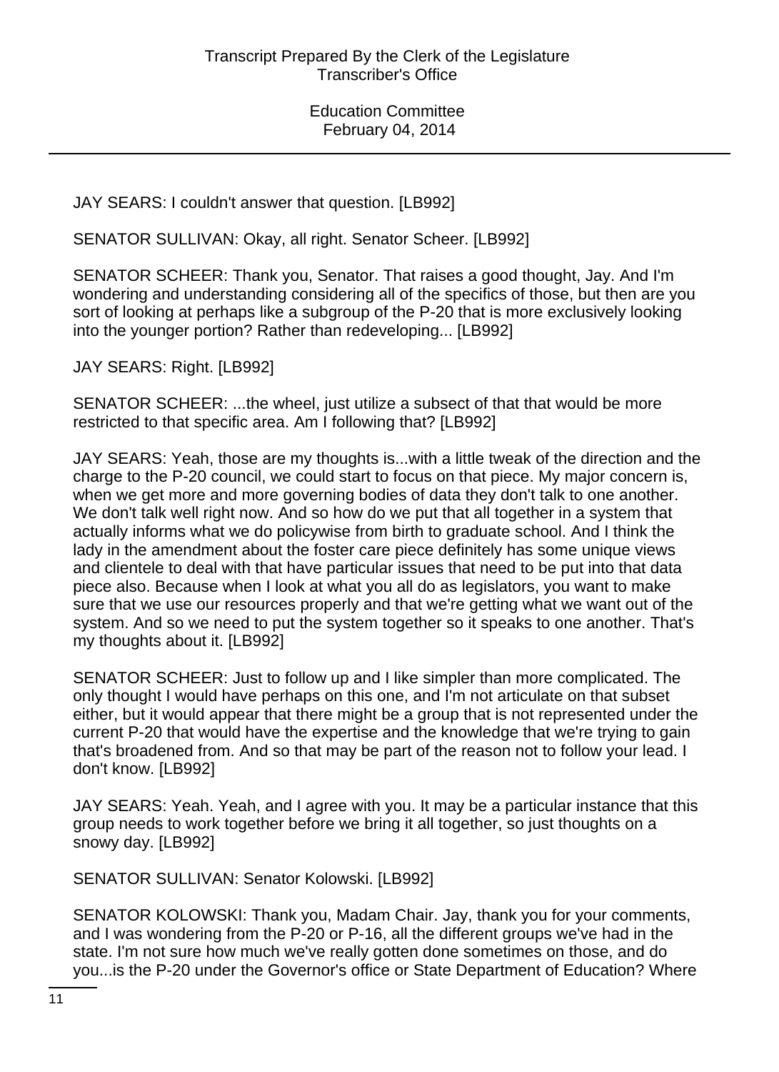JAY SEARS: I couldn't answer that question. [LB992]

SENATOR SULLIVAN: Okay, all right. Senator Scheer. [LB992]

SENATOR SCHEER: Thank you, Senator. That raises a good thought, Jay. And I'm wondering and understanding considering all of the specifics of those, but then are you sort of looking at perhaps like a subgroup of the P-20 that is more exclusively looking into the younger portion? Rather than redeveloping... [LB992]

JAY SEARS: Right. [LB992]

SENATOR SCHEER: ...the wheel, just utilize a subsect of that that would be more restricted to that specific area. Am I following that? [LB992]

JAY SEARS: Yeah, those are my thoughts is...with a little tweak of the direction and the charge to the P-20 council, we could start to focus on that piece. My major concern is, when we get more and more governing bodies of data they don't talk to one another. We don't talk well right now. And so how do we put that all together in a system that actually informs what we do policywise from birth to graduate school. And I think the lady in the amendment about the foster care piece definitely has some unique views and clientele to deal with that have particular issues that need to be put into that data piece also. Because when I look at what you all do as legislators, you want to make sure that we use our resources properly and that we're getting what we want out of the system. And so we need to put the system together so it speaks to one another. That's my thoughts about it. [LB992]

SENATOR SCHEER: Just to follow up and I like simpler than more complicated. The only thought I would have perhaps on this one, and I'm not articulate on that subset either, but it would appear that there might be a group that is not represented under the current P-20 that would have the expertise and the knowledge that we're trying to gain that's broadened from. And so that may be part of the reason not to follow your lead. I don't know. [LB992]

JAY SEARS: Yeah. Yeah, and I agree with you. It may be a particular instance that this group needs to work together before we bring it all together, so just thoughts on a snowy day. [LB992]

SENATOR SULLIVAN: Senator Kolowski. [LB992]

SENATOR KOLOWSKI: Thank you, Madam Chair. Jay, thank you for your comments, and I was wondering from the P-20 or P-16, all the different groups we've had in the state. I'm not sure how much we've really gotten done sometimes on those, and do you...is the P-20 under the Governor's office or State Department of Education? Where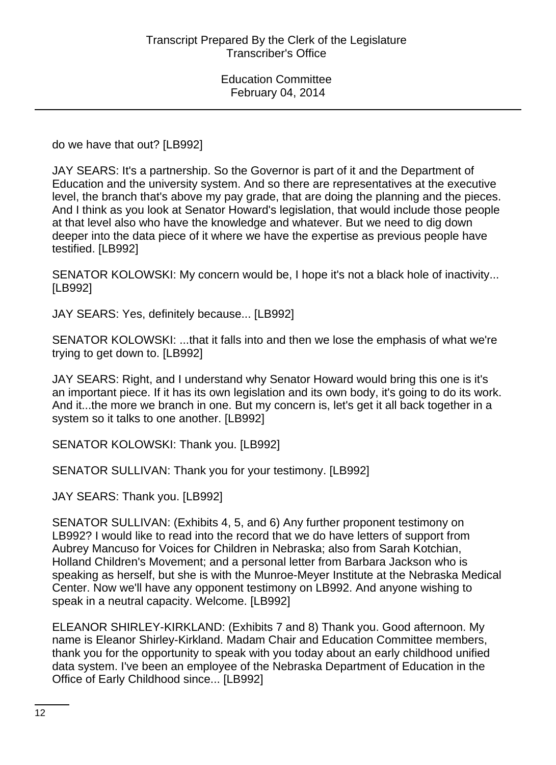do we have that out? [LB992]

JAY SEARS: It's a partnership. So the Governor is part of it and the Department of Education and the university system. And so there are representatives at the executive level, the branch that's above my pay grade, that are doing the planning and the pieces. And I think as you look at Senator Howard's legislation, that would include those people at that level also who have the knowledge and whatever. But we need to dig down deeper into the data piece of it where we have the expertise as previous people have testified. [LB992]

SENATOR KOLOWSKI: My concern would be, I hope it's not a black hole of inactivity... [LB992]

JAY SEARS: Yes, definitely because... [LB992]

SENATOR KOLOWSKI: ...that it falls into and then we lose the emphasis of what we're trying to get down to. [LB992]

JAY SEARS: Right, and I understand why Senator Howard would bring this one is it's an important piece. If it has its own legislation and its own body, it's going to do its work. And it...the more we branch in one. But my concern is, let's get it all back together in a system so it talks to one another. [LB992]

SENATOR KOLOWSKI: Thank you. [LB992]

SENATOR SULLIVAN: Thank you for your testimony. [LB992]

JAY SEARS: Thank you. [LB992]

SENATOR SULLIVAN: (Exhibits 4, 5, and 6) Any further proponent testimony on LB992? I would like to read into the record that we do have letters of support from Aubrey Mancuso for Voices for Children in Nebraska; also from Sarah Kotchian, Holland Children's Movement; and a personal letter from Barbara Jackson who is speaking as herself, but she is with the Munroe-Meyer Institute at the Nebraska Medical Center. Now we'll have any opponent testimony on LB992. And anyone wishing to speak in a neutral capacity. Welcome. [LB992]

ELEANOR SHIRLEY-KIRKLAND: (Exhibits 7 and 8) Thank you. Good afternoon. My name is Eleanor Shirley-Kirkland. Madam Chair and Education Committee members, thank you for the opportunity to speak with you today about an early childhood unified data system. I've been an employee of the Nebraska Department of Education in the Office of Early Childhood since... [LB992]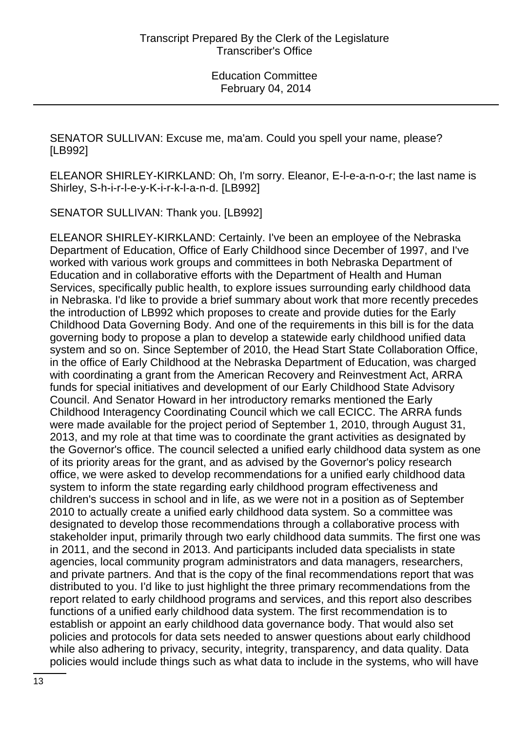SENATOR SULLIVAN: Excuse me, ma'am. Could you spell your name, please? [LB992]

ELEANOR SHIRLEY-KIRKLAND: Oh, I'm sorry. Eleanor, E-l-e-a-n-o-r; the last name is Shirley, S-h-i-r-l-e-y-K-i-r-k-l-a-n-d. [LB992]

SENATOR SULLIVAN: Thank you. [LB992]

ELEANOR SHIRLEY-KIRKLAND: Certainly. I've been an employee of the Nebraska Department of Education, Office of Early Childhood since December of 1997, and I've worked with various work groups and committees in both Nebraska Department of Education and in collaborative efforts with the Department of Health and Human Services, specifically public health, to explore issues surrounding early childhood data in Nebraska. I'd like to provide a brief summary about work that more recently precedes the introduction of LB992 which proposes to create and provide duties for the Early Childhood Data Governing Body. And one of the requirements in this bill is for the data governing body to propose a plan to develop a statewide early childhood unified data system and so on. Since September of 2010, the Head Start State Collaboration Office, in the office of Early Childhood at the Nebraska Department of Education, was charged with coordinating a grant from the American Recovery and Reinvestment Act, ARRA funds for special initiatives and development of our Early Childhood State Advisory Council. And Senator Howard in her introductory remarks mentioned the Early Childhood Interagency Coordinating Council which we call ECICC. The ARRA funds were made available for the project period of September 1, 2010, through August 31, 2013, and my role at that time was to coordinate the grant activities as designated by the Governor's office. The council selected a unified early childhood data system as one of its priority areas for the grant, and as advised by the Governor's policy research office, we were asked to develop recommendations for a unified early childhood data system to inform the state regarding early childhood program effectiveness and children's success in school and in life, as we were not in a position as of September 2010 to actually create a unified early childhood data system. So a committee was designated to develop those recommendations through a collaborative process with stakeholder input, primarily through two early childhood data summits. The first one was in 2011, and the second in 2013. And participants included data specialists in state agencies, local community program administrators and data managers, researchers, and private partners. And that is the copy of the final recommendations report that was distributed to you. I'd like to just highlight the three primary recommendations from the report related to early childhood programs and services, and this report also describes functions of a unified early childhood data system. The first recommendation is to establish or appoint an early childhood data governance body. That would also set policies and protocols for data sets needed to answer questions about early childhood while also adhering to privacy, security, integrity, transparency, and data quality. Data policies would include things such as what data to include in the systems, who will have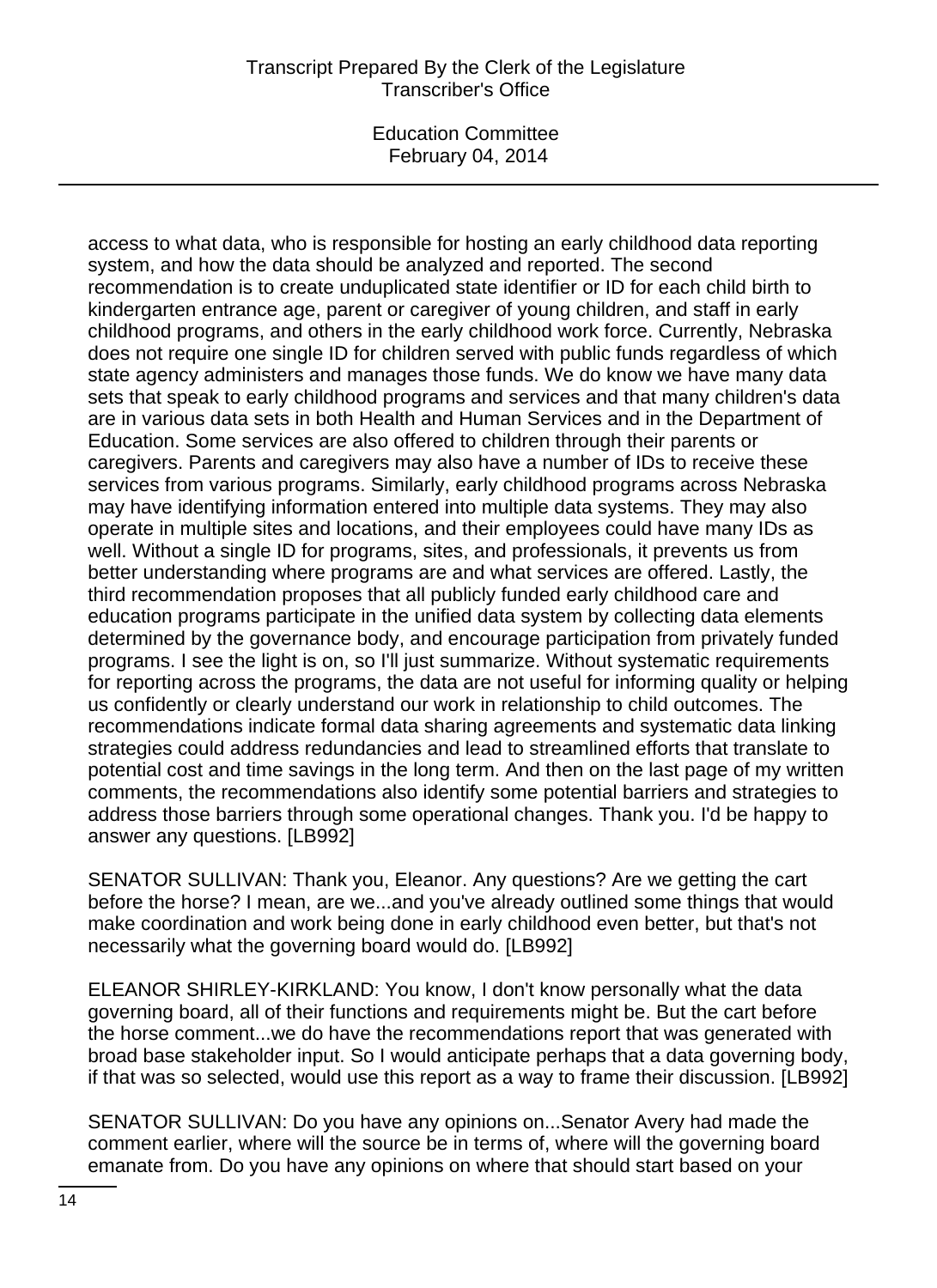access to what data, who is responsible for hosting an early childhood data reporting system, and how the data should be analyzed and reported. The second recommendation is to create unduplicated state identifier or ID for each child birth to kindergarten entrance age, parent or caregiver of young children, and staff in early childhood programs, and others in the early childhood work force. Currently, Nebraska does not require one single ID for children served with public funds regardless of which state agency administers and manages those funds. We do know we have many data sets that speak to early childhood programs and services and that many children's data are in various data sets in both Health and Human Services and in the Department of Education. Some services are also offered to children through their parents or caregivers. Parents and caregivers may also have a number of IDs to receive these services from various programs. Similarly, early childhood programs across Nebraska may have identifying information entered into multiple data systems. They may also operate in multiple sites and locations, and their employees could have many IDs as well. Without a single ID for programs, sites, and professionals, it prevents us from better understanding where programs are and what services are offered. Lastly, the third recommendation proposes that all publicly funded early childhood care and education programs participate in the unified data system by collecting data elements determined by the governance body, and encourage participation from privately funded programs. I see the light is on, so I'll just summarize. Without systematic requirements for reporting across the programs, the data are not useful for informing quality or helping us confidently or clearly understand our work in relationship to child outcomes. The recommendations indicate formal data sharing agreements and systematic data linking strategies could address redundancies and lead to streamlined efforts that translate to potential cost and time savings in the long term. And then on the last page of my written comments, the recommendations also identify some potential barriers and strategies to address those barriers through some operational changes. Thank you. I'd be happy to answer any questions. [LB992]

SENATOR SULLIVAN: Thank you, Eleanor. Any questions? Are we getting the cart before the horse? I mean, are we...and you've already outlined some things that would make coordination and work being done in early childhood even better, but that's not necessarily what the governing board would do. [LB992]

ELEANOR SHIRLEY-KIRKLAND: You know, I don't know personally what the data governing board, all of their functions and requirements might be. But the cart before the horse comment...we do have the recommendations report that was generated with broad base stakeholder input. So I would anticipate perhaps that a data governing body, if that was so selected, would use this report as a way to frame their discussion. [LB992]

SENATOR SULLIVAN: Do you have any opinions on...Senator Avery had made the comment earlier, where will the source be in terms of, where will the governing board emanate from. Do you have any opinions on where that should start based on your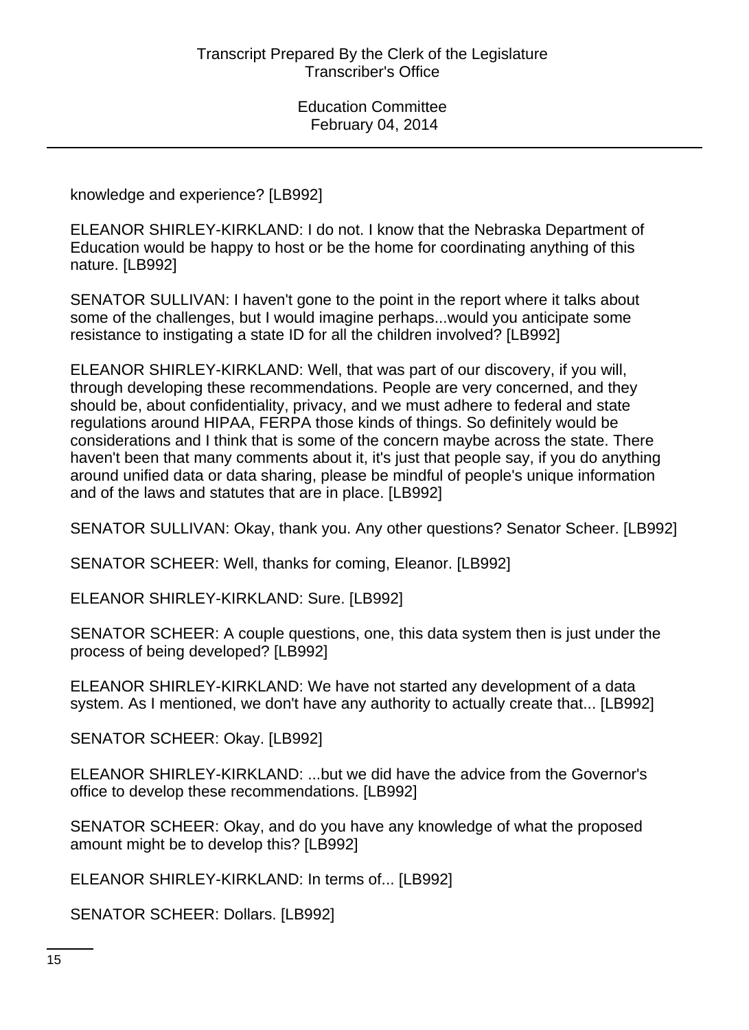knowledge and experience? [LB992]

ELEANOR SHIRLEY-KIRKLAND: I do not. I know that the Nebraska Department of Education would be happy to host or be the home for coordinating anything of this nature. [LB992]

SENATOR SULLIVAN: I haven't gone to the point in the report where it talks about some of the challenges, but I would imagine perhaps...would you anticipate some resistance to instigating a state ID for all the children involved? [LB992]

ELEANOR SHIRLEY-KIRKLAND: Well, that was part of our discovery, if you will, through developing these recommendations. People are very concerned, and they should be, about confidentiality, privacy, and we must adhere to federal and state regulations around HIPAA, FERPA those kinds of things. So definitely would be considerations and I think that is some of the concern maybe across the state. There haven't been that many comments about it, it's just that people say, if you do anything around unified data or data sharing, please be mindful of people's unique information and of the laws and statutes that are in place. [LB992]

SENATOR SULLIVAN: Okay, thank you. Any other questions? Senator Scheer. [LB992]

SENATOR SCHEER: Well, thanks for coming, Eleanor. [LB992]

ELEANOR SHIRLEY-KIRKLAND: Sure. [LB992]

SENATOR SCHEER: A couple questions, one, this data system then is just under the process of being developed? [LB992]

ELEANOR SHIRLEY-KIRKLAND: We have not started any development of a data system. As I mentioned, we don't have any authority to actually create that... [LB992]

SENATOR SCHEER: Okay. [LB992]

ELEANOR SHIRLEY-KIRKLAND: ...but we did have the advice from the Governor's office to develop these recommendations. [LB992]

SENATOR SCHEER: Okay, and do you have any knowledge of what the proposed amount might be to develop this? [LB992]

ELEANOR SHIRLEY-KIRKLAND: In terms of... [LB992]

SENATOR SCHEER: Dollars. [LB992]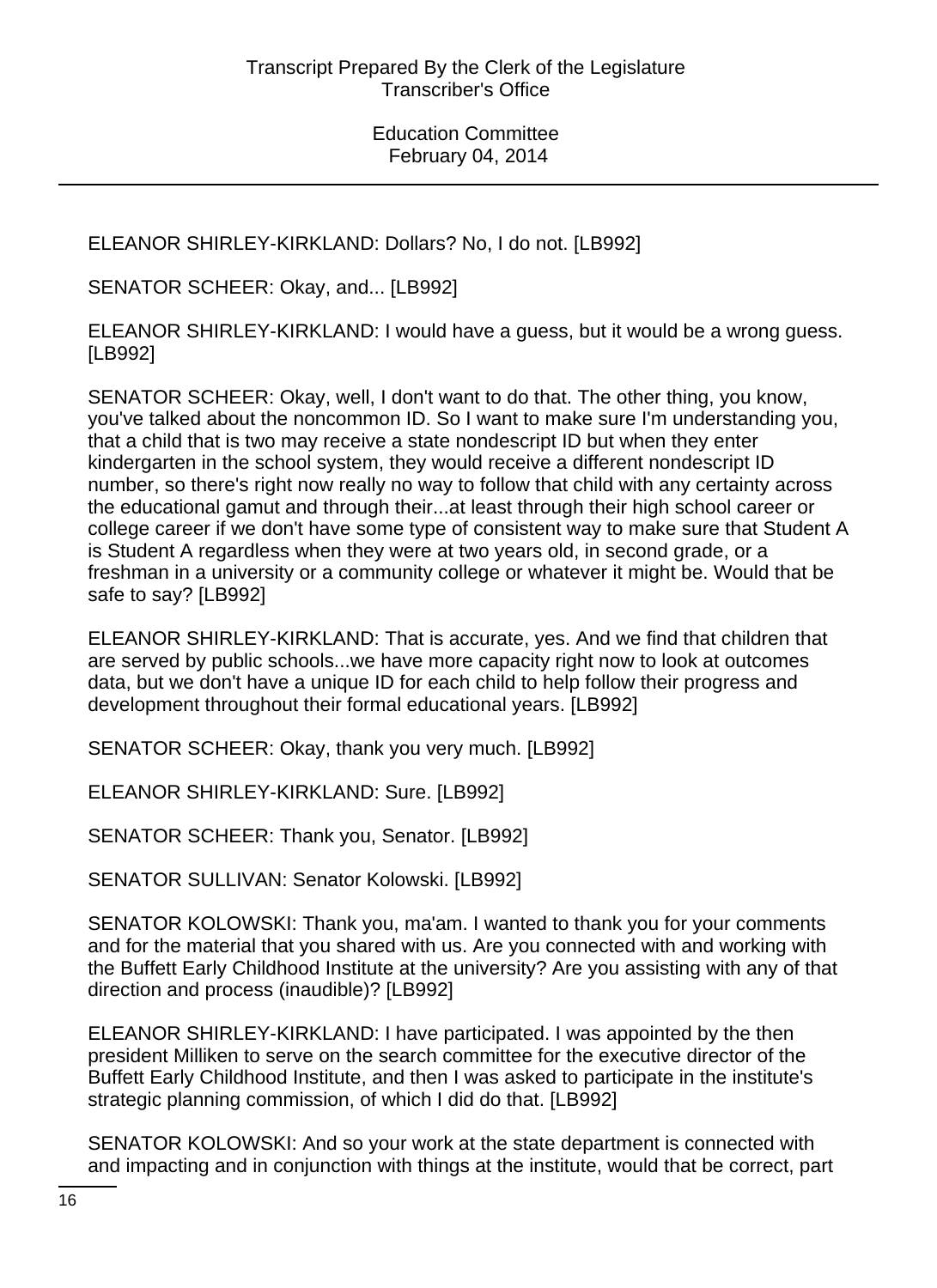ELEANOR SHIRLEY-KIRKLAND: Dollars? No, I do not. [LB992]

SENATOR SCHEER: Okay, and... [LB992]

ELEANOR SHIRLEY-KIRKLAND: I would have a guess, but it would be a wrong guess. [LB992]

SENATOR SCHEER: Okay, well, I don't want to do that. The other thing, you know, you've talked about the noncommon ID. So I want to make sure I'm understanding you, that a child that is two may receive a state nondescript ID but when they enter kindergarten in the school system, they would receive a different nondescript ID number, so there's right now really no way to follow that child with any certainty across the educational gamut and through their...at least through their high school career or college career if we don't have some type of consistent way to make sure that Student A is Student A regardless when they were at two years old, in second grade, or a freshman in a university or a community college or whatever it might be. Would that be safe to say? [LB992]

ELEANOR SHIRLEY-KIRKLAND: That is accurate, yes. And we find that children that are served by public schools...we have more capacity right now to look at outcomes data, but we don't have a unique ID for each child to help follow their progress and development throughout their formal educational years. [LB992]

SENATOR SCHEER: Okay, thank you very much. [LB992]

ELEANOR SHIRLEY-KIRKLAND: Sure. [LB992]

SENATOR SCHEER: Thank you, Senator. [LB992]

SENATOR SULLIVAN: Senator Kolowski. [LB992]

SENATOR KOLOWSKI: Thank you, ma'am. I wanted to thank you for your comments and for the material that you shared with us. Are you connected with and working with the Buffett Early Childhood Institute at the university? Are you assisting with any of that direction and process (inaudible)? [LB992]

ELEANOR SHIRLEY-KIRKLAND: I have participated. I was appointed by the then president Milliken to serve on the search committee for the executive director of the Buffett Early Childhood Institute, and then I was asked to participate in the institute's strategic planning commission, of which I did do that. [LB992]

SENATOR KOLOWSKI: And so your work at the state department is connected with and impacting and in conjunction with things at the institute, would that be correct, part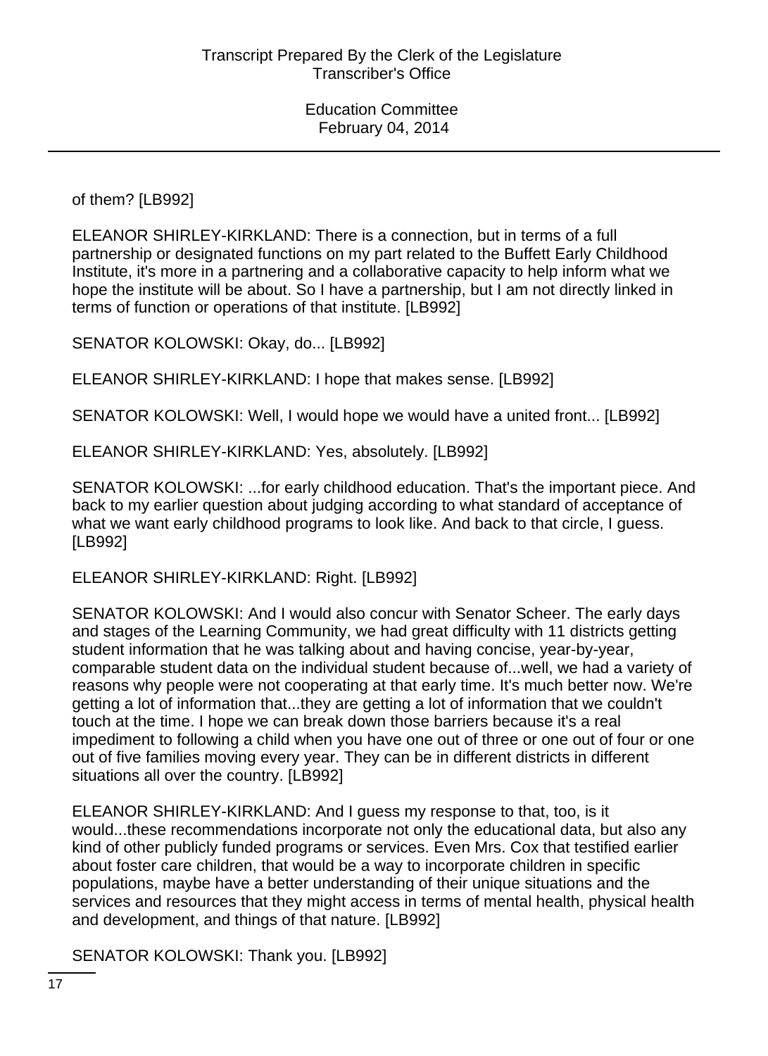of them? [LB992]

ELEANOR SHIRLEY-KIRKLAND: There is a connection, but in terms of a full partnership or designated functions on my part related to the Buffett Early Childhood Institute, it's more in a partnering and a collaborative capacity to help inform what we hope the institute will be about. So I have a partnership, but I am not directly linked in terms of function or operations of that institute. [LB992]

SENATOR KOLOWSKI: Okay, do... [LB992]

ELEANOR SHIRLEY-KIRKLAND: I hope that makes sense. [LB992]

SENATOR KOLOWSKI: Well, I would hope we would have a united front... [LB992]

ELEANOR SHIRLEY-KIRKLAND: Yes, absolutely. [LB992]

SENATOR KOLOWSKI: ...for early childhood education. That's the important piece. And back to my earlier question about judging according to what standard of acceptance of what we want early childhood programs to look like. And back to that circle, I guess. [LB992]

ELEANOR SHIRLEY-KIRKLAND: Right. [LB992]

SENATOR KOLOWSKI: And I would also concur with Senator Scheer. The early days and stages of the Learning Community, we had great difficulty with 11 districts getting student information that he was talking about and having concise, year-by-year, comparable student data on the individual student because of...well, we had a variety of reasons why people were not cooperating at that early time. It's much better now. We're getting a lot of information that...they are getting a lot of information that we couldn't touch at the time. I hope we can break down those barriers because it's a real impediment to following a child when you have one out of three or one out of four or one out of five families moving every year. They can be in different districts in different situations all over the country. [LB992]

ELEANOR SHIRLEY-KIRKLAND: And I guess my response to that, too, is it would...these recommendations incorporate not only the educational data, but also any kind of other publicly funded programs or services. Even Mrs. Cox that testified earlier about foster care children, that would be a way to incorporate children in specific populations, maybe have a better understanding of their unique situations and the services and resources that they might access in terms of mental health, physical health and development, and things of that nature. [LB992]

SENATOR KOLOWSKI: Thank you. [LB992]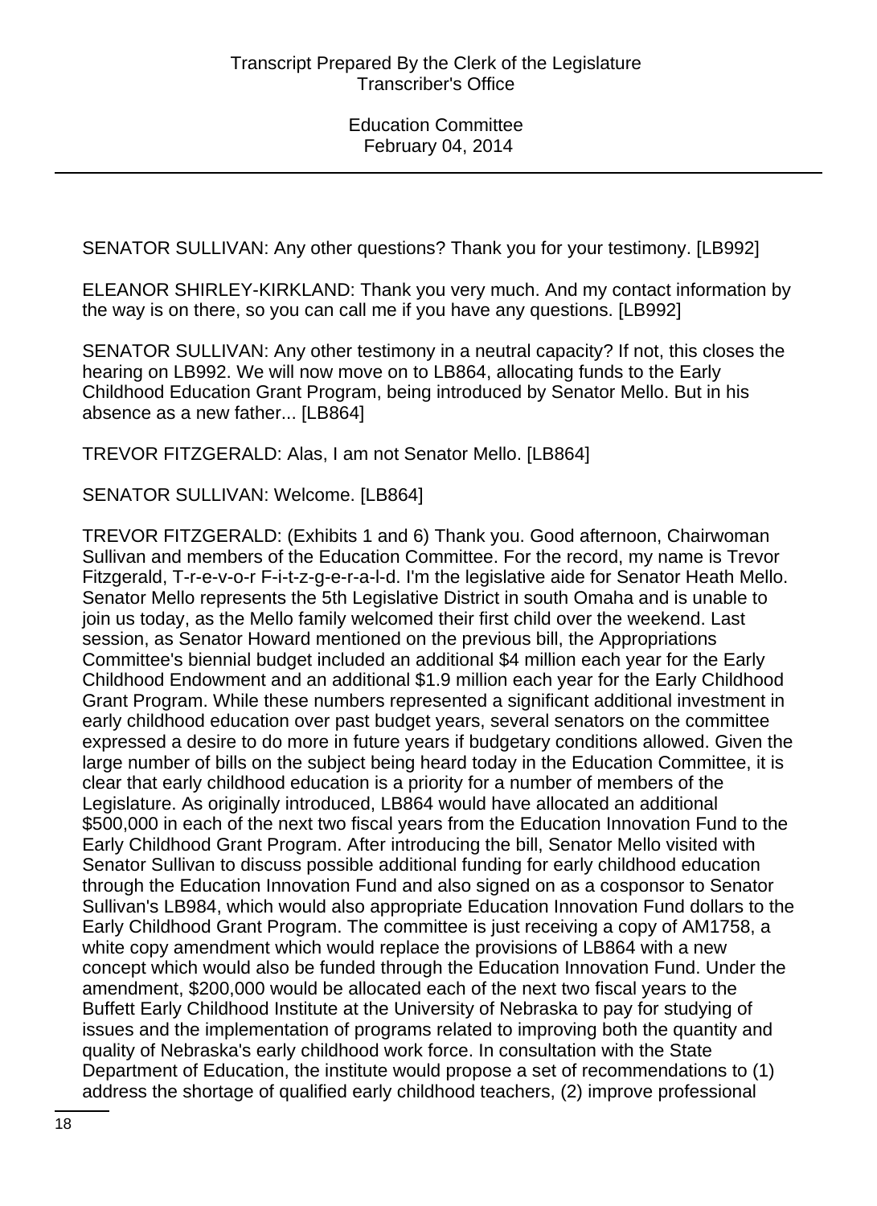SENATOR SULLIVAN: Any other questions? Thank you for your testimony. [LB992]

ELEANOR SHIRLEY-KIRKLAND: Thank you very much. And my contact information by the way is on there, so you can call me if you have any questions. [LB992]

SENATOR SULLIVAN: Any other testimony in a neutral capacity? If not, this closes the hearing on LB992. We will now move on to LB864, allocating funds to the Early Childhood Education Grant Program, being introduced by Senator Mello. But in his absence as a new father... [LB864]

TREVOR FITZGERALD: Alas, I am not Senator Mello. [LB864]

SENATOR SULLIVAN: Welcome. [LB864]

TREVOR FITZGERALD: (Exhibits 1 and 6) Thank you. Good afternoon, Chairwoman Sullivan and members of the Education Committee. For the record, my name is Trevor Fitzgerald, T-r-e-v-o-r F-i-t-z-g-e-r-a-l-d. I'm the legislative aide for Senator Heath Mello. Senator Mello represents the 5th Legislative District in south Omaha and is unable to join us today, as the Mello family welcomed their first child over the weekend. Last session, as Senator Howard mentioned on the previous bill, the Appropriations Committee's biennial budget included an additional $4 million each year for the Early Childhood Endowment and an additional $1.9 million each year for the Early Childhood Grant Program. While these numbers represented a significant additional investment in early childhood education over past budget years, several senators on the committee expressed a desire to do more in future years if budgetary conditions allowed. Given the large number of bills on the subject being heard today in the Education Committee, it is clear that early childhood education is a priority for a number of members of the Legislature. As originally introduced, LB864 would have allocated an additional $500,000 in each of the next two fiscal years from the Education Innovation Fund to the Early Childhood Grant Program. After introducing the bill, Senator Mello visited with Senator Sullivan to discuss possible additional funding for early childhood education through the Education Innovation Fund and also signed on as a cosponsor to Senator Sullivan's LB984, which would also appropriate Education Innovation Fund dollars to the Early Childhood Grant Program. The committee is just receiving a copy of AM1758, a white copy amendment which would replace the provisions of LB864 with a new concept which would also be funded through the Education Innovation Fund. Under the amendment, $200,000 would be allocated each of the next two fiscal years to the Buffett Early Childhood Institute at the University of Nebraska to pay for studying of issues and the implementation of programs related to improving both the quantity and quality of Nebraska's early childhood work force. In consultation with the State Department of Education, the institute would propose a set of recommendations to (1) address the shortage of qualified early childhood teachers, (2) improve professional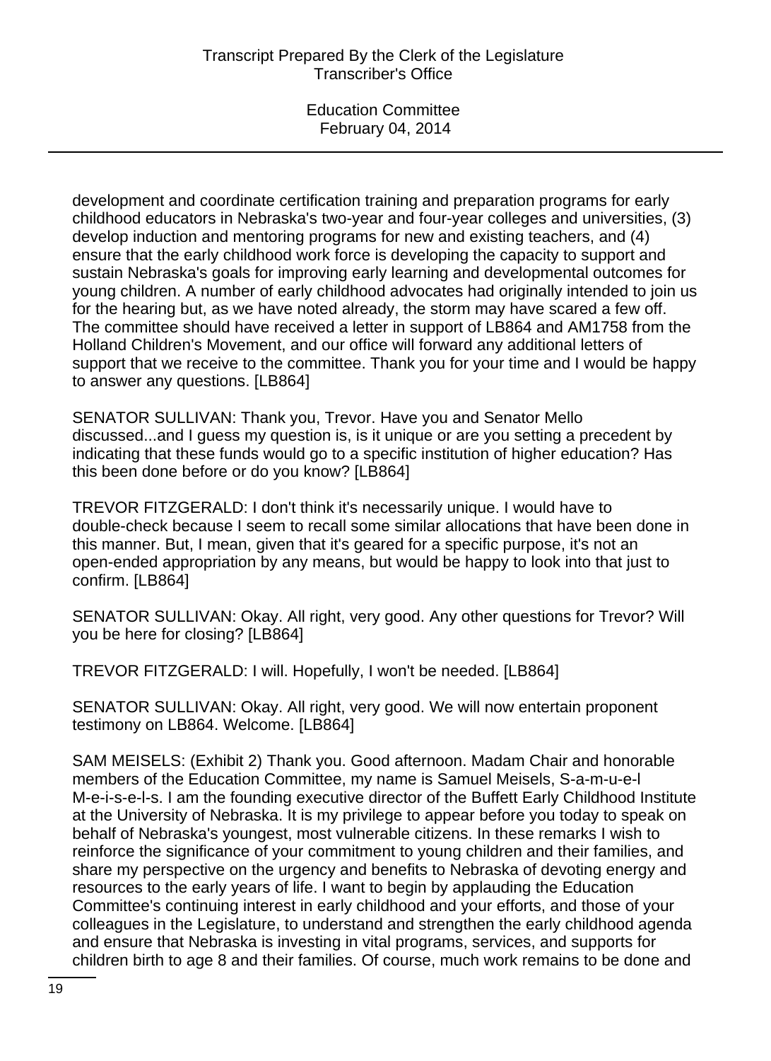development and coordinate certification training and preparation programs for early childhood educators in Nebraska's two-year and four-year colleges and universities, (3) develop induction and mentoring programs for new and existing teachers, and (4) ensure that the early childhood work force is developing the capacity to support and sustain Nebraska's goals for improving early learning and developmental outcomes for young children. A number of early childhood advocates had originally intended to join us for the hearing but, as we have noted already, the storm may have scared a few off. The committee should have received a letter in support of LB864 and AM1758 from the Holland Children's Movement, and our office will forward any additional letters of support that we receive to the committee. Thank you for your time and I would be happy to answer any questions. [LB864]

SENATOR SULLIVAN: Thank you, Trevor. Have you and Senator Mello discussed...and I guess my question is, is it unique or are you setting a precedent by indicating that these funds would go to a specific institution of higher education? Has this been done before or do you know? [LB864]

TREVOR FITZGERALD: I don't think it's necessarily unique. I would have to double-check because I seem to recall some similar allocations that have been done in this manner. But, I mean, given that it's geared for a specific purpose, it's not an open-ended appropriation by any means, but would be happy to look into that just to confirm. [LB864]

SENATOR SULLIVAN: Okay. All right, very good. Any other questions for Trevor? Will you be here for closing? [LB864]

TREVOR FITZGERALD: I will. Hopefully, I won't be needed. [LB864]

SENATOR SULLIVAN: Okay. All right, very good. We will now entertain proponent testimony on LB864. Welcome. [LB864]

SAM MEISELS: (Exhibit 2) Thank you. Good afternoon. Madam Chair and honorable members of the Education Committee, my name is Samuel Meisels, S-a-m-u-e-l M-e-i-s-e-l-s. I am the founding executive director of the Buffett Early Childhood Institute at the University of Nebraska. It is my privilege to appear before you today to speak on behalf of Nebraska's youngest, most vulnerable citizens. In these remarks I wish to reinforce the significance of your commitment to young children and their families, and share my perspective on the urgency and benefits to Nebraska of devoting energy and resources to the early years of life. I want to begin by applauding the Education Committee's continuing interest in early childhood and your efforts, and those of your colleagues in the Legislature, to understand and strengthen the early childhood agenda and ensure that Nebraska is investing in vital programs, services, and supports for children birth to age 8 and their families. Of course, much work remains to be done and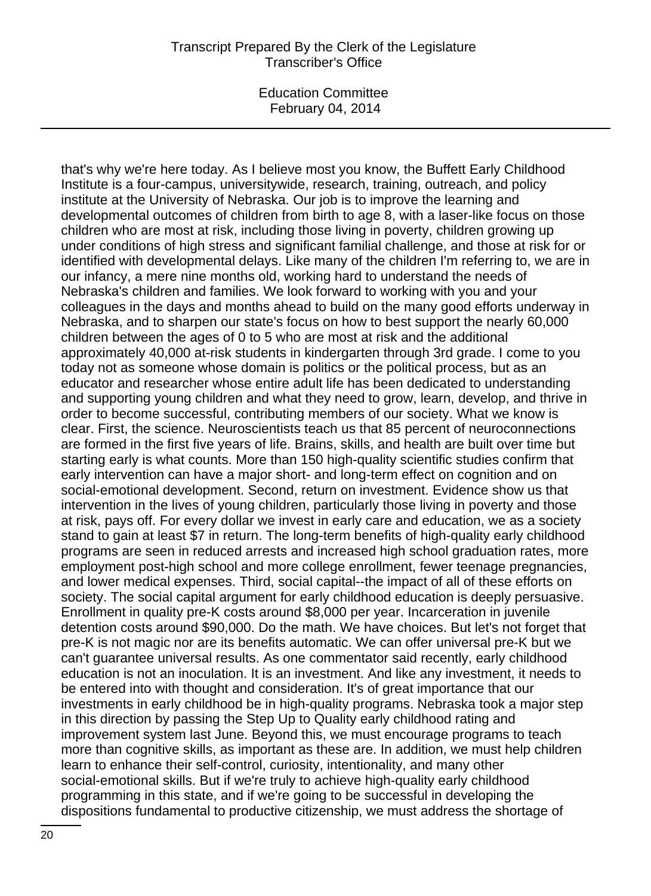that's why we're here today. As I believe most you know, the Buffett Early Childhood Institute is a four-campus, universitywide, research, training, outreach, and policy institute at the University of Nebraska. Our job is to improve the learning and developmental outcomes of children from birth to age 8, with a laser-like focus on those children who are most at risk, including those living in poverty, children growing up under conditions of high stress and significant familial challenge, and those at risk for or identified with developmental delays. Like many of the children I'm referring to, we are in our infancy, a mere nine months old, working hard to understand the needs of Nebraska's children and families. We look forward to working with you and your colleagues in the days and months ahead to build on the many good efforts underway in Nebraska, and to sharpen our state's focus on how to best support the nearly 60,000 children between the ages of 0 to 5 who are most at risk and the additional approximately 40,000 at-risk students in kindergarten through 3rd grade. I come to you today not as someone whose domain is politics or the political process, but as an educator and researcher whose entire adult life has been dedicated to understanding and supporting young children and what they need to grow, learn, develop, and thrive in order to become successful, contributing members of our society. What we know is clear. First, the science. Neuroscientists teach us that 85 percent of neuroconnections are formed in the first five years of life. Brains, skills, and health are built over time but starting early is what counts. More than 150 high-quality scientific studies confirm that early intervention can have a major short- and long-term effect on cognition and on social-emotional development. Second, return on investment. Evidence show us that intervention in the lives of young children, particularly those living in poverty and those at risk, pays off. For every dollar we invest in early care and education, we as a society stand to gain at least $7 in return. The long-term benefits of high-quality early childhood programs are seen in reduced arrests and increased high school graduation rates, more employment post-high school and more college enrollment, fewer teenage pregnancies, and lower medical expenses. Third, social capital--the impact of all of these efforts on society. The social capital argument for early childhood education is deeply persuasive. Enrollment in quality pre-K costs around $8,000 per year. Incarceration in juvenile detention costs around $90,000. Do the math. We have choices. But let's not forget that pre-K is not magic nor are its benefits automatic. We can offer universal pre-K but we can't guarantee universal results. As one commentator said recently, early childhood education is not an inoculation. It is an investment. And like any investment, it needs to be entered into with thought and consideration. It's of great importance that our investments in early childhood be in high-quality programs. Nebraska took a major step in this direction by passing the Step Up to Quality early childhood rating and improvement system last June. Beyond this, we must encourage programs to teach more than cognitive skills, as important as these are. In addition, we must help children learn to enhance their self-control, curiosity, intentionality, and many other social-emotional skills. But if we're truly to achieve high-quality early childhood programming in this state, and if we're going to be successful in developing the dispositions fundamental to productive citizenship, we must address the shortage of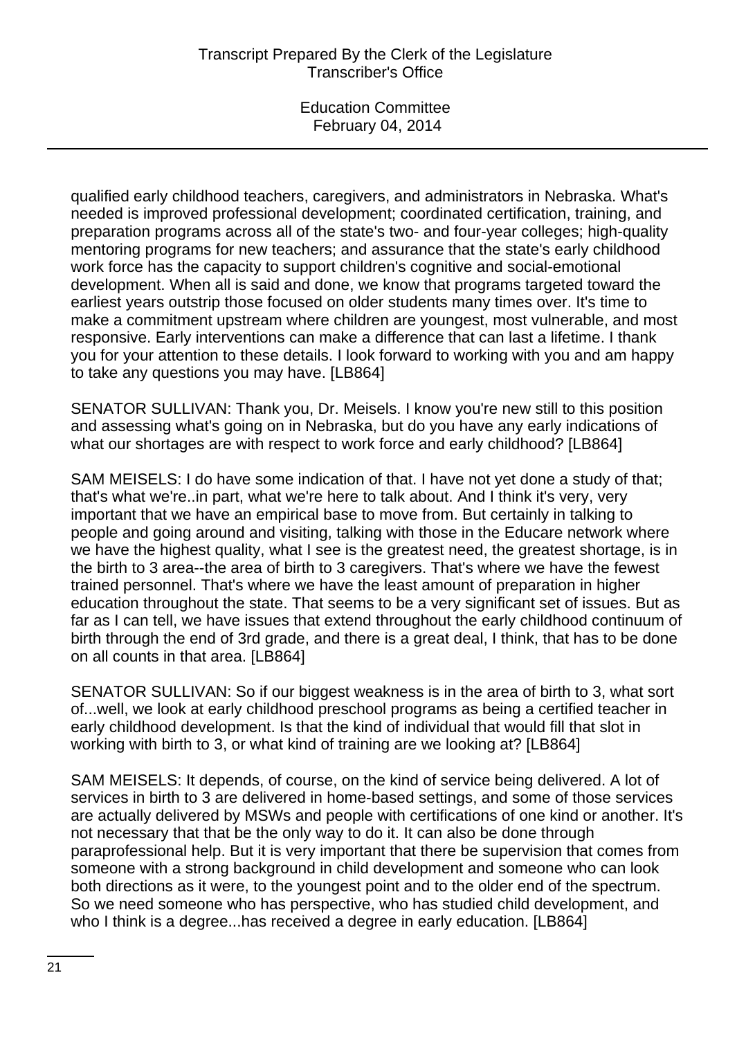qualified early childhood teachers, caregivers, and administrators in Nebraska. What's needed is improved professional development; coordinated certification, training, and preparation programs across all of the state's two- and four-year colleges; high-quality mentoring programs for new teachers; and assurance that the state's early childhood work force has the capacity to support children's cognitive and social-emotional development. When all is said and done, we know that programs targeted toward the earliest years outstrip those focused on older students many times over. It's time to make a commitment upstream where children are youngest, most vulnerable, and most responsive. Early interventions can make a difference that can last a lifetime. I thank you for your attention to these details. I look forward to working with you and am happy to take any questions you may have. [LB864]

SENATOR SULLIVAN: Thank you, Dr. Meisels. I know you're new still to this position and assessing what's going on in Nebraska, but do you have any early indications of what our shortages are with respect to work force and early childhood? [LB864]

SAM MEISELS: I do have some indication of that. I have not yet done a study of that; that's what we're..in part, what we're here to talk about. And I think it's very, very important that we have an empirical base to move from. But certainly in talking to people and going around and visiting, talking with those in the Educare network where we have the highest quality, what I see is the greatest need, the greatest shortage, is in the birth to 3 area--the area of birth to 3 caregivers. That's where we have the fewest trained personnel. That's where we have the least amount of preparation in higher education throughout the state. That seems to be a very significant set of issues. But as far as I can tell, we have issues that extend throughout the early childhood continuum of birth through the end of 3rd grade, and there is a great deal, I think, that has to be done on all counts in that area. [LB864]

SENATOR SULLIVAN: So if our biggest weakness is in the area of birth to 3, what sort of...well, we look at early childhood preschool programs as being a certified teacher in early childhood development. Is that the kind of individual that would fill that slot in working with birth to 3, or what kind of training are we looking at? [LB864]

SAM MEISELS: It depends, of course, on the kind of service being delivered. A lot of services in birth to 3 are delivered in home-based settings, and some of those services are actually delivered by MSWs and people with certifications of one kind or another. It's not necessary that that be the only way to do it. It can also be done through paraprofessional help. But it is very important that there be supervision that comes from someone with a strong background in child development and someone who can look both directions as it were, to the youngest point and to the older end of the spectrum. So we need someone who has perspective, who has studied child development, and who I think is a degree...has received a degree in early education. [LB864]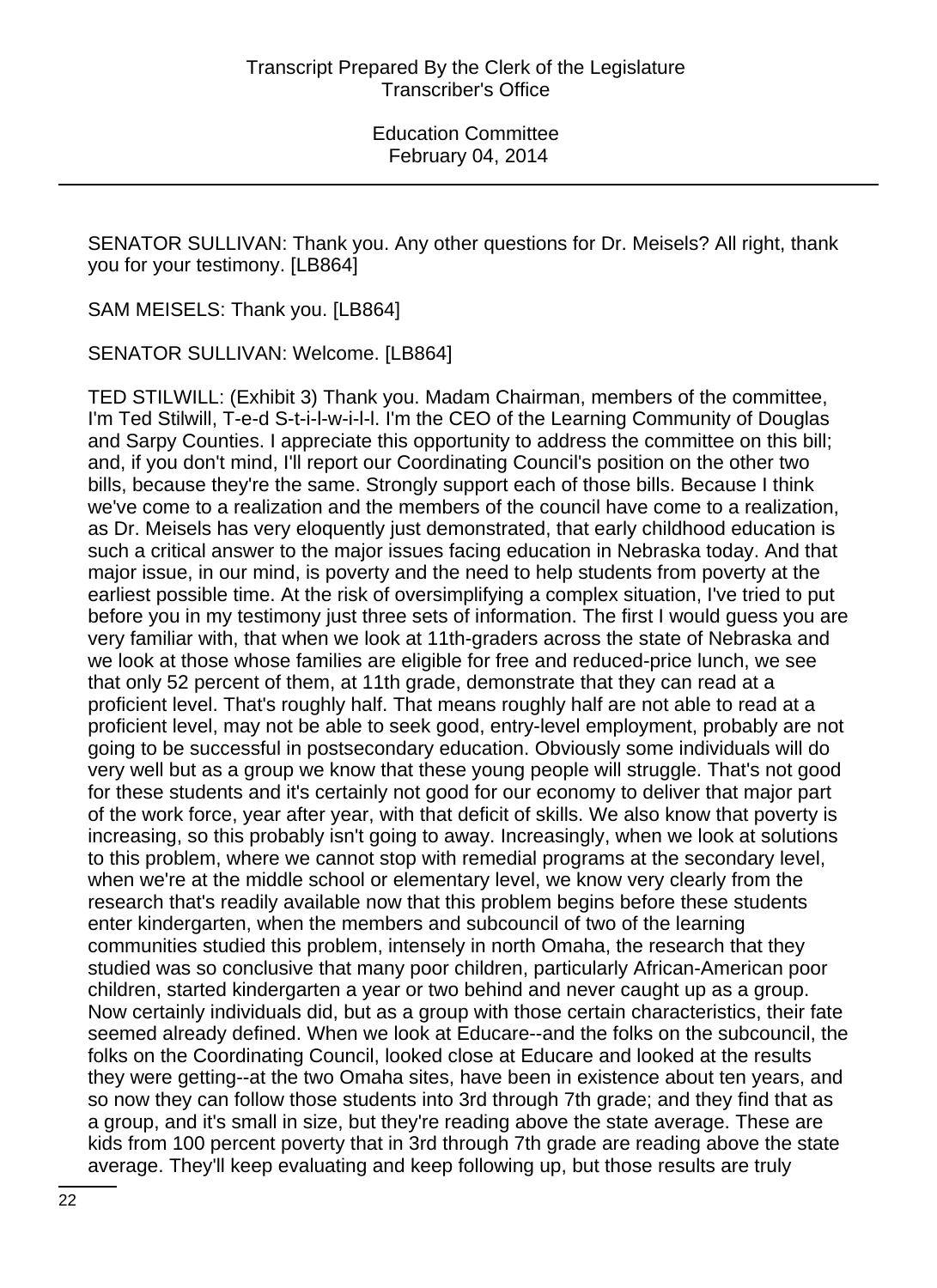SENATOR SULLIVAN: Thank you. Any other questions for Dr. Meisels? All right, thank you for your testimony. [LB864]

SAM MEISELS: Thank you. [LB864]

SENATOR SULLIVAN: Welcome. [LB864]

TED STILWILL: (Exhibit 3) Thank you. Madam Chairman, members of the committee, I'm Ted Stilwill, T-e-d S-t-i-l-w-i-l-l. I'm the CEO of the Learning Community of Douglas and Sarpy Counties. I appreciate this opportunity to address the committee on this bill; and, if you don't mind, I'll report our Coordinating Council's position on the other two bills, because they're the same. Strongly support each of those bills. Because I think we've come to a realization and the members of the council have come to a realization, as Dr. Meisels has very eloquently just demonstrated, that early childhood education is such a critical answer to the major issues facing education in Nebraska today. And that major issue, in our mind, is poverty and the need to help students from poverty at the earliest possible time. At the risk of oversimplifying a complex situation, I've tried to put before you in my testimony just three sets of information. The first I would guess you are very familiar with, that when we look at 11th-graders across the state of Nebraska and we look at those whose families are eligible for free and reduced-price lunch, we see that only 52 percent of them, at 11th grade, demonstrate that they can read at a proficient level. That's roughly half. That means roughly half are not able to read at a proficient level, may not be able to seek good, entry-level employment, probably are not going to be successful in postsecondary education. Obviously some individuals will do very well but as a group we know that these young people will struggle. That's not good for these students and it's certainly not good for our economy to deliver that major part of the work force, year after year, with that deficit of skills. We also know that poverty is increasing, so this probably isn't going to away. Increasingly, when we look at solutions to this problem, where we cannot stop with remedial programs at the secondary level, when we're at the middle school or elementary level, we know very clearly from the research that's readily available now that this problem begins before these students enter kindergarten, when the members and subcouncil of two of the learning communities studied this problem, intensely in north Omaha, the research that they studied was so conclusive that many poor children, particularly African-American poor children, started kindergarten a year or two behind and never caught up as a group. Now certainly individuals did, but as a group with those certain characteristics, their fate seemed already defined. When we look at Educare--and the folks on the subcouncil, the folks on the Coordinating Council, looked close at Educare and looked at the results they were getting--at the two Omaha sites, have been in existence about ten years, and so now they can follow those students into 3rd through 7th grade; and they find that as a group, and it's small in size, but they're reading above the state average. These are kids from 100 percent poverty that in 3rd through 7th grade are reading above the state average. They'll keep evaluating and keep following up, but those results are truly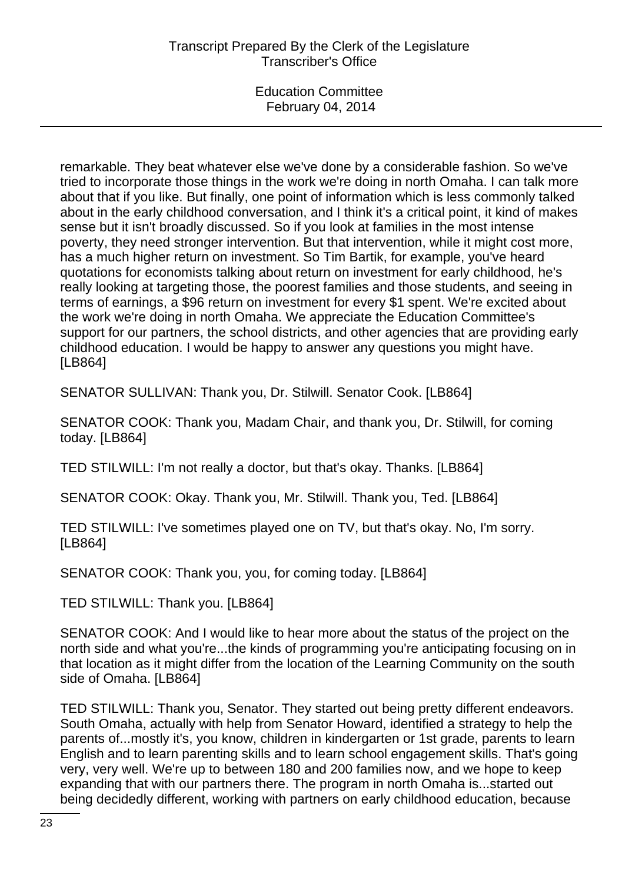remarkable. They beat whatever else we've done by a considerable fashion. So we've tried to incorporate those things in the work we're doing in north Omaha. I can talk more about that if you like. But finally, one point of information which is less commonly talked about in the early childhood conversation, and I think it's a critical point, it kind of makes sense but it isn't broadly discussed. So if you look at families in the most intense poverty, they need stronger intervention. But that intervention, while it might cost more, has a much higher return on investment. So Tim Bartik, for example, you've heard quotations for economists talking about return on investment for early childhood, he's really looking at targeting those, the poorest families and those students, and seeing in terms of earnings, a $96 return on investment for every $1 spent. We're excited about the work we're doing in north Omaha. We appreciate the Education Committee's support for our partners, the school districts, and other agencies that are providing early childhood education. I would be happy to answer any questions you might have. [LB864]

SENATOR SULLIVAN: Thank you, Dr. Stilwill. Senator Cook. [LB864]

SENATOR COOK: Thank you, Madam Chair, and thank you, Dr. Stilwill, for coming today. [LB864]

TED STILWILL: I'm not really a doctor, but that's okay. Thanks. [LB864]

SENATOR COOK: Okay. Thank you, Mr. Stilwill. Thank you, Ted. [LB864]

TED STILWILL: I've sometimes played one on TV, but that's okay. No, I'm sorry. [LB864]

SENATOR COOK: Thank you, you, for coming today. [LB864]

TED STILWILL: Thank you. [LB864]

SENATOR COOK: And I would like to hear more about the status of the project on the north side and what you're...the kinds of programming you're anticipating focusing on in that location as it might differ from the location of the Learning Community on the south side of Omaha. [LB864]

TED STILWILL: Thank you, Senator. They started out being pretty different endeavors. South Omaha, actually with help from Senator Howard, identified a strategy to help the parents of...mostly it's, you know, children in kindergarten or 1st grade, parents to learn English and to learn parenting skills and to learn school engagement skills. That's going very, very well. We're up to between 180 and 200 families now, and we hope to keep expanding that with our partners there. The program in north Omaha is...started out being decidedly different, working with partners on early childhood education, because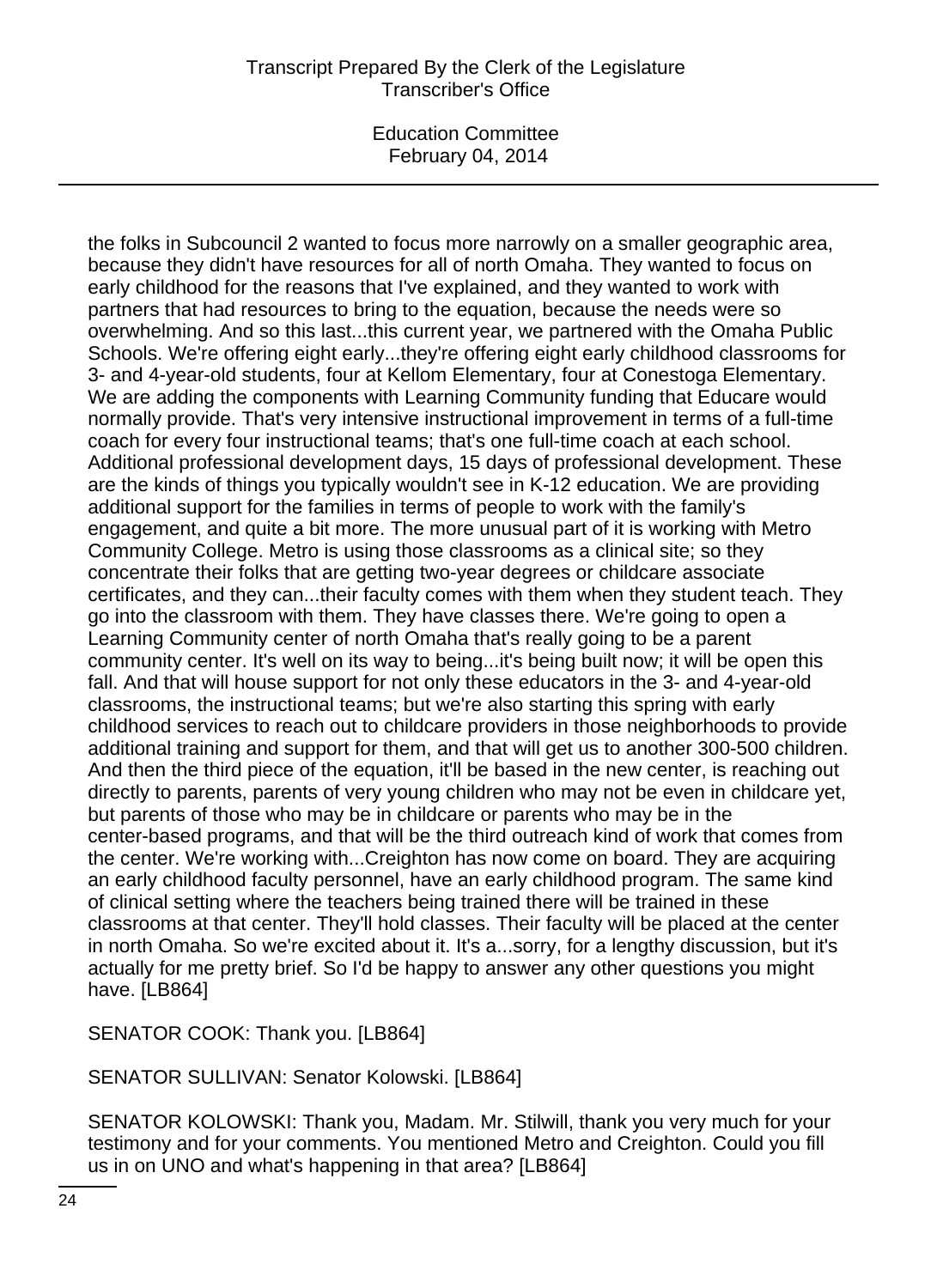the folks in Subcouncil 2 wanted to focus more narrowly on a smaller geographic area, because they didn't have resources for all of north Omaha. They wanted to focus on early childhood for the reasons that I've explained, and they wanted to work with partners that had resources to bring to the equation, because the needs were so overwhelming. And so this last...this current year, we partnered with the Omaha Public Schools. We're offering eight early...they're offering eight early childhood classrooms for 3- and 4-year-old students, four at Kellom Elementary, four at Conestoga Elementary. We are adding the components with Learning Community funding that Educare would normally provide. That's very intensive instructional improvement in terms of a full-time coach for every four instructional teams; that's one full-time coach at each school. Additional professional development days, 15 days of professional development. These are the kinds of things you typically wouldn't see in K-12 education. We are providing additional support for the families in terms of people to work with the family's engagement, and quite a bit more. The more unusual part of it is working with Metro Community College. Metro is using those classrooms as a clinical site; so they concentrate their folks that are getting two-year degrees or childcare associate certificates, and they can...their faculty comes with them when they student teach. They go into the classroom with them. They have classes there. We're going to open a Learning Community center of north Omaha that's really going to be a parent community center. It's well on its way to being...it's being built now; it will be open this fall. And that will house support for not only these educators in the 3- and 4-year-old classrooms, the instructional teams; but we're also starting this spring with early childhood services to reach out to childcare providers in those neighborhoods to provide additional training and support for them, and that will get us to another 300-500 children. And then the third piece of the equation, it'll be based in the new center, is reaching out directly to parents, parents of very young children who may not be even in childcare yet, but parents of those who may be in childcare or parents who may be in the center-based programs, and that will be the third outreach kind of work that comes from the center. We're working with...Creighton has now come on board. They are acquiring an early childhood faculty personnel, have an early childhood program. The same kind of clinical setting where the teachers being trained there will be trained in these classrooms at that center. They'll hold classes. Their faculty will be placed at the center in north Omaha. So we're excited about it. It's a...sorry, for a lengthy discussion, but it's actually for me pretty brief. So I'd be happy to answer any other questions you might have. [LB864]

SENATOR COOK: Thank you. [LB864]

SENATOR SULLIVAN: Senator Kolowski. [LB864]

SENATOR KOLOWSKI: Thank you, Madam. Mr. Stilwill, thank you very much for your testimony and for your comments. You mentioned Metro and Creighton. Could you fill us in on UNO and what's happening in that area? [LB864]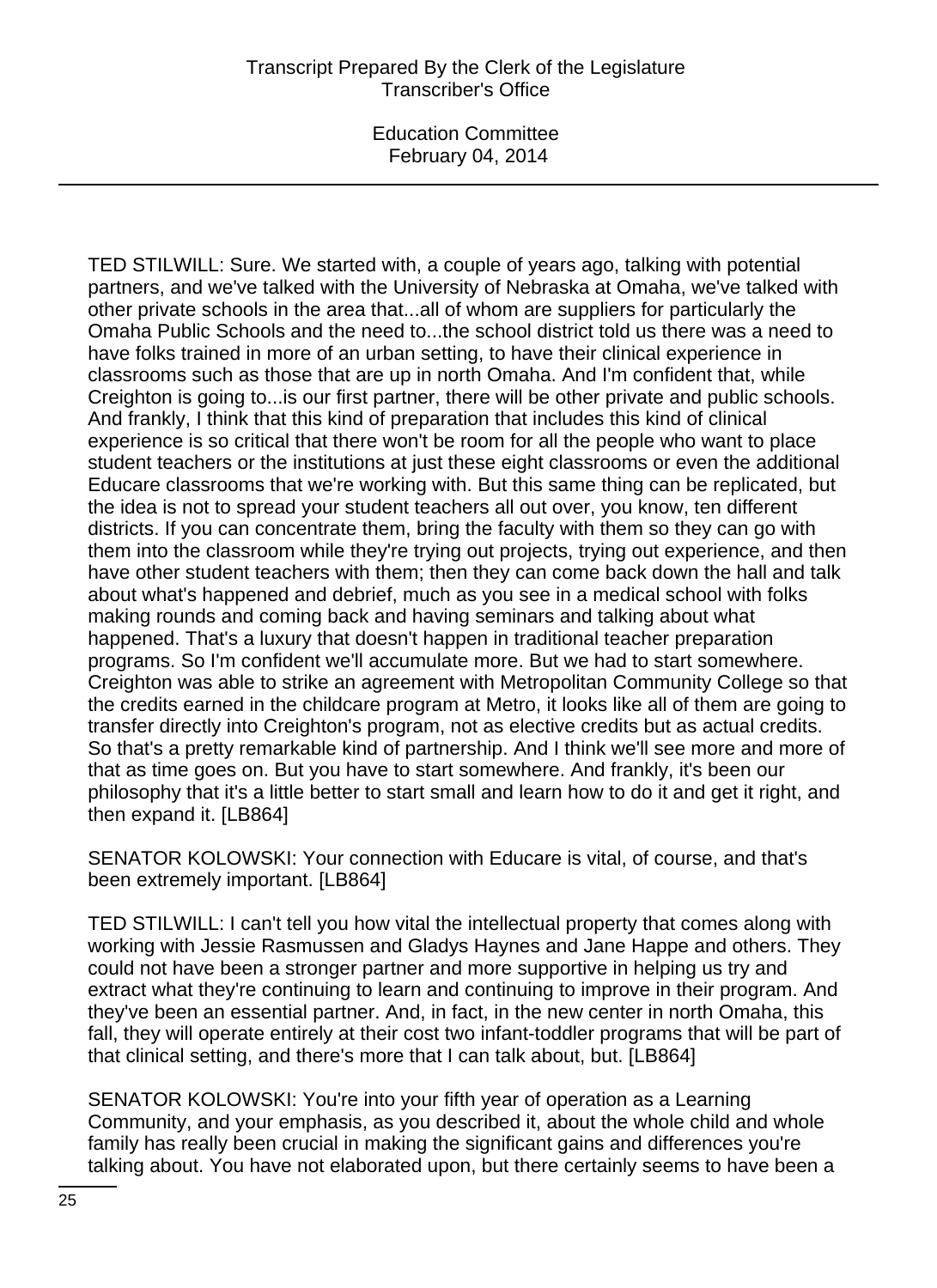TED STILWILL: Sure. We started with, a couple of years ago, talking with potential partners, and we've talked with the University of Nebraska at Omaha, we've talked with other private schools in the area that...all of whom are suppliers for particularly the Omaha Public Schools and the need to...the school district told us there was a need to have folks trained in more of an urban setting, to have their clinical experience in classrooms such as those that are up in north Omaha. And I'm confident that, while Creighton is going to...is our first partner, there will be other private and public schools. And frankly, I think that this kind of preparation that includes this kind of clinical experience is so critical that there won't be room for all the people who want to place student teachers or the institutions at just these eight classrooms or even the additional Educare classrooms that we're working with. But this same thing can be replicated, but the idea is not to spread your student teachers all out over, you know, ten different districts. If you can concentrate them, bring the faculty with them so they can go with them into the classroom while they're trying out projects, trying out experience, and then have other student teachers with them; then they can come back down the hall and talk about what's happened and debrief, much as you see in a medical school with folks making rounds and coming back and having seminars and talking about what happened. That's a luxury that doesn't happen in traditional teacher preparation programs. So I'm confident we'll accumulate more. But we had to start somewhere. Creighton was able to strike an agreement with Metropolitan Community College so that the credits earned in the childcare program at Metro, it looks like all of them are going to transfer directly into Creighton's program, not as elective credits but as actual credits. So that's a pretty remarkable kind of partnership. And I think we'll see more and more of that as time goes on. But you have to start somewhere. And frankly, it's been our philosophy that it's a little better to start small and learn how to do it and get it right, and then expand it. [LB864]

SENATOR KOLOWSKI: Your connection with Educare is vital, of course, and that's been extremely important. [LB864]

TED STILWILL: I can't tell you how vital the intellectual property that comes along with working with Jessie Rasmussen and Gladys Haynes and Jane Happe and others. They could not have been a stronger partner and more supportive in helping us try and extract what they're continuing to learn and continuing to improve in their program. And they've been an essential partner. And, in fact, in the new center in north Omaha, this fall, they will operate entirely at their cost two infant-toddler programs that will be part of that clinical setting, and there's more that I can talk about, but. [LB864]

SENATOR KOLOWSKI: You're into your fifth year of operation as a Learning Community, and your emphasis, as you described it, about the whole child and whole family has really been crucial in making the significant gains and differences you're talking about. You have not elaborated upon, but there certainly seems to have been a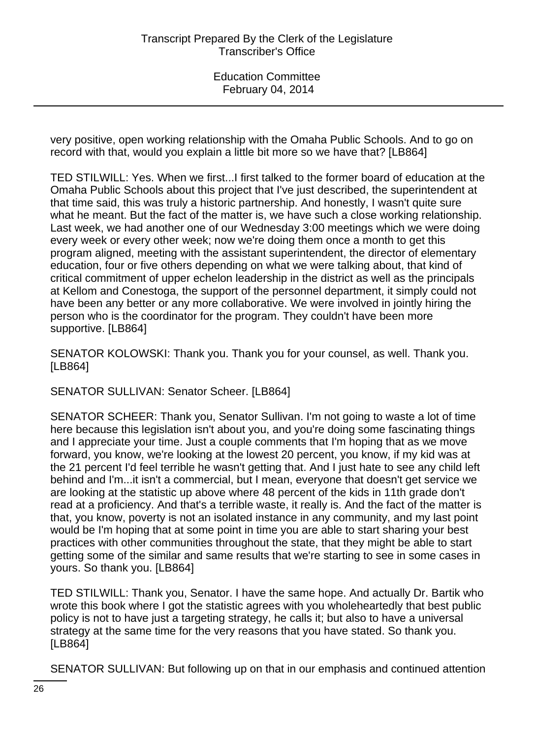very positive, open working relationship with the Omaha Public Schools. And to go on record with that, would you explain a little bit more so we have that? [LB864]

TED STILWILL: Yes. When we first...I first talked to the former board of education at the Omaha Public Schools about this project that I've just described, the superintendent at that time said, this was truly a historic partnership. And honestly, I wasn't quite sure what he meant. But the fact of the matter is, we have such a close working relationship. Last week, we had another one of our Wednesday 3:00 meetings which we were doing every week or every other week; now we're doing them once a month to get this program aligned, meeting with the assistant superintendent, the director of elementary education, four or five others depending on what we were talking about, that kind of critical commitment of upper echelon leadership in the district as well as the principals at Kellom and Conestoga, the support of the personnel department, it simply could not have been any better or any more collaborative. We were involved in jointly hiring the person who is the coordinator for the program. They couldn't have been more supportive. [LB864]

SENATOR KOLOWSKI: Thank you. Thank you for your counsel, as well. Thank you. [LB864]

SENATOR SULLIVAN: Senator Scheer. [LB864]

SENATOR SCHEER: Thank you, Senator Sullivan. I'm not going to waste a lot of time here because this legislation isn't about you, and you're doing some fascinating things and I appreciate your time. Just a couple comments that I'm hoping that as we move forward, you know, we're looking at the lowest 20 percent, you know, if my kid was at the 21 percent I'd feel terrible he wasn't getting that. And I just hate to see any child left behind and I'm...it isn't a commercial, but I mean, everyone that doesn't get service we are looking at the statistic up above where 48 percent of the kids in 11th grade don't read at a proficiency. And that's a terrible waste, it really is. And the fact of the matter is that, you know, poverty is not an isolated instance in any community, and my last point would be I'm hoping that at some point in time you are able to start sharing your best practices with other communities throughout the state, that they might be able to start getting some of the similar and same results that we're starting to see in some cases in yours. So thank you. [LB864]

TED STILWILL: Thank you, Senator. I have the same hope. And actually Dr. Bartik who wrote this book where I got the statistic agrees with you wholeheartedly that best public policy is not to have just a targeting strategy, he calls it; but also to have a universal strategy at the same time for the very reasons that you have stated. So thank you. [LB864]

SENATOR SULLIVAN: But following up on that in our emphasis and continued attention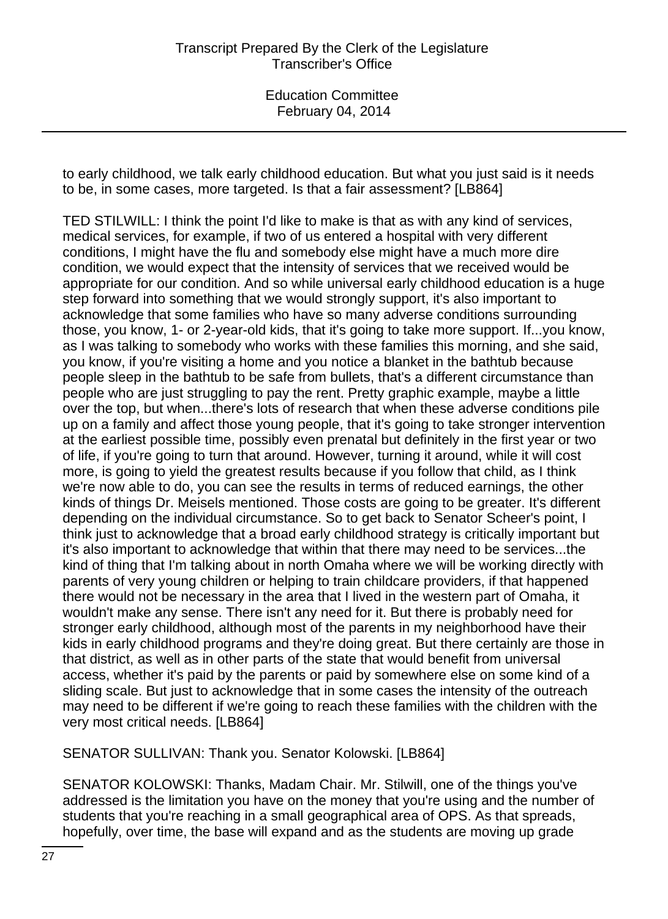to early childhood, we talk early childhood education. But what you just said is it needs to be, in some cases, more targeted. Is that a fair assessment? [LB864]

TED STILWILL: I think the point I'd like to make is that as with any kind of services, medical services, for example, if two of us entered a hospital with very different conditions, I might have the flu and somebody else might have a much more dire condition, we would expect that the intensity of services that we received would be appropriate for our condition. And so while universal early childhood education is a huge step forward into something that we would strongly support, it's also important to acknowledge that some families who have so many adverse conditions surrounding those, you know, 1- or 2-year-old kids, that it's going to take more support. If...you know, as I was talking to somebody who works with these families this morning, and she said, you know, if you're visiting a home and you notice a blanket in the bathtub because people sleep in the bathtub to be safe from bullets, that's a different circumstance than people who are just struggling to pay the rent. Pretty graphic example, maybe a little over the top, but when...there's lots of research that when these adverse conditions pile up on a family and affect those young people, that it's going to take stronger intervention at the earliest possible time, possibly even prenatal but definitely in the first year or two of life, if you're going to turn that around. However, turning it around, while it will cost more, is going to yield the greatest results because if you follow that child, as I think we're now able to do, you can see the results in terms of reduced earnings, the other kinds of things Dr. Meisels mentioned. Those costs are going to be greater. It's different depending on the individual circumstance. So to get back to Senator Scheer's point, I think just to acknowledge that a broad early childhood strategy is critically important but it's also important to acknowledge that within that there may need to be services...the kind of thing that I'm talking about in north Omaha where we will be working directly with parents of very young children or helping to train childcare providers, if that happened there would not be necessary in the area that I lived in the western part of Omaha, it wouldn't make any sense. There isn't any need for it. But there is probably need for stronger early childhood, although most of the parents in my neighborhood have their kids in early childhood programs and they're doing great. But there certainly are those in that district, as well as in other parts of the state that would benefit from universal access, whether it's paid by the parents or paid by somewhere else on some kind of a sliding scale. But just to acknowledge that in some cases the intensity of the outreach may need to be different if we're going to reach these families with the children with the very most critical needs. [LB864]

SENATOR SULLIVAN: Thank you. Senator Kolowski. [LB864]

SENATOR KOLOWSKI: Thanks, Madam Chair. Mr. Stilwill, one of the things you've addressed is the limitation you have on the money that you're using and the number of students that you're reaching in a small geographical area of OPS. As that spreads, hopefully, over time, the base will expand and as the students are moving up grade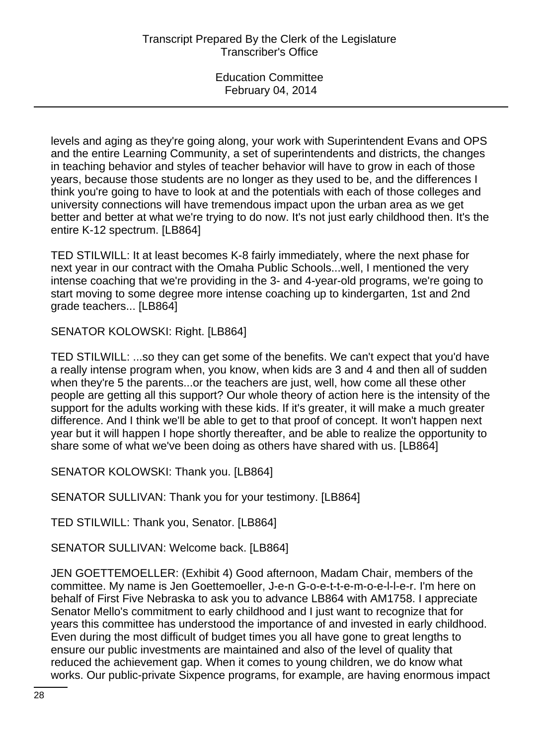levels and aging as they're going along, your work with Superintendent Evans and OPS and the entire Learning Community, a set of superintendents and districts, the changes in teaching behavior and styles of teacher behavior will have to grow in each of those years, because those students are no longer as they used to be, and the differences I think you're going to have to look at and the potentials with each of those colleges and university connections will have tremendous impact upon the urban area as we get better and better at what we're trying to do now. It's not just early childhood then. It's the entire K-12 spectrum. [LB864]

TED STILWILL: It at least becomes K-8 fairly immediately, where the next phase for next year in our contract with the Omaha Public Schools...well, I mentioned the very intense coaching that we're providing in the 3- and 4-year-old programs, we're going to start moving to some degree more intense coaching up to kindergarten, 1st and 2nd grade teachers... [LB864]

SENATOR KOLOWSKI: Right. [LB864]

TED STILWILL: ...so they can get some of the benefits. We can't expect that you'd have a really intense program when, you know, when kids are 3 and 4 and then all of sudden when they're 5 the parents...or the teachers are just, well, how come all these other people are getting all this support? Our whole theory of action here is the intensity of the support for the adults working with these kids. If it's greater, it will make a much greater difference. And I think we'll be able to get to that proof of concept. It won't happen next year but it will happen I hope shortly thereafter, and be able to realize the opportunity to share some of what we've been doing as others have shared with us. [LB864]

SENATOR KOLOWSKI: Thank you. [LB864]

SENATOR SULLIVAN: Thank you for your testimony. [LB864]

TED STILWILL: Thank you, Senator. [LB864]

SENATOR SULLIVAN: Welcome back. [LB864]

JEN GOETTEMOELLER: (Exhibit 4) Good afternoon, Madam Chair, members of the committee. My name is Jen Goettemoeller, J-e-n G-o-e-t-t-e-m-o-e-l-l-e-r. I'm here on behalf of First Five Nebraska to ask you to advance LB864 with AM1758. I appreciate Senator Mello's commitment to early childhood and I just want to recognize that for years this committee has understood the importance of and invested in early childhood. Even during the most difficult of budget times you all have gone to great lengths to ensure our public investments are maintained and also of the level of quality that reduced the achievement gap. When it comes to young children, we do know what works. Our public-private Sixpence programs, for example, are having enormous impact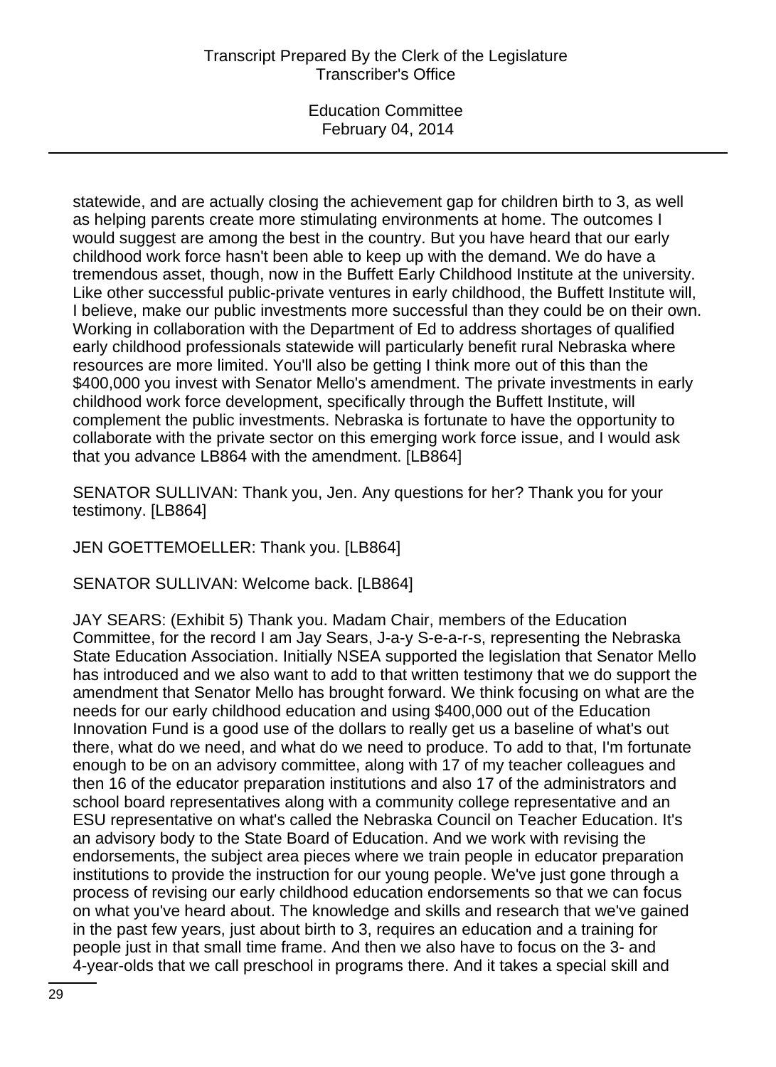statewide, and are actually closing the achievement gap for children birth to 3, as well as helping parents create more stimulating environments at home. The outcomes I would suggest are among the best in the country. But you have heard that our early childhood work force hasn't been able to keep up with the demand. We do have a tremendous asset, though, now in the Buffett Early Childhood Institute at the university. Like other successful public-private ventures in early childhood, the Buffett Institute will, I believe, make our public investments more successful than they could be on their own. Working in collaboration with the Department of Ed to address shortages of qualified early childhood professionals statewide will particularly benefit rural Nebraska where resources are more limited. You'll also be getting I think more out of this than the $400,000 you invest with Senator Mello's amendment. The private investments in early childhood work force development, specifically through the Buffett Institute, will complement the public investments. Nebraska is fortunate to have the opportunity to collaborate with the private sector on this emerging work force issue, and I would ask that you advance LB864 with the amendment. [LB864]

SENATOR SULLIVAN: Thank you, Jen. Any questions for her? Thank you for your testimony. [LB864]

JEN GOETTEMOELLER: Thank you. [LB864]

SENATOR SULLIVAN: Welcome back. [LB864]

JAY SEARS: (Exhibit 5) Thank you. Madam Chair, members of the Education Committee, for the record I am Jay Sears, J-a-y S-e-a-r-s, representing the Nebraska State Education Association. Initially NSEA supported the legislation that Senator Mello has introduced and we also want to add to that written testimony that we do support the amendment that Senator Mello has brought forward. We think focusing on what are the needs for our early childhood education and using $400,000 out of the Education Innovation Fund is a good use of the dollars to really get us a baseline of what's out there, what do we need, and what do we need to produce. To add to that, I'm fortunate enough to be on an advisory committee, along with 17 of my teacher colleagues and then 16 of the educator preparation institutions and also 17 of the administrators and school board representatives along with a community college representative and an ESU representative on what's called the Nebraska Council on Teacher Education. It's an advisory body to the State Board of Education. And we work with revising the endorsements, the subject area pieces where we train people in educator preparation institutions to provide the instruction for our young people. We've just gone through a process of revising our early childhood education endorsements so that we can focus on what you've heard about. The knowledge and skills and research that we've gained in the past few years, just about birth to 3, requires an education and a training for people just in that small time frame. And then we also have to focus on the 3- and 4-year-olds that we call preschool in programs there. And it takes a special skill and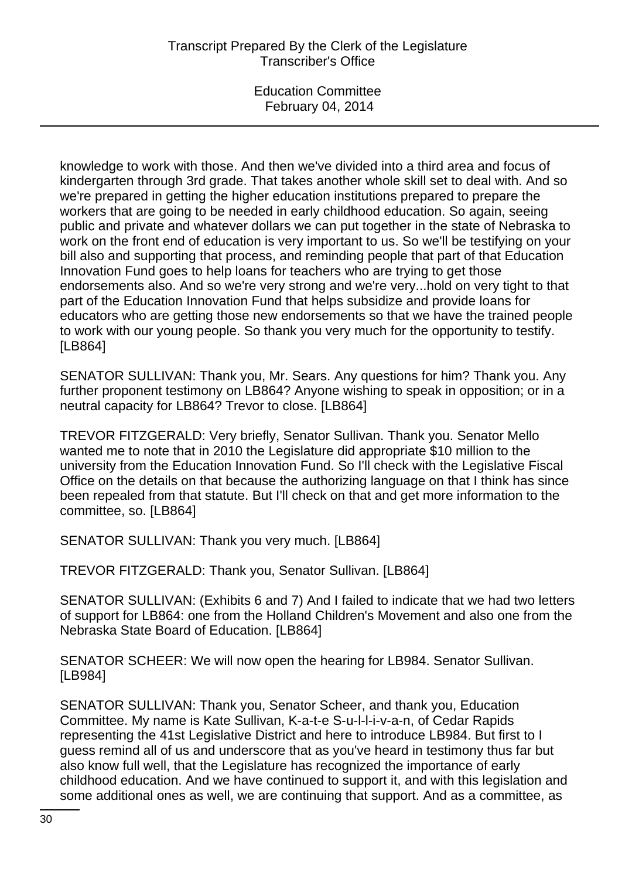knowledge to work with those. And then we've divided into a third area and focus of kindergarten through 3rd grade. That takes another whole skill set to deal with. And so we're prepared in getting the higher education institutions prepared to prepare the workers that are going to be needed in early childhood education. So again, seeing public and private and whatever dollars we can put together in the state of Nebraska to work on the front end of education is very important to us. So we'll be testifying on your bill also and supporting that process, and reminding people that part of that Education Innovation Fund goes to help loans for teachers who are trying to get those endorsements also. And so we're very strong and we're very...hold on very tight to that part of the Education Innovation Fund that helps subsidize and provide loans for educators who are getting those new endorsements so that we have the trained people to work with our young people. So thank you very much for the opportunity to testify. [LB864]

SENATOR SULLIVAN: Thank you, Mr. Sears. Any questions for him? Thank you. Any further proponent testimony on LB864? Anyone wishing to speak in opposition; or in a neutral capacity for LB864? Trevor to close. [LB864]

TREVOR FITZGERALD: Very briefly, Senator Sullivan. Thank you. Senator Mello wanted me to note that in 2010 the Legislature did appropriate $10 million to the university from the Education Innovation Fund. So I'll check with the Legislative Fiscal Office on the details on that because the authorizing language on that I think has since been repealed from that statute. But I'll check on that and get more information to the committee, so. [LB864]

SENATOR SULLIVAN: Thank you very much. [LB864]

TREVOR FITZGERALD: Thank you, Senator Sullivan. [LB864]

SENATOR SULLIVAN: (Exhibits 6 and 7) And I failed to indicate that we had two letters of support for LB864: one from the Holland Children's Movement and also one from the Nebraska State Board of Education. [LB864]

SENATOR SCHEER: We will now open the hearing for LB984. Senator Sullivan. [LB984]

SENATOR SULLIVAN: Thank you, Senator Scheer, and thank you, Education Committee. My name is Kate Sullivan, K-a-t-e S-u-l-l-i-v-a-n, of Cedar Rapids representing the 41st Legislative District and here to introduce LB984. But first to I guess remind all of us and underscore that as you've heard in testimony thus far but also know full well, that the Legislature has recognized the importance of early childhood education. And we have continued to support it, and with this legislation and some additional ones as well, we are continuing that support. And as a committee, as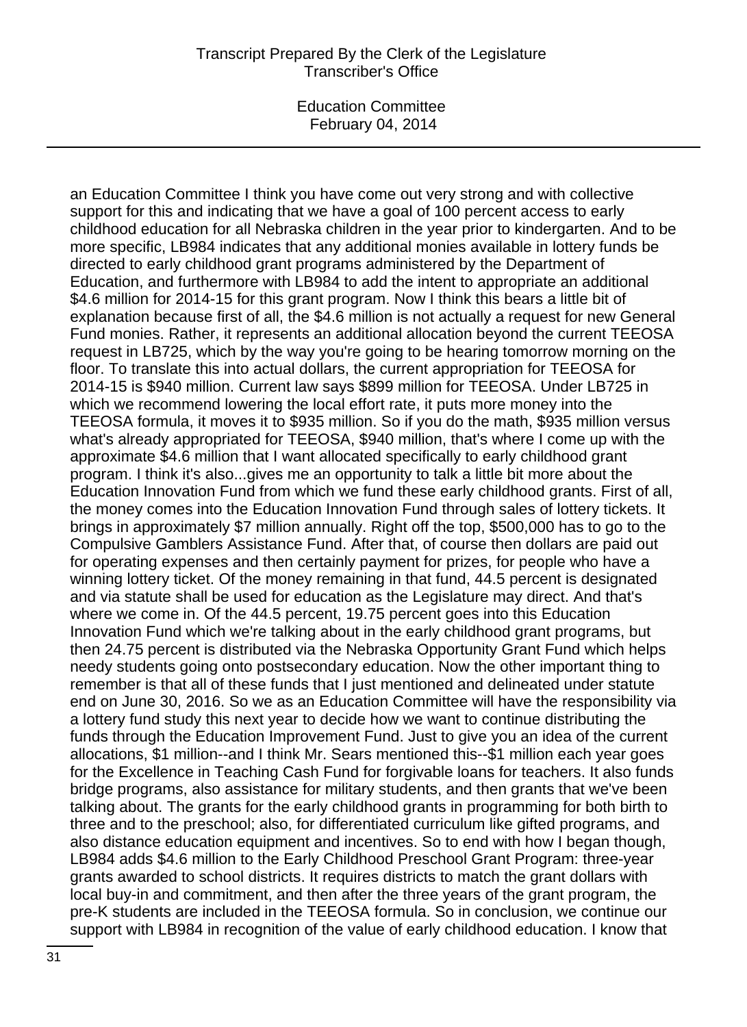an Education Committee I think you have come out very strong and with collective support for this and indicating that we have a goal of 100 percent access to early childhood education for all Nebraska children in the year prior to kindergarten. And to be more specific, LB984 indicates that any additional monies available in lottery funds be directed to early childhood grant programs administered by the Department of Education, and furthermore with LB984 to add the intent to appropriate an additional $4.6 million for 2014-15 for this grant program. Now I think this bears a little bit of explanation because first of all, the $4.6 million is not actually a request for new General Fund monies. Rather, it represents an additional allocation beyond the current TEEOSA request in LB725, which by the way you're going to be hearing tomorrow morning on the floor. To translate this into actual dollars, the current appropriation for TEEOSA for 2014-15 is $940 million. Current law says $899 million for TEEOSA. Under LB725 in which we recommend lowering the local effort rate, it puts more money into the TEEOSA formula, it moves it to $935 million. So if you do the math, $935 million versus what's already appropriated for TEEOSA, $940 million, that's where I come up with the approximate $4.6 million that I want allocated specifically to early childhood grant program. I think it's also...gives me an opportunity to talk a little bit more about the Education Innovation Fund from which we fund these early childhood grants. First of all, the money comes into the Education Innovation Fund through sales of lottery tickets. It brings in approximately $7 million annually. Right off the top, $500,000 has to go to the Compulsive Gamblers Assistance Fund. After that, of course then dollars are paid out for operating expenses and then certainly payment for prizes, for people who have a winning lottery ticket. Of the money remaining in that fund, 44.5 percent is designated and via statute shall be used for education as the Legislature may direct. And that's where we come in. Of the 44.5 percent, 19.75 percent goes into this Education Innovation Fund which we're talking about in the early childhood grant programs, but then 24.75 percent is distributed via the Nebraska Opportunity Grant Fund which helps needy students going onto postsecondary education. Now the other important thing to remember is that all of these funds that I just mentioned and delineated under statute end on June 30, 2016. So we as an Education Committee will have the responsibility via a lottery fund study this next year to decide how we want to continue distributing the funds through the Education Improvement Fund. Just to give you an idea of the current allocations, $1 million--and I think Mr. Sears mentioned this--$1 million each year goes for the Excellence in Teaching Cash Fund for forgivable loans for teachers. It also funds bridge programs, also assistance for military students, and then grants that we've been talking about. The grants for the early childhood grants in programming for both birth to three and to the preschool; also, for differentiated curriculum like gifted programs, and also distance education equipment and incentives. So to end with how I began though, LB984 adds $4.6 million to the Early Childhood Preschool Grant Program: three-year grants awarded to school districts. It requires districts to match the grant dollars with local buy-in and commitment, and then after the three years of the grant program, the pre-K students are included in the TEEOSA formula. So in conclusion, we continue our support with LB984 in recognition of the value of early childhood education. I know that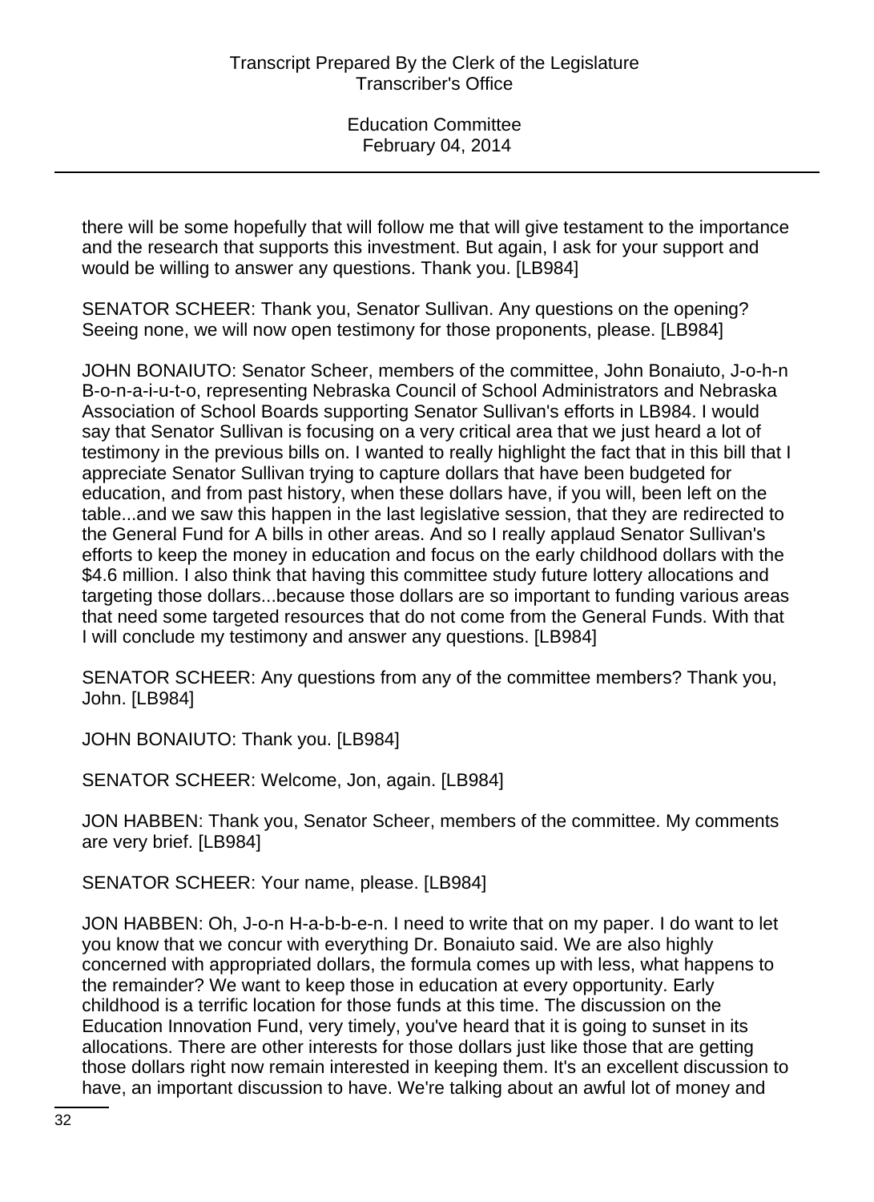there will be some hopefully that will follow me that will give testament to the importance and the research that supports this investment. But again, I ask for your support and would be willing to answer any questions. Thank you. [LB984]

SENATOR SCHEER: Thank you, Senator Sullivan. Any questions on the opening? Seeing none, we will now open testimony for those proponents, please. [LB984]

JOHN BONAIUTO: Senator Scheer, members of the committee, John Bonaiuto, J-o-h-n B-o-n-a-i-u-t-o, representing Nebraska Council of School Administrators and Nebraska Association of School Boards supporting Senator Sullivan's efforts in LB984. I would say that Senator Sullivan is focusing on a very critical area that we just heard a lot of testimony in the previous bills on. I wanted to really highlight the fact that in this bill that I appreciate Senator Sullivan trying to capture dollars that have been budgeted for education, and from past history, when these dollars have, if you will, been left on the table...and we saw this happen in the last legislative session, that they are redirected to the General Fund for A bills in other areas. And so I really applaud Senator Sullivan's efforts to keep the money in education and focus on the early childhood dollars with the $4.6 million. I also think that having this committee study future lottery allocations and targeting those dollars...because those dollars are so important to funding various areas that need some targeted resources that do not come from the General Funds. With that I will conclude my testimony and answer any questions. [LB984]

SENATOR SCHEER: Any questions from any of the committee members? Thank you, John. [LB984]

JOHN BONAIUTO: Thank you. [LB984]

SENATOR SCHEER: Welcome, Jon, again. [LB984]

JON HABBEN: Thank you, Senator Scheer, members of the committee. My comments are very brief. [LB984]

SENATOR SCHEER: Your name, please. [LB984]

JON HABBEN: Oh, J-o-n H-a-b-b-e-n. I need to write that on my paper. I do want to let you know that we concur with everything Dr. Bonaiuto said. We are also highly concerned with appropriated dollars, the formula comes up with less, what happens to the remainder? We want to keep those in education at every opportunity. Early childhood is a terrific location for those funds at this time. The discussion on the Education Innovation Fund, very timely, you've heard that it is going to sunset in its allocations. There are other interests for those dollars just like those that are getting those dollars right now remain interested in keeping them. It's an excellent discussion to have, an important discussion to have. We're talking about an awful lot of money and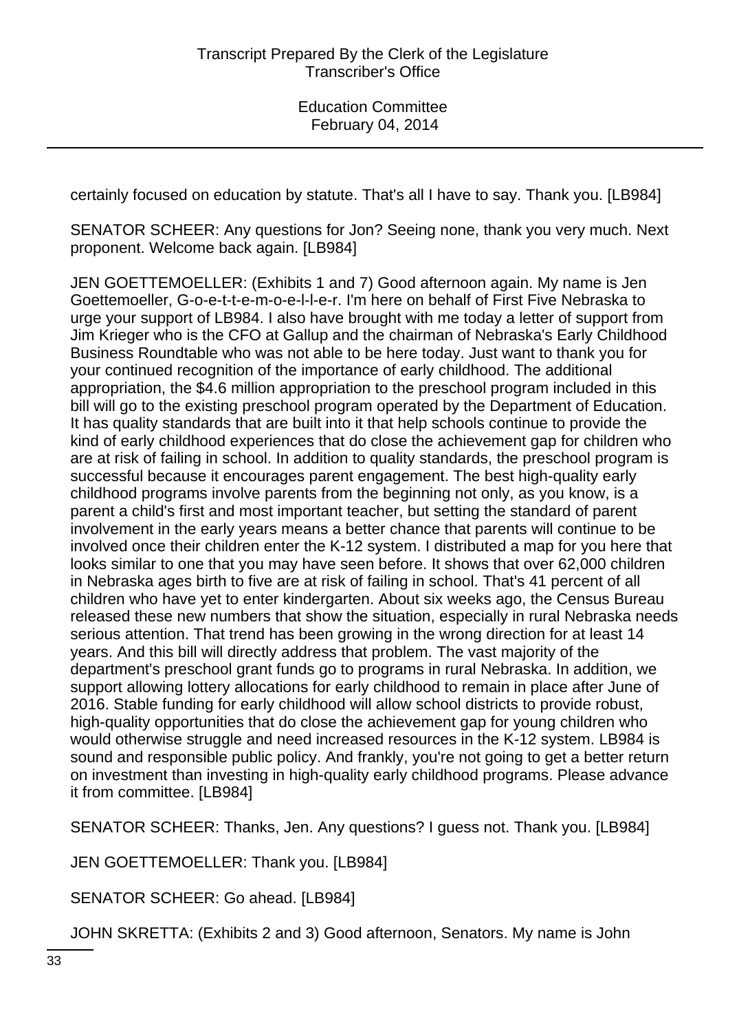certainly focused on education by statute. That's all I have to say. Thank you. [LB984]

SENATOR SCHEER: Any questions for Jon? Seeing none, thank you very much. Next proponent. Welcome back again. [LB984]

JEN GOETTEMOELLER: (Exhibits 1 and 7) Good afternoon again. My name is Jen Goettemoeller, G-o-e-t-t-e-m-o-e-l-l-e-r. I'm here on behalf of First Five Nebraska to urge your support of LB984. I also have brought with me today a letter of support from Jim Krieger who is the CFO at Gallup and the chairman of Nebraska's Early Childhood Business Roundtable who was not able to be here today. Just want to thank you for your continued recognition of the importance of early childhood. The additional appropriation, the $4.6 million appropriation to the preschool program included in this bill will go to the existing preschool program operated by the Department of Education. It has quality standards that are built into it that help schools continue to provide the kind of early childhood experiences that do close the achievement gap for children who are at risk of failing in school. In addition to quality standards, the preschool program is successful because it encourages parent engagement. The best high-quality early childhood programs involve parents from the beginning not only, as you know, is a parent a child's first and most important teacher, but setting the standard of parent involvement in the early years means a better chance that parents will continue to be involved once their children enter the K-12 system. I distributed a map for you here that looks similar to one that you may have seen before. It shows that over 62,000 children in Nebraska ages birth to five are at risk of failing in school. That's 41 percent of all children who have yet to enter kindergarten. About six weeks ago, the Census Bureau released these new numbers that show the situation, especially in rural Nebraska needs serious attention. That trend has been growing in the wrong direction for at least 14 years. And this bill will directly address that problem. The vast majority of the department's preschool grant funds go to programs in rural Nebraska. In addition, we support allowing lottery allocations for early childhood to remain in place after June of 2016. Stable funding for early childhood will allow school districts to provide robust, high-quality opportunities that do close the achievement gap for young children who would otherwise struggle and need increased resources in the K-12 system. LB984 is sound and responsible public policy. And frankly, you're not going to get a better return on investment than investing in high-quality early childhood programs. Please advance it from committee. [LB984]

SENATOR SCHEER: Thanks, Jen. Any questions? I guess not. Thank you. [LB984]

JEN GOETTEMOELLER: Thank you. [LB984]

SENATOR SCHEER: Go ahead. [LB984]

JOHN SKRETTA: (Exhibits 2 and 3) Good afternoon, Senators. My name is John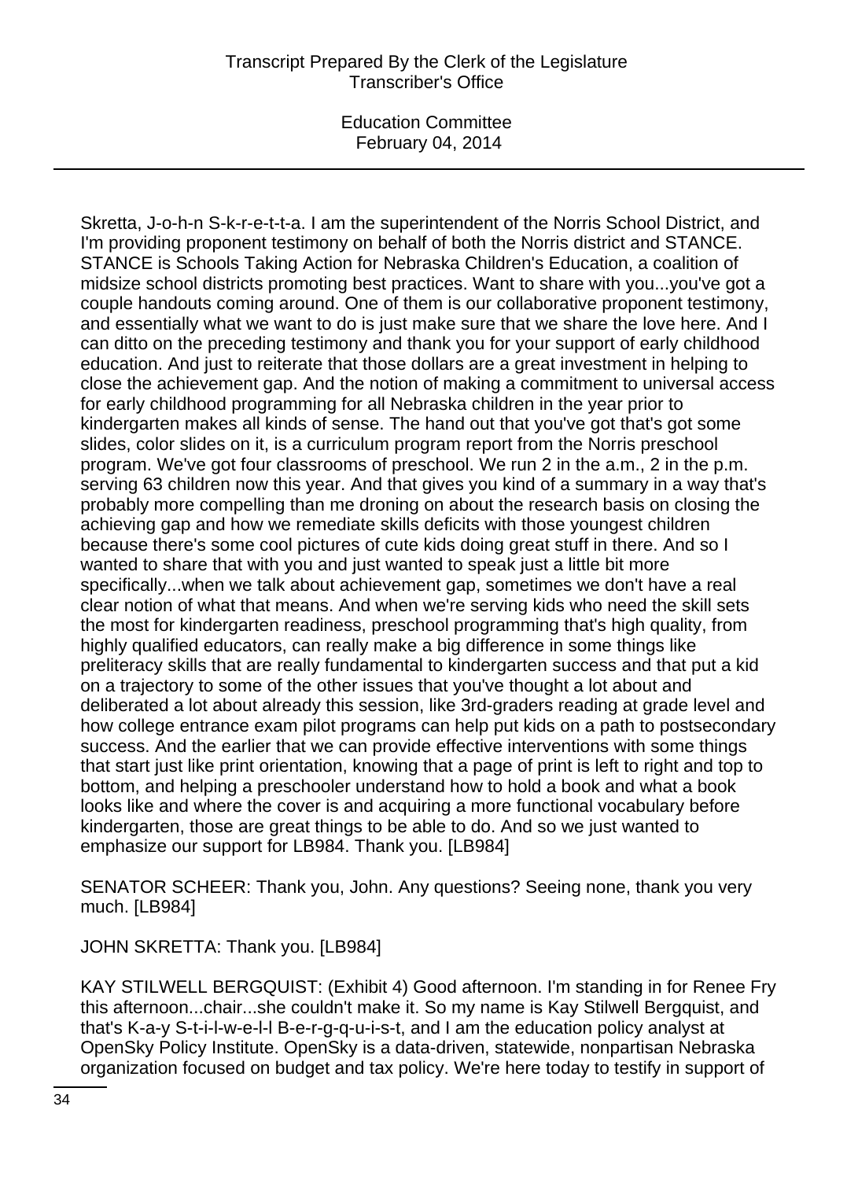Skretta, J-o-h-n S-k-r-e-t-t-a. I am the superintendent of the Norris School District, and I'm providing proponent testimony on behalf of both the Norris district and STANCE. STANCE is Schools Taking Action for Nebraska Children's Education, a coalition of midsize school districts promoting best practices. Want to share with you...you've got a couple handouts coming around. One of them is our collaborative proponent testimony, and essentially what we want to do is just make sure that we share the love here. And I can ditto on the preceding testimony and thank you for your support of early childhood education. And just to reiterate that those dollars are a great investment in helping to close the achievement gap. And the notion of making a commitment to universal access for early childhood programming for all Nebraska children in the year prior to kindergarten makes all kinds of sense. The hand out that you've got that's got some slides, color slides on it, is a curriculum program report from the Norris preschool program. We've got four classrooms of preschool. We run 2 in the a.m., 2 in the p.m. serving 63 children now this year. And that gives you kind of a summary in a way that's probably more compelling than me droning on about the research basis on closing the achieving gap and how we remediate skills deficits with those youngest children because there's some cool pictures of cute kids doing great stuff in there. And so I wanted to share that with you and just wanted to speak just a little bit more specifically...when we talk about achievement gap, sometimes we don't have a real clear notion of what that means. And when we're serving kids who need the skill sets the most for kindergarten readiness, preschool programming that's high quality, from highly qualified educators, can really make a big difference in some things like preliteracy skills that are really fundamental to kindergarten success and that put a kid on a trajectory to some of the other issues that you've thought a lot about and deliberated a lot about already this session, like 3rd-graders reading at grade level and how college entrance exam pilot programs can help put kids on a path to postsecondary success. And the earlier that we can provide effective interventions with some things that start just like print orientation, knowing that a page of print is left to right and top to bottom, and helping a preschooler understand how to hold a book and what a book looks like and where the cover is and acquiring a more functional vocabulary before kindergarten, those are great things to be able to do. And so we just wanted to emphasize our support for LB984. Thank you. [LB984]

SENATOR SCHEER: Thank you, John. Any questions? Seeing none, thank you very much. [LB984]

JOHN SKRETTA: Thank you. [LB984]

KAY STILWELL BERGQUIST: (Exhibit 4) Good afternoon. I'm standing in for Renee Fry this afternoon...chair...she couldn't make it. So my name is Kay Stilwell Bergquist, and that's K-a-y S-t-i-l-w-e-l-l B-e-r-g-q-u-i-s-t, and I am the education policy analyst at OpenSky Policy Institute. OpenSky is a data-driven, statewide, nonpartisan Nebraska organization focused on budget and tax policy. We're here today to testify in support of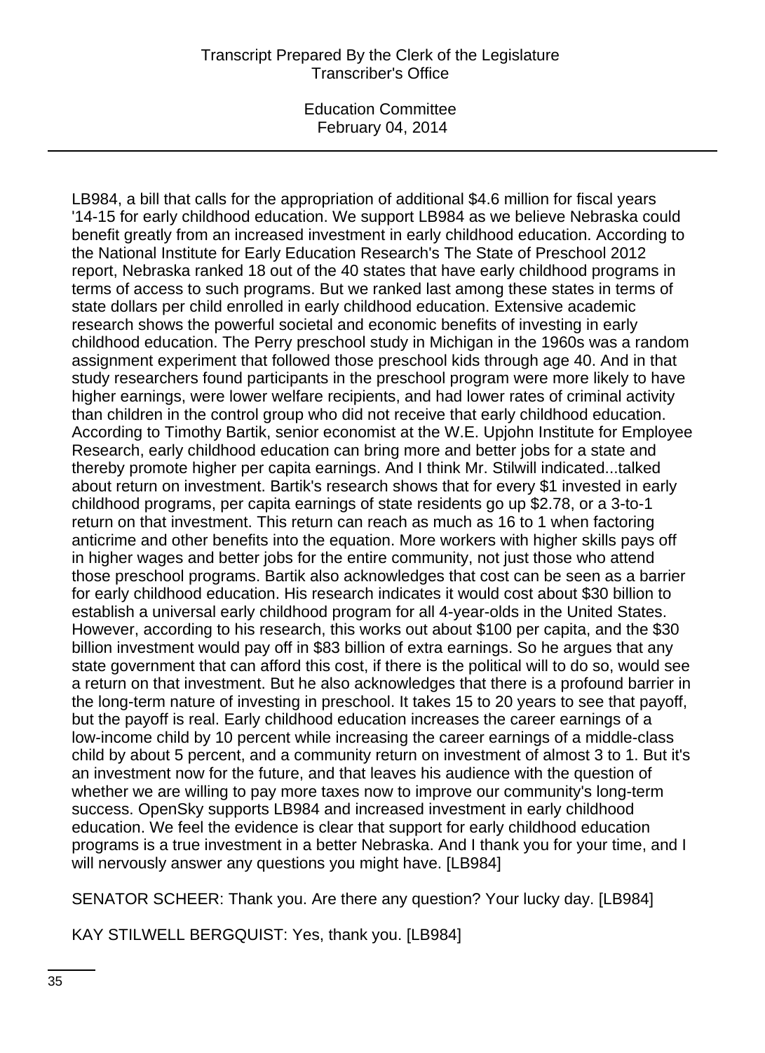LB984, a bill that calls for the appropriation of additional $4.6 million for fiscal years '14-15 for early childhood education. We support LB984 as we believe Nebraska could benefit greatly from an increased investment in early childhood education. According to the National Institute for Early Education Research's The State of Preschool 2012 report, Nebraska ranked 18 out of the 40 states that have early childhood programs in terms of access to such programs. But we ranked last among these states in terms of state dollars per child enrolled in early childhood education. Extensive academic research shows the powerful societal and economic benefits of investing in early childhood education. The Perry preschool study in Michigan in the 1960s was a random assignment experiment that followed those preschool kids through age 40. And in that study researchers found participants in the preschool program were more likely to have higher earnings, were lower welfare recipients, and had lower rates of criminal activity than children in the control group who did not receive that early childhood education. According to Timothy Bartik, senior economist at the W.E. Upjohn Institute for Employee Research, early childhood education can bring more and better jobs for a state and thereby promote higher per capita earnings. And I think Mr. Stilwill indicated...talked about return on investment. Bartik's research shows that for every $1 invested in early childhood programs, per capita earnings of state residents go up $2.78, or a 3-to-1 return on that investment. This return can reach as much as 16 to 1 when factoring anticrime and other benefits into the equation. More workers with higher skills pays off in higher wages and better jobs for the entire community, not just those who attend those preschool programs. Bartik also acknowledges that cost can be seen as a barrier for early childhood education. His research indicates it would cost about $30 billion to establish a universal early childhood program for all 4-year-olds in the United States. However, according to his research, this works out about $100 per capita, and the $30 billion investment would pay off in $83 billion of extra earnings. So he argues that any state government that can afford this cost, if there is the political will to do so, would see a return on that investment. But he also acknowledges that there is a profound barrier in the long-term nature of investing in preschool. It takes 15 to 20 years to see that payoff, but the payoff is real. Early childhood education increases the career earnings of a low-income child by 10 percent while increasing the career earnings of a middle-class child by about 5 percent, and a community return on investment of almost 3 to 1. But it's an investment now for the future, and that leaves his audience with the question of whether we are willing to pay more taxes now to improve our community's long-term success. OpenSky supports LB984 and increased investment in early childhood education. We feel the evidence is clear that support for early childhood education programs is a true investment in a better Nebraska. And I thank you for your time, and I will nervously answer any questions you might have. [LB984]

SENATOR SCHEER: Thank you. Are there any question? Your lucky day. [LB984]

KAY STILWELL BERGQUIST: Yes, thank you. [LB984]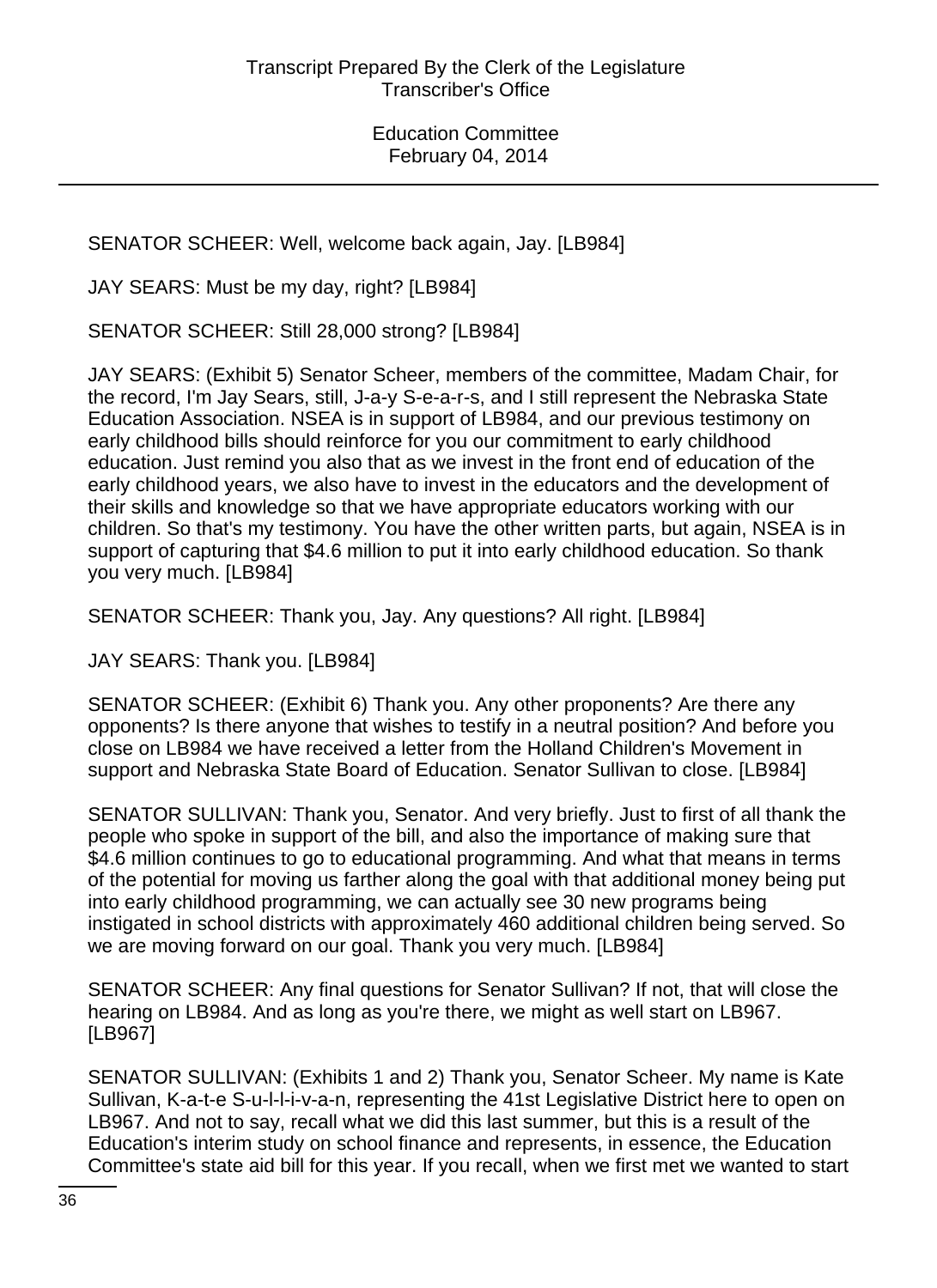SENATOR SCHEER: Well, welcome back again, Jay. [LB984]

JAY SEARS: Must be my day, right? [LB984]

SENATOR SCHEER: Still 28,000 strong? [LB984]

JAY SEARS: (Exhibit 5) Senator Scheer, members of the committee, Madam Chair, for the record, I'm Jay Sears, still, J-a-y S-e-a-r-s, and I still represent the Nebraska State Education Association. NSEA is in support of LB984, and our previous testimony on early childhood bills should reinforce for you our commitment to early childhood education. Just remind you also that as we invest in the front end of education of the early childhood years, we also have to invest in the educators and the development of their skills and knowledge so that we have appropriate educators working with our children. So that's my testimony. You have the other written parts, but again, NSEA is in support of capturing that $4.6 million to put it into early childhood education. So thank you very much. [LB984]

SENATOR SCHEER: Thank you, Jay. Any questions? All right. [LB984]

JAY SEARS: Thank you. [LB984]

SENATOR SCHEER: (Exhibit 6) Thank you. Any other proponents? Are there any opponents? Is there anyone that wishes to testify in a neutral position? And before you close on LB984 we have received a letter from the Holland Children's Movement in support and Nebraska State Board of Education. Senator Sullivan to close. [LB984]

SENATOR SULLIVAN: Thank you, Senator. And very briefly. Just to first of all thank the people who spoke in support of the bill, and also the importance of making sure that $4.6 million continues to go to educational programming. And what that means in terms of the potential for moving us farther along the goal with that additional money being put into early childhood programming, we can actually see 30 new programs being instigated in school districts with approximately 460 additional children being served. So we are moving forward on our goal. Thank you very much. [LB984]

SENATOR SCHEER: Any final questions for Senator Sullivan? If not, that will close the hearing on LB984. And as long as you're there, we might as well start on LB967. [LB967]

SENATOR SULLIVAN: (Exhibits 1 and 2) Thank you, Senator Scheer. My name is Kate Sullivan, K-a-t-e S-u-l-l-i-v-a-n, representing the 41st Legislative District here to open on LB967. And not to say, recall what we did this last summer, but this is a result of the Education's interim study on school finance and represents, in essence, the Education Committee's state aid bill for this year. If you recall, when we first met we wanted to start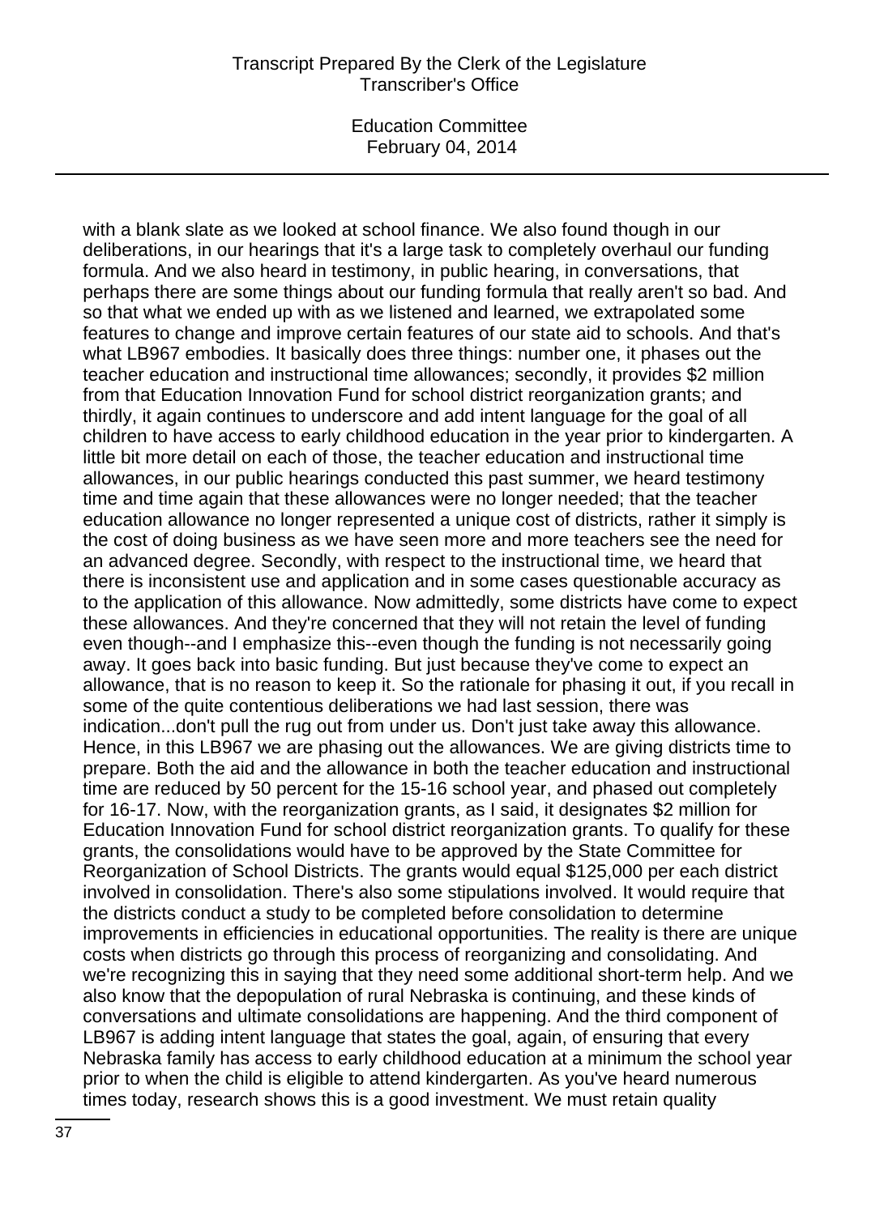with a blank slate as we looked at school finance. We also found though in our deliberations, in our hearings that it's a large task to completely overhaul our funding formula. And we also heard in testimony, in public hearing, in conversations, that perhaps there are some things about our funding formula that really aren't so bad. And so that what we ended up with as we listened and learned, we extrapolated some features to change and improve certain features of our state aid to schools. And that's what LB967 embodies. It basically does three things: number one, it phases out the teacher education and instructional time allowances; secondly, it provides $2 million from that Education Innovation Fund for school district reorganization grants; and thirdly, it again continues to underscore and add intent language for the goal of all children to have access to early childhood education in the year prior to kindergarten. A little bit more detail on each of those, the teacher education and instructional time allowances, in our public hearings conducted this past summer, we heard testimony time and time again that these allowances were no longer needed; that the teacher education allowance no longer represented a unique cost of districts, rather it simply is the cost of doing business as we have seen more and more teachers see the need for an advanced degree. Secondly, with respect to the instructional time, we heard that there is inconsistent use and application and in some cases questionable accuracy as to the application of this allowance. Now admittedly, some districts have come to expect these allowances. And they're concerned that they will not retain the level of funding even though--and I emphasize this--even though the funding is not necessarily going away. It goes back into basic funding. But just because they've come to expect an allowance, that is no reason to keep it. So the rationale for phasing it out, if you recall in some of the quite contentious deliberations we had last session, there was indication...don't pull the rug out from under us. Don't just take away this allowance. Hence, in this LB967 we are phasing out the allowances. We are giving districts time to prepare. Both the aid and the allowance in both the teacher education and instructional time are reduced by 50 percent for the 15-16 school year, and phased out completely for 16-17. Now, with the reorganization grants, as I said, it designates $2 million for Education Innovation Fund for school district reorganization grants. To qualify for these grants, the consolidations would have to be approved by the State Committee for Reorganization of School Districts. The grants would equal $125,000 per each district involved in consolidation. There's also some stipulations involved. It would require that the districts conduct a study to be completed before consolidation to determine improvements in efficiencies in educational opportunities. The reality is there are unique costs when districts go through this process of reorganizing and consolidating. And we're recognizing this in saying that they need some additional short-term help. And we also know that the depopulation of rural Nebraska is continuing, and these kinds of conversations and ultimate consolidations are happening. And the third component of LB967 is adding intent language that states the goal, again, of ensuring that every Nebraska family has access to early childhood education at a minimum the school year prior to when the child is eligible to attend kindergarten. As you've heard numerous times today, research shows this is a good investment. We must retain quality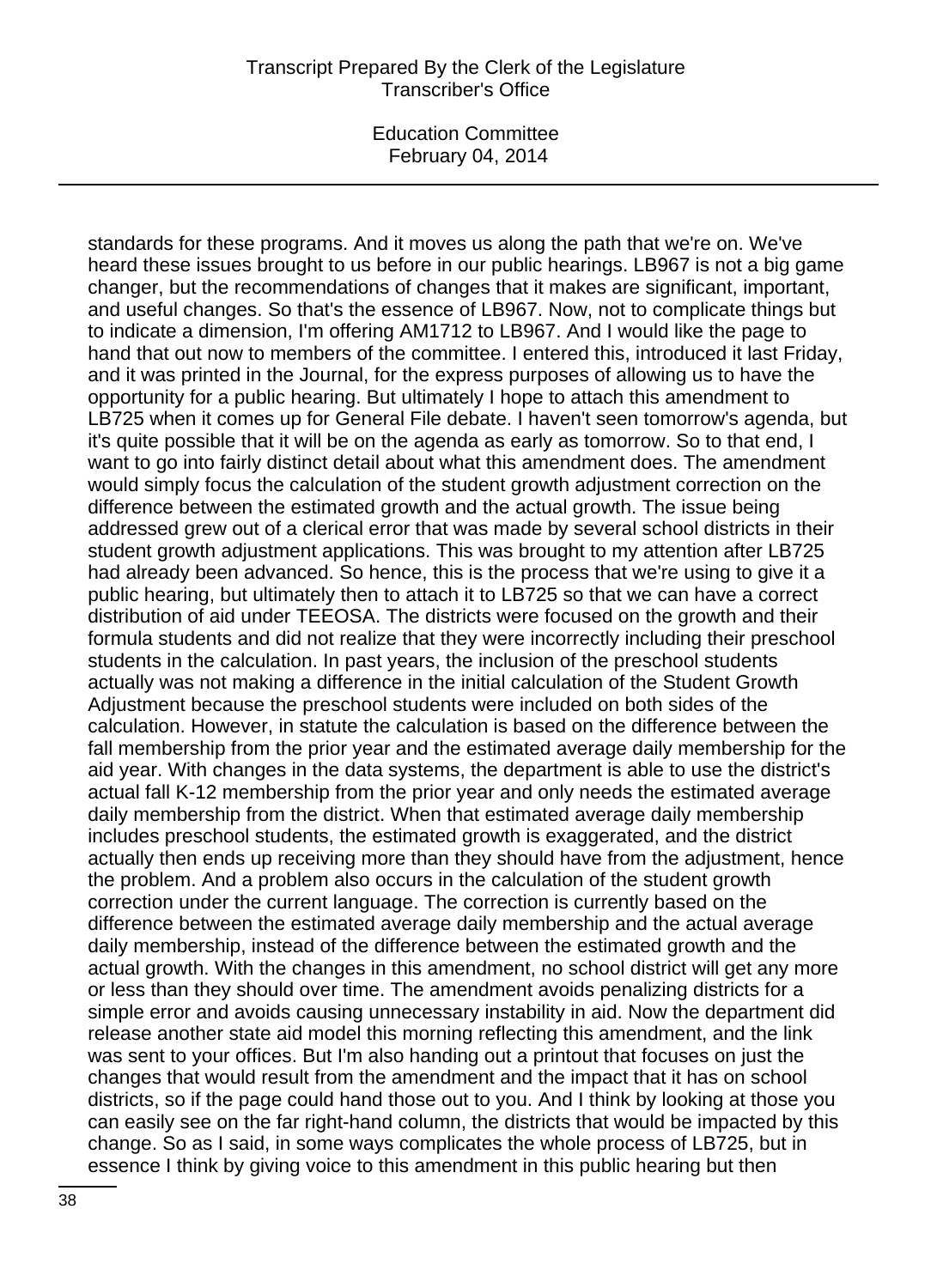standards for these programs. And it moves us along the path that we're on. We've heard these issues brought to us before in our public hearings. LB967 is not a big game changer, but the recommendations of changes that it makes are significant, important, and useful changes. So that's the essence of LB967. Now, not to complicate things but to indicate a dimension, I'm offering AM1712 to LB967. And I would like the page to hand that out now to members of the committee. I entered this, introduced it last Friday, and it was printed in the Journal, for the express purposes of allowing us to have the opportunity for a public hearing. But ultimately I hope to attach this amendment to LB725 when it comes up for General File debate. I haven't seen tomorrow's agenda, but it's quite possible that it will be on the agenda as early as tomorrow. So to that end, I want to go into fairly distinct detail about what this amendment does. The amendment would simply focus the calculation of the student growth adjustment correction on the difference between the estimated growth and the actual growth. The issue being addressed grew out of a clerical error that was made by several school districts in their student growth adjustment applications. This was brought to my attention after LB725 had already been advanced. So hence, this is the process that we're using to give it a public hearing, but ultimately then to attach it to LB725 so that we can have a correct distribution of aid under TEEOSA. The districts were focused on the growth and their formula students and did not realize that they were incorrectly including their preschool students in the calculation. In past years, the inclusion of the preschool students actually was not making a difference in the initial calculation of the Student Growth Adjustment because the preschool students were included on both sides of the calculation. However, in statute the calculation is based on the difference between the fall membership from the prior year and the estimated average daily membership for the aid year. With changes in the data systems, the department is able to use the district's actual fall K-12 membership from the prior year and only needs the estimated average daily membership from the district. When that estimated average daily membership includes preschool students, the estimated growth is exaggerated, and the district actually then ends up receiving more than they should have from the adjustment, hence the problem. And a problem also occurs in the calculation of the student growth correction under the current language. The correction is currently based on the difference between the estimated average daily membership and the actual average daily membership, instead of the difference between the estimated growth and the actual growth. With the changes in this amendment, no school district will get any more or less than they should over time. The amendment avoids penalizing districts for a simple error and avoids causing unnecessary instability in aid. Now the department did release another state aid model this morning reflecting this amendment, and the link was sent to your offices. But I'm also handing out a printout that focuses on just the changes that would result from the amendment and the impact that it has on school districts, so if the page could hand those out to you. And I think by looking at those you can easily see on the far right-hand column, the districts that would be impacted by this change. So as I said, in some ways complicates the whole process of LB725, but in essence I think by giving voice to this amendment in this public hearing but then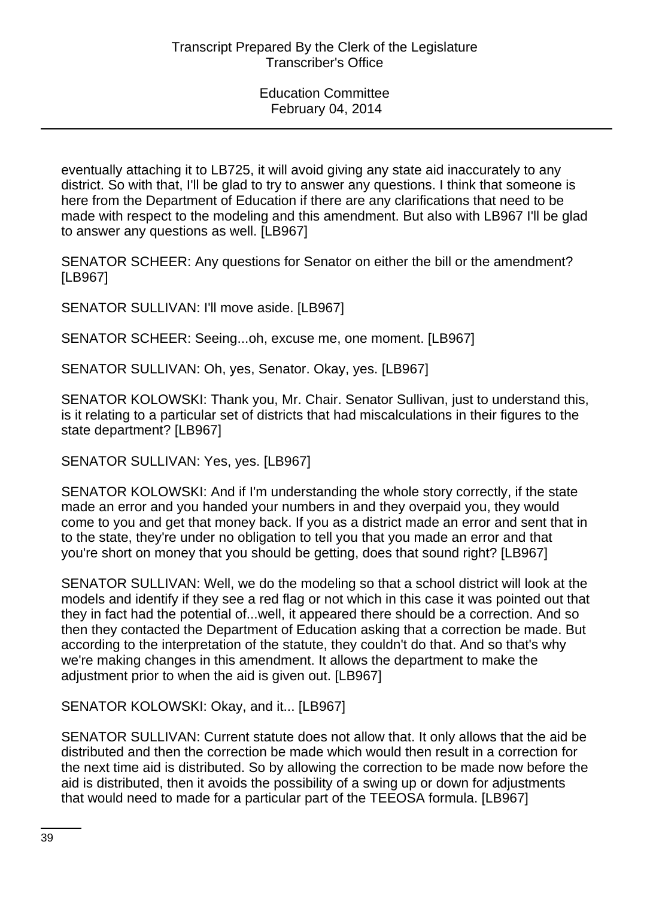eventually attaching it to LB725, it will avoid giving any state aid inaccurately to any district. So with that, I'll be glad to try to answer any questions. I think that someone is here from the Department of Education if there are any clarifications that need to be made with respect to the modeling and this amendment. But also with LB967 I'll be glad to answer any questions as well. [LB967]

SENATOR SCHEER: Any questions for Senator on either the bill or the amendment? [LB967]

SENATOR SULLIVAN: I'll move aside. [LB967]

SENATOR SCHEER: Seeing...oh, excuse me, one moment. [LB967]

SENATOR SULLIVAN: Oh, yes, Senator. Okay, yes. [LB967]

SENATOR KOLOWSKI: Thank you, Mr. Chair. Senator Sullivan, just to understand this, is it relating to a particular set of districts that had miscalculations in their figures to the state department? [LB967]

SENATOR SULLIVAN: Yes, yes. [LB967]

SENATOR KOLOWSKI: And if I'm understanding the whole story correctly, if the state made an error and you handed your numbers in and they overpaid you, they would come to you and get that money back. If you as a district made an error and sent that in to the state, they're under no obligation to tell you that you made an error and that you're short on money that you should be getting, does that sound right? [LB967]

SENATOR SULLIVAN: Well, we do the modeling so that a school district will look at the models and identify if they see a red flag or not which in this case it was pointed out that they in fact had the potential of...well, it appeared there should be a correction. And so then they contacted the Department of Education asking that a correction be made. But according to the interpretation of the statute, they couldn't do that. And so that's why we're making changes in this amendment. It allows the department to make the adjustment prior to when the aid is given out. [LB967]

SENATOR KOLOWSKI: Okay, and it... [LB967]

SENATOR SULLIVAN: Current statute does not allow that. It only allows that the aid be distributed and then the correction be made which would then result in a correction for the next time aid is distributed. So by allowing the correction to be made now before the aid is distributed, then it avoids the possibility of a swing up or down for adjustments that would need to made for a particular part of the TEEOSA formula. [LB967]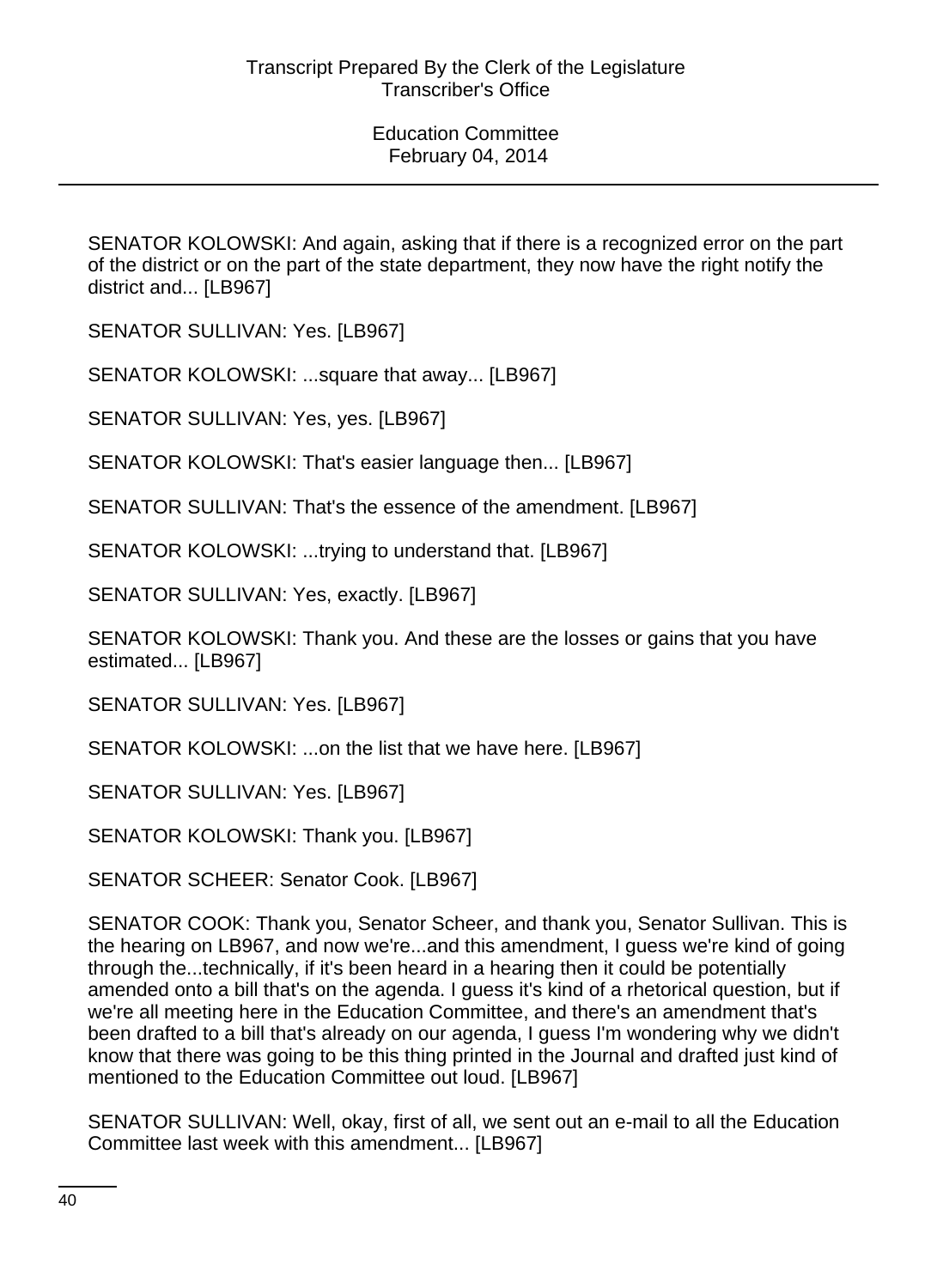SENATOR KOLOWSKI: And again, asking that if there is a recognized error on the part of the district or on the part of the state department, they now have the right notify the district and... [LB967]

SENATOR SULLIVAN: Yes. [LB967]

SENATOR KOLOWSKI: ...square that away... [LB967]

SENATOR SULLIVAN: Yes, yes. [LB967]

SENATOR KOLOWSKI: That's easier language then... [LB967]

SENATOR SULLIVAN: That's the essence of the amendment. [LB967]

SENATOR KOLOWSKI: ...trying to understand that. [LB967]

SENATOR SULLIVAN: Yes, exactly. [LB967]

SENATOR KOLOWSKI: Thank you. And these are the losses or gains that you have estimated... [LB967]

SENATOR SULLIVAN: Yes. [LB967]

SENATOR KOLOWSKI: ...on the list that we have here. [LB967]

SENATOR SULLIVAN: Yes. [LB967]

SENATOR KOLOWSKI: Thank you. [LB967]

SENATOR SCHEER: Senator Cook. [LB967]

SENATOR COOK: Thank you, Senator Scheer, and thank you, Senator Sullivan. This is the hearing on LB967, and now we're...and this amendment, I guess we're kind of going through the...technically, if it's been heard in a hearing then it could be potentially amended onto a bill that's on the agenda. I guess it's kind of a rhetorical question, but if we're all meeting here in the Education Committee, and there's an amendment that's been drafted to a bill that's already on our agenda, I guess I'm wondering why we didn't know that there was going to be this thing printed in the Journal and drafted just kind of mentioned to the Education Committee out loud. [LB967]

SENATOR SULLIVAN: Well, okay, first of all, we sent out an e-mail to all the Education Committee last week with this amendment... [LB967]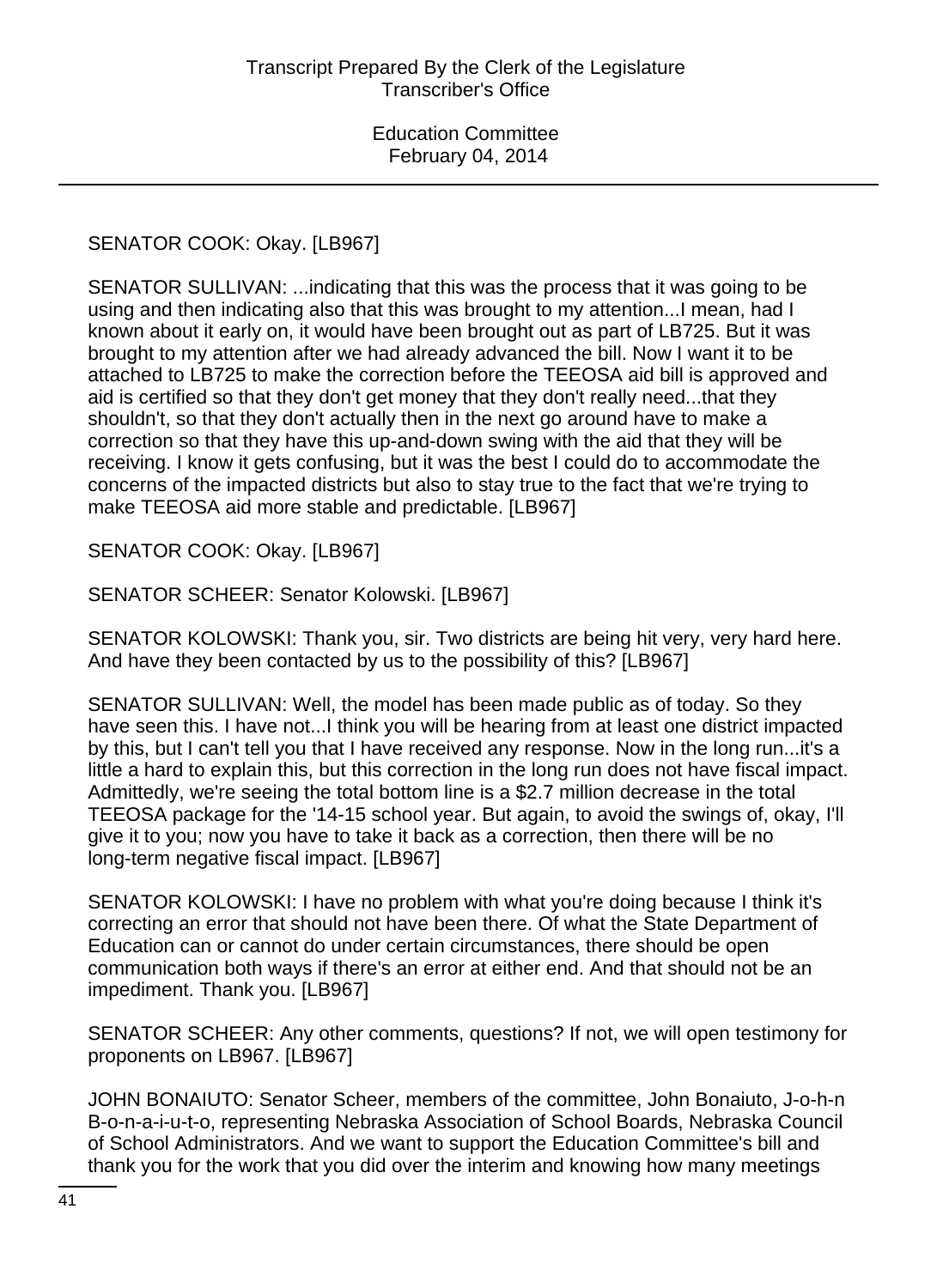SENATOR COOK: Okay. [LB967]

SENATOR SULLIVAN: ...indicating that this was the process that it was going to be using and then indicating also that this was brought to my attention...I mean, had I known about it early on, it would have been brought out as part of LB725. But it was brought to my attention after we had already advanced the bill. Now I want it to be attached to LB725 to make the correction before the TEEOSA aid bill is approved and aid is certified so that they don't get money that they don't really need...that they shouldn't, so that they don't actually then in the next go around have to make a correction so that they have this up-and-down swing with the aid that they will be receiving. I know it gets confusing, but it was the best I could do to accommodate the concerns of the impacted districts but also to stay true to the fact that we're trying to make TEEOSA aid more stable and predictable. [LB967]

SENATOR COOK: Okay. [LB967]

SENATOR SCHEER: Senator Kolowski. [LB967]

SENATOR KOLOWSKI: Thank you, sir. Two districts are being hit very, very hard here. And have they been contacted by us to the possibility of this? [LB967]

SENATOR SULLIVAN: Well, the model has been made public as of today. So they have seen this. I have not...I think you will be hearing from at least one district impacted by this, but I can't tell you that I have received any response. Now in the long run...it's a little a hard to explain this, but this correction in the long run does not have fiscal impact. Admittedly, we're seeing the total bottom line is a $2.7 million decrease in the total TEEOSA package for the '14-15 school year. But again, to avoid the swings of, okay, I'll give it to you; now you have to take it back as a correction, then there will be no long-term negative fiscal impact. [LB967]

SENATOR KOLOWSKI: I have no problem with what you're doing because I think it's correcting an error that should not have been there. Of what the State Department of Education can or cannot do under certain circumstances, there should be open communication both ways if there's an error at either end. And that should not be an impediment. Thank you. [LB967]

SENATOR SCHEER: Any other comments, questions? If not, we will open testimony for proponents on LB967. [LB967]

JOHN BONAIUTO: Senator Scheer, members of the committee, John Bonaiuto, J-o-h-n B-o-n-a-i-u-t-o, representing Nebraska Association of School Boards, Nebraska Council of School Administrators. And we want to support the Education Committee's bill and thank you for the work that you did over the interim and knowing how many meetings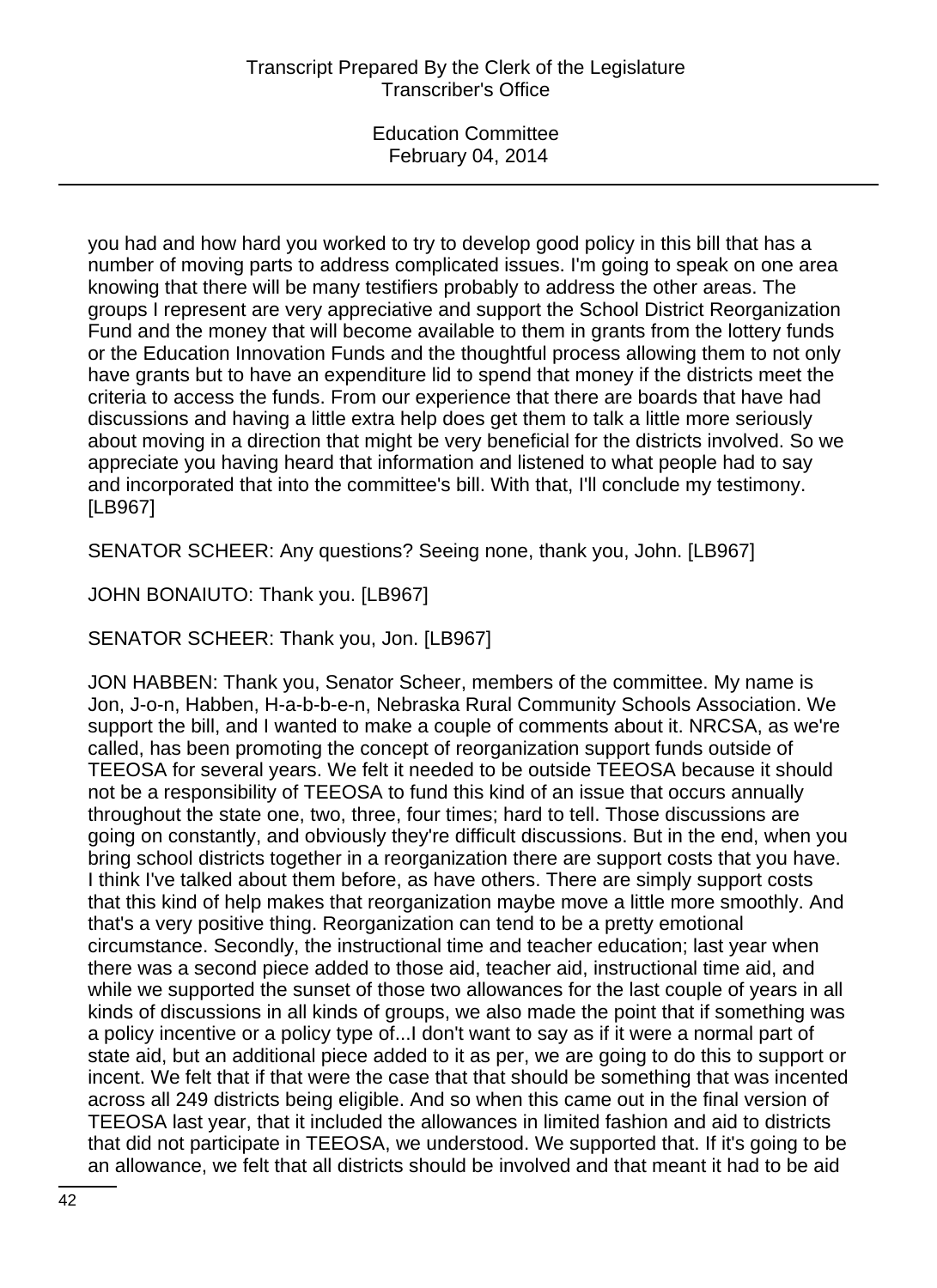you had and how hard you worked to try to develop good policy in this bill that has a number of moving parts to address complicated issues. I'm going to speak on one area knowing that there will be many testifiers probably to address the other areas. The groups I represent are very appreciative and support the School District Reorganization Fund and the money that will become available to them in grants from the lottery funds or the Education Innovation Funds and the thoughtful process allowing them to not only have grants but to have an expenditure lid to spend that money if the districts meet the criteria to access the funds. From our experience that there are boards that have had discussions and having a little extra help does get them to talk a little more seriously about moving in a direction that might be very beneficial for the districts involved. So we appreciate you having heard that information and listened to what people had to say and incorporated that into the committee's bill. With that, I'll conclude my testimony. [LB967]

SENATOR SCHEER: Any questions? Seeing none, thank you, John. [LB967]

JOHN BONAIUTO: Thank you. [LB967]

SENATOR SCHEER: Thank you, Jon. [LB967]

JON HABBEN: Thank you, Senator Scheer, members of the committee. My name is Jon, J-o-n, Habben, H-a-b-b-e-n, Nebraska Rural Community Schools Association. We support the bill, and I wanted to make a couple of comments about it. NRCSA, as we're called, has been promoting the concept of reorganization support funds outside of TEEOSA for several years. We felt it needed to be outside TEEOSA because it should not be a responsibility of TEEOSA to fund this kind of an issue that occurs annually throughout the state one, two, three, four times; hard to tell. Those discussions are going on constantly, and obviously they're difficult discussions. But in the end, when you bring school districts together in a reorganization there are support costs that you have. I think I've talked about them before, as have others. There are simply support costs that this kind of help makes that reorganization maybe move a little more smoothly. And that's a very positive thing. Reorganization can tend to be a pretty emotional circumstance. Secondly, the instructional time and teacher education; last year when there was a second piece added to those aid, teacher aid, instructional time aid, and while we supported the sunset of those two allowances for the last couple of years in all kinds of discussions in all kinds of groups, we also made the point that if something was a policy incentive or a policy type of...I don't want to say as if it were a normal part of state aid, but an additional piece added to it as per, we are going to do this to support or incent. We felt that if that were the case that that should be something that was incented across all 249 districts being eligible. And so when this came out in the final version of TEEOSA last year, that it included the allowances in limited fashion and aid to districts that did not participate in TEEOSA, we understood. We supported that. If it's going to be an allowance, we felt that all districts should be involved and that meant it had to be aid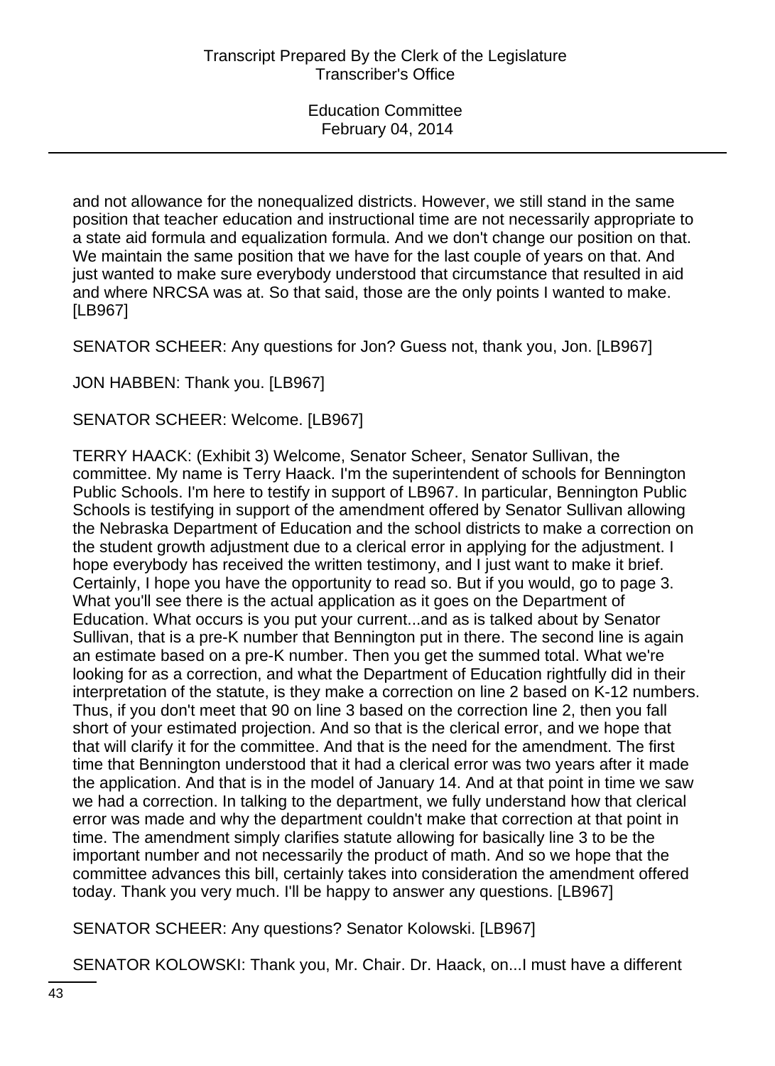and not allowance for the nonequalized districts. However, we still stand in the same position that teacher education and instructional time are not necessarily appropriate to a state aid formula and equalization formula. And we don't change our position on that. We maintain the same position that we have for the last couple of years on that. And just wanted to make sure everybody understood that circumstance that resulted in aid and where NRCSA was at. So that said, those are the only points I wanted to make. [LB967]

SENATOR SCHEER: Any questions for Jon? Guess not, thank you, Jon. [LB967]

JON HABBEN: Thank you. [LB967]

SENATOR SCHEER: Welcome. [LB967]

TERRY HAACK: (Exhibit 3) Welcome, Senator Scheer, Senator Sullivan, the committee. My name is Terry Haack. I'm the superintendent of schools for Bennington Public Schools. I'm here to testify in support of LB967. In particular, Bennington Public Schools is testifying in support of the amendment offered by Senator Sullivan allowing the Nebraska Department of Education and the school districts to make a correction on the student growth adjustment due to a clerical error in applying for the adjustment. I hope everybody has received the written testimony, and I just want to make it brief. Certainly, I hope you have the opportunity to read so. But if you would, go to page 3. What you'll see there is the actual application as it goes on the Department of Education. What occurs is you put your current...and as is talked about by Senator Sullivan, that is a pre-K number that Bennington put in there. The second line is again an estimate based on a pre-K number. Then you get the summed total. What we're looking for as a correction, and what the Department of Education rightfully did in their interpretation of the statute, is they make a correction on line 2 based on K-12 numbers. Thus, if you don't meet that 90 on line 3 based on the correction line 2, then you fall short of your estimated projection. And so that is the clerical error, and we hope that that will clarify it for the committee. And that is the need for the amendment. The first time that Bennington understood that it had a clerical error was two years after it made the application. And that is in the model of January 14. And at that point in time we saw we had a correction. In talking to the department, we fully understand how that clerical error was made and why the department couldn't make that correction at that point in time. The amendment simply clarifies statute allowing for basically line 3 to be the important number and not necessarily the product of math. And so we hope that the committee advances this bill, certainly takes into consideration the amendment offered today. Thank you very much. I'll be happy to answer any questions. [LB967]

SENATOR SCHEER: Any questions? Senator Kolowski. [LB967]

SENATOR KOLOWSKI: Thank you, Mr. Chair. Dr. Haack, on...I must have a different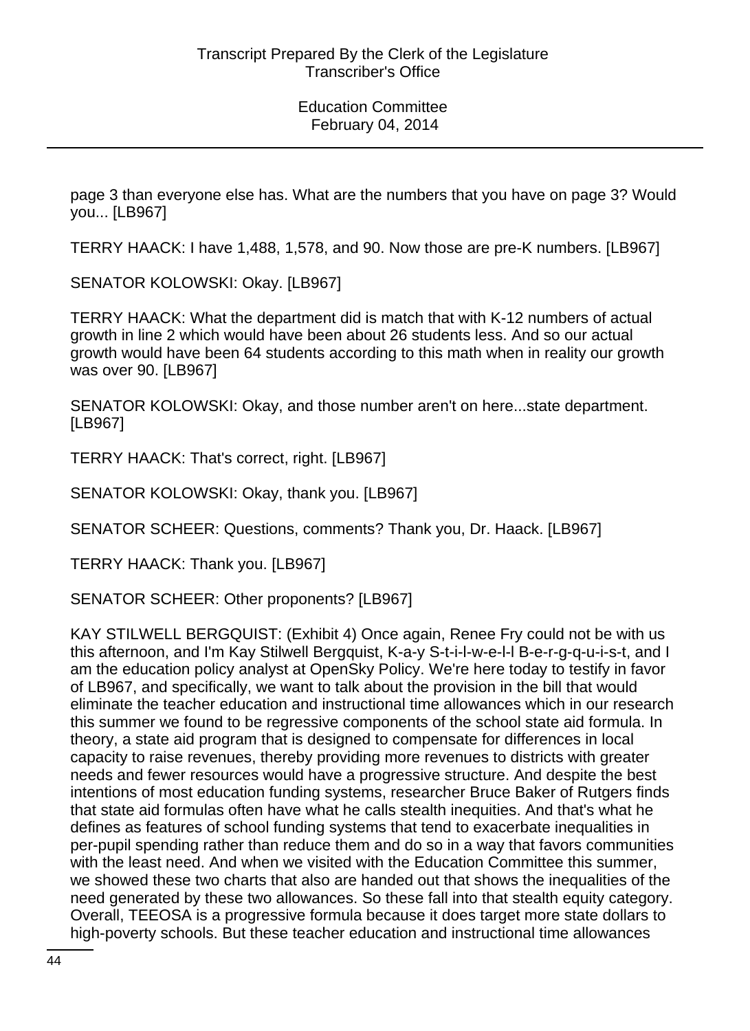page 3 than everyone else has. What are the numbers that you have on page 3? Would you... [LB967]

TERRY HAACK: I have 1,488, 1,578, and 90. Now those are pre-K numbers. [LB967]

SENATOR KOLOWSKI: Okay. [LB967]

TERRY HAACK: What the department did is match that with K-12 numbers of actual growth in line 2 which would have been about 26 students less. And so our actual growth would have been 64 students according to this math when in reality our growth was over 90. [LB967]

SENATOR KOLOWSKI: Okay, and those number aren't on here...state department. [LB967]

TERRY HAACK: That's correct, right. [LB967]

SENATOR KOLOWSKI: Okay, thank you. [LB967]

SENATOR SCHEER: Questions, comments? Thank you, Dr. Haack. [LB967]

TERRY HAACK: Thank you. [LB967]

SENATOR SCHEER: Other proponents? [LB967]

KAY STILWELL BERGQUIST: (Exhibit 4) Once again, Renee Fry could not be with us this afternoon, and I'm Kay Stilwell Bergquist, K-a-y S-t-i-l-w-e-l-l B-e-r-g-q-u-i-s-t, and I am the education policy analyst at OpenSky Policy. We're here today to testify in favor of LB967, and specifically, we want to talk about the provision in the bill that would eliminate the teacher education and instructional time allowances which in our research this summer we found to be regressive components of the school state aid formula. In theory, a state aid program that is designed to compensate for differences in local capacity to raise revenues, thereby providing more revenues to districts with greater needs and fewer resources would have a progressive structure. And despite the best intentions of most education funding systems, researcher Bruce Baker of Rutgers finds that state aid formulas often have what he calls stealth inequities. And that's what he defines as features of school funding systems that tend to exacerbate inequalities in per-pupil spending rather than reduce them and do so in a way that favors communities with the least need. And when we visited with the Education Committee this summer, we showed these two charts that also are handed out that shows the inequalities of the need generated by these two allowances. So these fall into that stealth equity category. Overall, TEEOSA is a progressive formula because it does target more state dollars to high-poverty schools. But these teacher education and instructional time allowances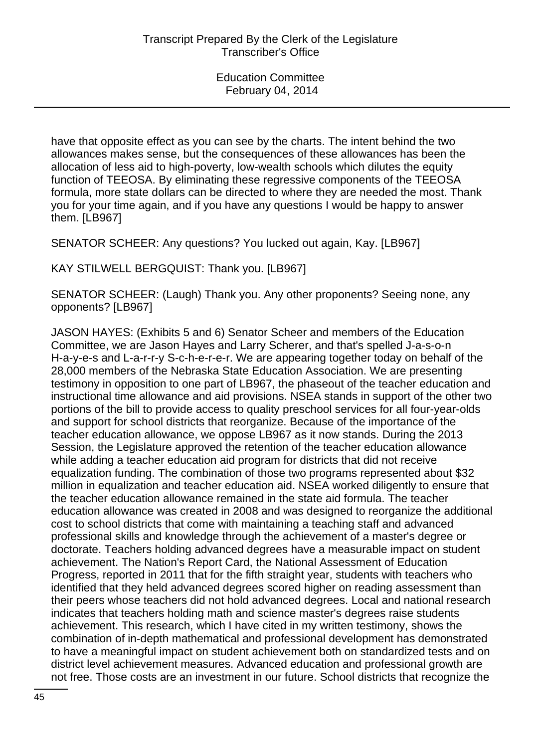have that opposite effect as you can see by the charts. The intent behind the two allowances makes sense, but the consequences of these allowances has been the allocation of less aid to high-poverty, low-wealth schools which dilutes the equity function of TEEOSA. By eliminating these regressive components of the TEEOSA formula, more state dollars can be directed to where they are needed the most. Thank you for your time again, and if you have any questions I would be happy to answer them. [LB967]

SENATOR SCHEER: Any questions? You lucked out again, Kay. [LB967]

KAY STILWELL BERGQUIST: Thank you. [LB967]

SENATOR SCHEER: (Laugh) Thank you. Any other proponents? Seeing none, any opponents? [LB967]

JASON HAYES: (Exhibits 5 and 6) Senator Scheer and members of the Education Committee, we are Jason Hayes and Larry Scherer, and that's spelled J-a-s-o-n H-a-y-e-s and L-a-r-r-y S-c-h-e-r-e-r. We are appearing together today on behalf of the 28,000 members of the Nebraska State Education Association. We are presenting testimony in opposition to one part of LB967, the phaseout of the teacher education and instructional time allowance and aid provisions. NSEA stands in support of the other two portions of the bill to provide access to quality preschool services for all four-year-olds and support for school districts that reorganize. Because of the importance of the teacher education allowance, we oppose LB967 as it now stands. During the 2013 Session, the Legislature approved the retention of the teacher education allowance while adding a teacher education aid program for districts that did not receive equalization funding. The combination of those two programs represented about $32 million in equalization and teacher education aid. NSEA worked diligently to ensure that the teacher education allowance remained in the state aid formula. The teacher education allowance was created in 2008 and was designed to reorganize the additional cost to school districts that come with maintaining a teaching staff and advanced professional skills and knowledge through the achievement of a master's degree or doctorate. Teachers holding advanced degrees have a measurable impact on student achievement. The Nation's Report Card, the National Assessment of Education Progress, reported in 2011 that for the fifth straight year, students with teachers who identified that they held advanced degrees scored higher on reading assessment than their peers whose teachers did not hold advanced degrees. Local and national research indicates that teachers holding math and science master's degrees raise students achievement. This research, which I have cited in my written testimony, shows the combination of in-depth mathematical and professional development has demonstrated to have a meaningful impact on student achievement both on standardized tests and on district level achievement measures. Advanced education and professional growth are not free. Those costs are an investment in our future. School districts that recognize the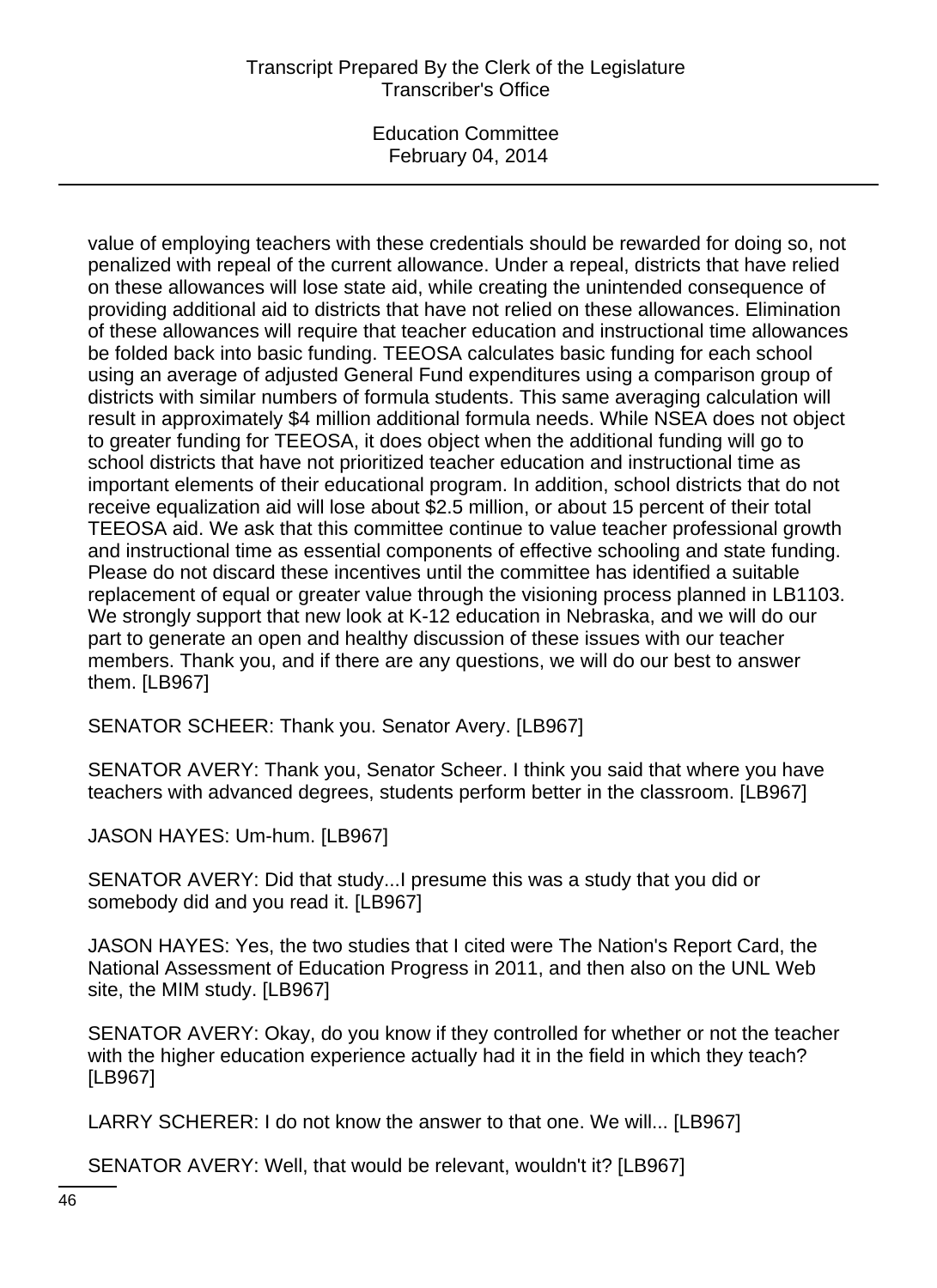value of employing teachers with these credentials should be rewarded for doing so, not penalized with repeal of the current allowance. Under a repeal, districts that have relied on these allowances will lose state aid, while creating the unintended consequence of providing additional aid to districts that have not relied on these allowances. Elimination of these allowances will require that teacher education and instructional time allowances be folded back into basic funding. TEEOSA calculates basic funding for each school using an average of adjusted General Fund expenditures using a comparison group of districts with similar numbers of formula students. This same averaging calculation will result in approximately $4 million additional formula needs. While NSEA does not object to greater funding for TEEOSA, it does object when the additional funding will go to school districts that have not prioritized teacher education and instructional time as important elements of their educational program. In addition, school districts that do not receive equalization aid will lose about $2.5 million, or about 15 percent of their total TEEOSA aid. We ask that this committee continue to value teacher professional growth and instructional time as essential components of effective schooling and state funding. Please do not discard these incentives until the committee has identified a suitable replacement of equal or greater value through the visioning process planned in LB1103. We strongly support that new look at K-12 education in Nebraska, and we will do our part to generate an open and healthy discussion of these issues with our teacher members. Thank you, and if there are any questions, we will do our best to answer them. [LB967]

SENATOR SCHEER: Thank you. Senator Avery. [LB967]

SENATOR AVERY: Thank you, Senator Scheer. I think you said that where you have teachers with advanced degrees, students perform better in the classroom. [LB967]

JASON HAYES: Um-hum. [LB967]

SENATOR AVERY: Did that study...I presume this was a study that you did or somebody did and you read it. [LB967]

JASON HAYES: Yes, the two studies that I cited were The Nation's Report Card, the National Assessment of Education Progress in 2011, and then also on the UNL Web site, the MIM study. [LB967]

SENATOR AVERY: Okay, do you know if they controlled for whether or not the teacher with the higher education experience actually had it in the field in which they teach? [LB967]

LARRY SCHERER: I do not know the answer to that one. We will... [LB967]

SENATOR AVERY: Well, that would be relevant, wouldn't it? [LB967]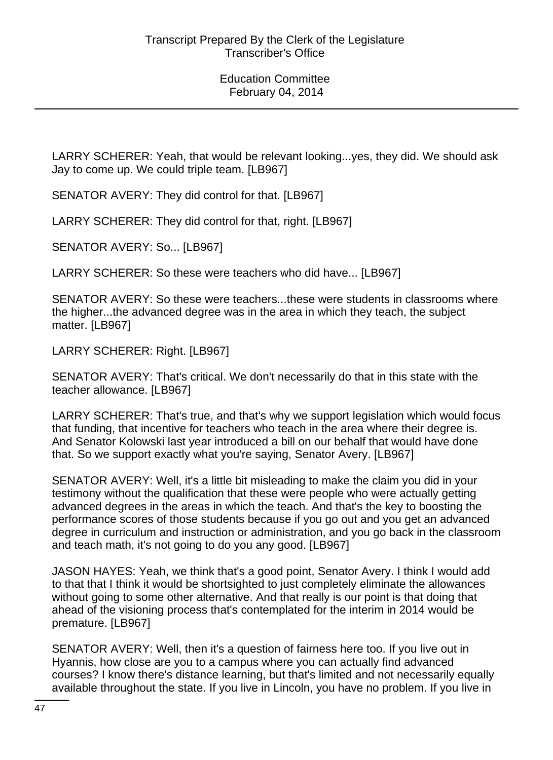LARRY SCHERER: Yeah, that would be relevant looking...yes, they did. We should ask Jay to come up. We could triple team. [LB967]

SENATOR AVERY: They did control for that. [LB967]

LARRY SCHERER: They did control for that, right. [LB967]

SENATOR AVERY: So... [LB967]

LARRY SCHERER: So these were teachers who did have... [LB967]

SENATOR AVERY: So these were teachers...these were students in classrooms where the higher...the advanced degree was in the area in which they teach, the subject matter. [LB967]

LARRY SCHERER: Right. [LB967]

SENATOR AVERY: That's critical. We don't necessarily do that in this state with the teacher allowance. [LB967]

LARRY SCHERER: That's true, and that's why we support legislation which would focus that funding, that incentive for teachers who teach in the area where their degree is. And Senator Kolowski last year introduced a bill on our behalf that would have done that. So we support exactly what you're saying, Senator Avery. [LB967]

SENATOR AVERY: Well, it's a little bit misleading to make the claim you did in your testimony without the qualification that these were people who were actually getting advanced degrees in the areas in which the teach. And that's the key to boosting the performance scores of those students because if you go out and you get an advanced degree in curriculum and instruction or administration, and you go back in the classroom and teach math, it's not going to do you any good. [LB967]

JASON HAYES: Yeah, we think that's a good point, Senator Avery. I think I would add to that that I think it would be shortsighted to just completely eliminate the allowances without going to some other alternative. And that really is our point is that doing that ahead of the visioning process that's contemplated for the interim in 2014 would be premature. [LB967]

SENATOR AVERY: Well, then it's a question of fairness here too. If you live out in Hyannis, how close are you to a campus where you can actually find advanced courses? I know there's distance learning, but that's limited and not necessarily equally available throughout the state. If you live in Lincoln, you have no problem. If you live in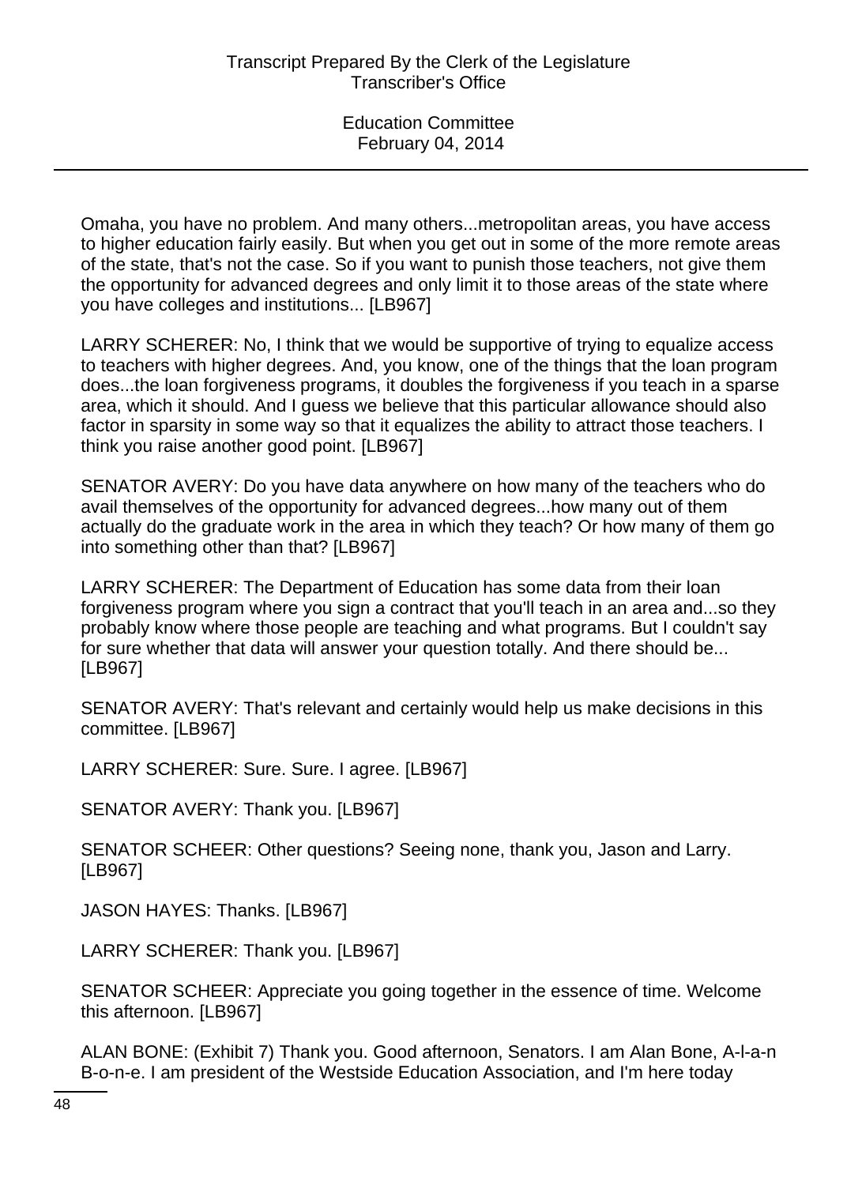Omaha, you have no problem. And many others...metropolitan areas, you have access to higher education fairly easily. But when you get out in some of the more remote areas of the state, that's not the case. So if you want to punish those teachers, not give them the opportunity for advanced degrees and only limit it to those areas of the state where you have colleges and institutions... [LB967]

LARRY SCHERER: No, I think that we would be supportive of trying to equalize access to teachers with higher degrees. And, you know, one of the things that the loan program does...the loan forgiveness programs, it doubles the forgiveness if you teach in a sparse area, which it should. And I guess we believe that this particular allowance should also factor in sparsity in some way so that it equalizes the ability to attract those teachers. I think you raise another good point. [LB967]

SENATOR AVERY: Do you have data anywhere on how many of the teachers who do avail themselves of the opportunity for advanced degrees...how many out of them actually do the graduate work in the area in which they teach? Or how many of them go into something other than that? [LB967]

LARRY SCHERER: The Department of Education has some data from their loan forgiveness program where you sign a contract that you'll teach in an area and...so they probably know where those people are teaching and what programs. But I couldn't say for sure whether that data will answer your question totally. And there should be... [LB967]

SENATOR AVERY: That's relevant and certainly would help us make decisions in this committee. [LB967]

LARRY SCHERER: Sure. Sure. I agree. [LB967]

SENATOR AVERY: Thank you. [LB967]

SENATOR SCHEER: Other questions? Seeing none, thank you, Jason and Larry. [LB967]

JASON HAYES: Thanks. [LB967]

LARRY SCHERER: Thank you. [LB967]

SENATOR SCHEER: Appreciate you going together in the essence of time. Welcome this afternoon. [LB967]

ALAN BONE: (Exhibit 7) Thank you. Good afternoon, Senators. I am Alan Bone, A-l-a-n B-o-n-e. I am president of the Westside Education Association, and I'm here today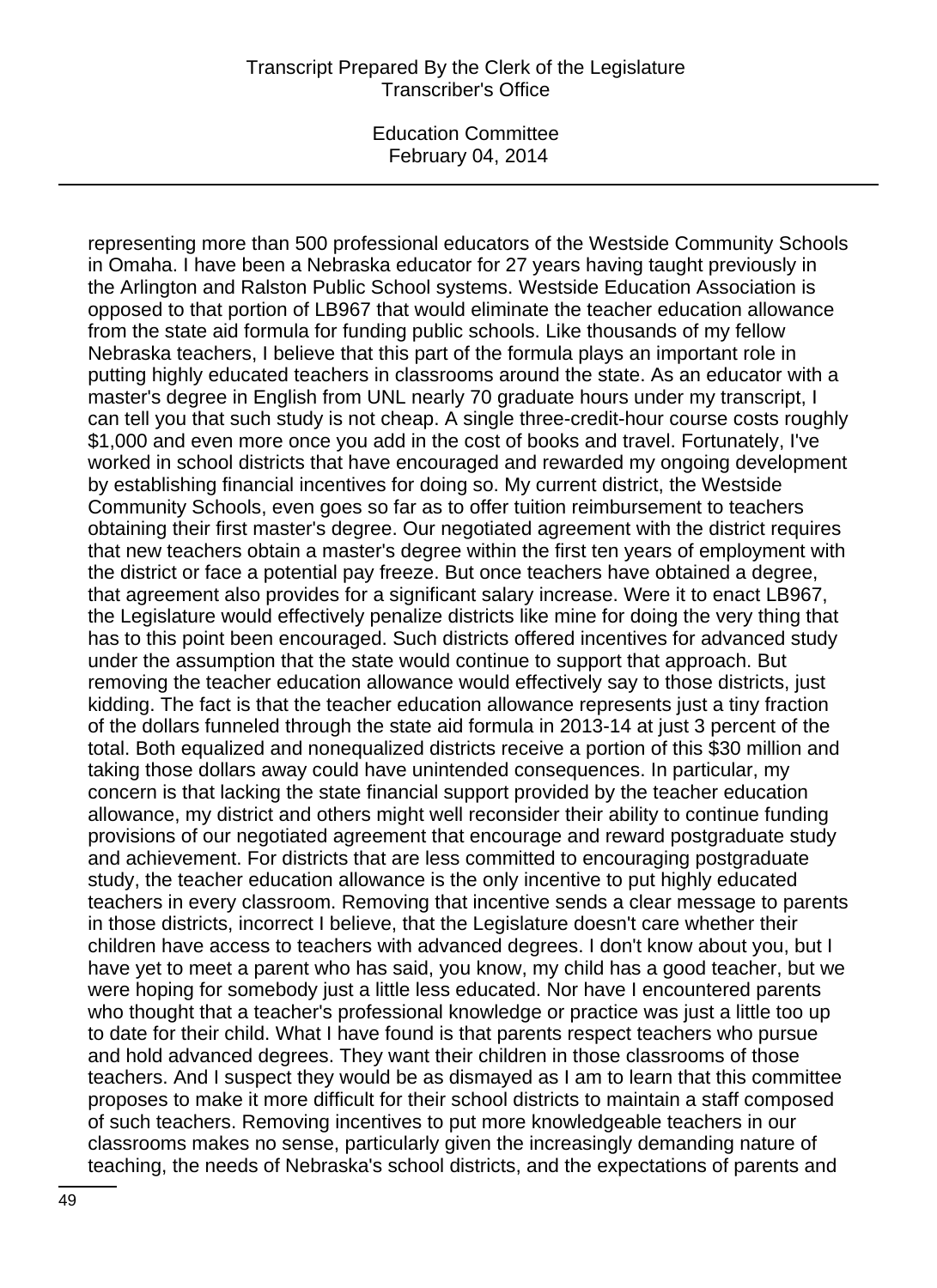representing more than 500 professional educators of the Westside Community Schools in Omaha. I have been a Nebraska educator for 27 years having taught previously in the Arlington and Ralston Public School systems. Westside Education Association is opposed to that portion of LB967 that would eliminate the teacher education allowance from the state aid formula for funding public schools. Like thousands of my fellow Nebraska teachers, I believe that this part of the formula plays an important role in putting highly educated teachers in classrooms around the state. As an educator with a master's degree in English from UNL nearly 70 graduate hours under my transcript, I can tell you that such study is not cheap. A single three-credit-hour course costs roughly $1,000 and even more once you add in the cost of books and travel. Fortunately, I've worked in school districts that have encouraged and rewarded my ongoing development by establishing financial incentives for doing so. My current district, the Westside Community Schools, even goes so far as to offer tuition reimbursement to teachers obtaining their first master's degree. Our negotiated agreement with the district requires that new teachers obtain a master's degree within the first ten years of employment with the district or face a potential pay freeze. But once teachers have obtained a degree, that agreement also provides for a significant salary increase. Were it to enact LB967, the Legislature would effectively penalize districts like mine for doing the very thing that has to this point been encouraged. Such districts offered incentives for advanced study under the assumption that the state would continue to support that approach. But removing the teacher education allowance would effectively say to those districts, just kidding. The fact is that the teacher education allowance represents just a tiny fraction of the dollars funneled through the state aid formula in 2013-14 at just 3 percent of the total. Both equalized and nonequalized districts receive a portion of this $30 million and taking those dollars away could have unintended consequences. In particular, my concern is that lacking the state financial support provided by the teacher education allowance, my district and others might well reconsider their ability to continue funding provisions of our negotiated agreement that encourage and reward postgraduate study and achievement. For districts that are less committed to encouraging postgraduate study, the teacher education allowance is the only incentive to put highly educated teachers in every classroom. Removing that incentive sends a clear message to parents in those districts, incorrect I believe, that the Legislature doesn't care whether their children have access to teachers with advanced degrees. I don't know about you, but I have yet to meet a parent who has said, you know, my child has a good teacher, but we were hoping for somebody just a little less educated. Nor have I encountered parents who thought that a teacher's professional knowledge or practice was just a little too up to date for their child. What I have found is that parents respect teachers who pursue and hold advanced degrees. They want their children in those classrooms of those teachers. And I suspect they would be as dismayed as I am to learn that this committee proposes to make it more difficult for their school districts to maintain a staff composed of such teachers. Removing incentives to put more knowledgeable teachers in our classrooms makes no sense, particularly given the increasingly demanding nature of teaching, the needs of Nebraska's school districts, and the expectations of parents and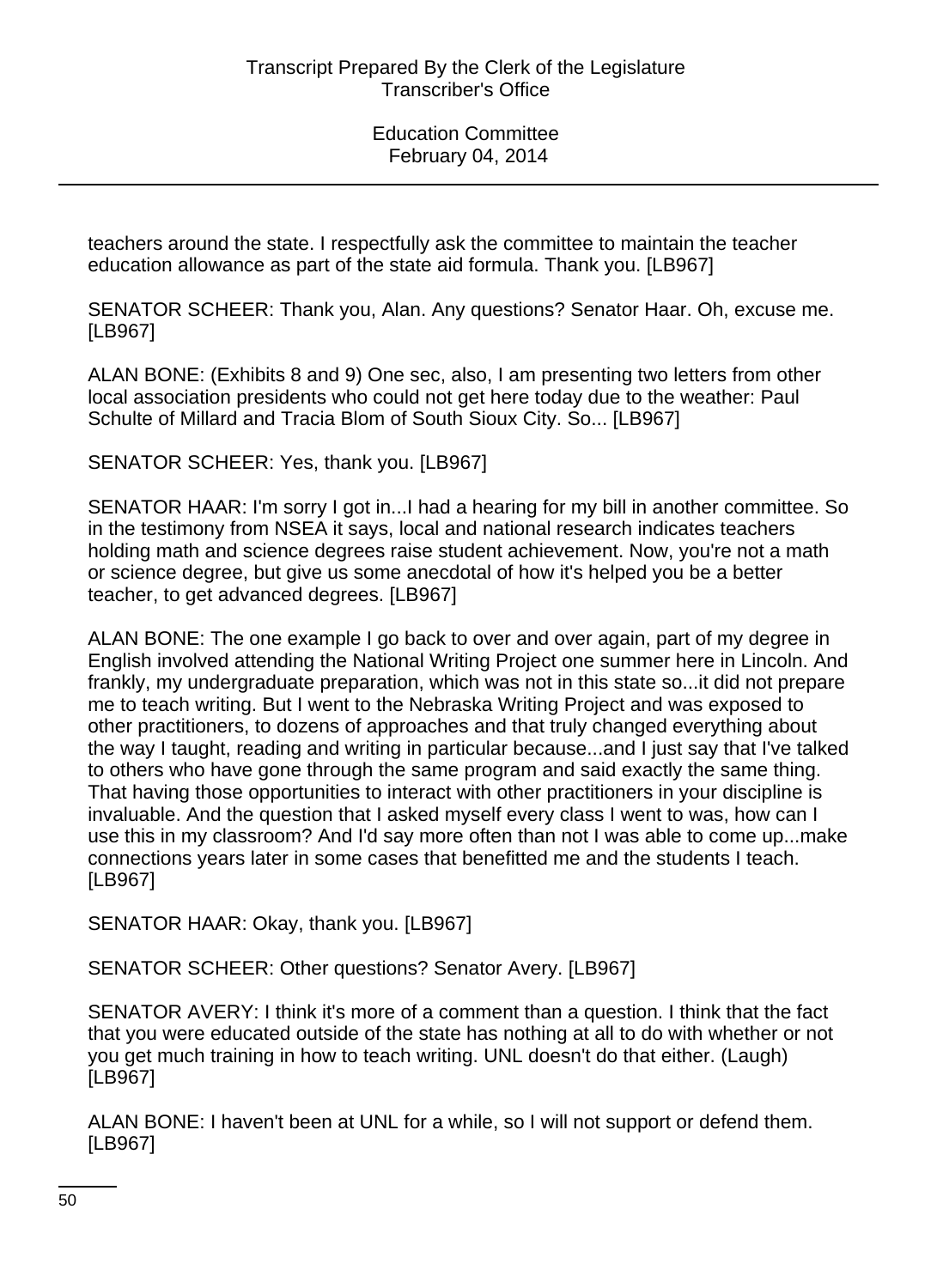teachers around the state. I respectfully ask the committee to maintain the teacher education allowance as part of the state aid formula. Thank you. [LB967]

SENATOR SCHEER: Thank you, Alan. Any questions? Senator Haar. Oh, excuse me. [LB967]

ALAN BONE: (Exhibits 8 and 9) One sec, also, I am presenting two letters from other local association presidents who could not get here today due to the weather: Paul Schulte of Millard and Tracia Blom of South Sioux City. So... [LB967]

SENATOR SCHEER: Yes, thank you. [LB967]

SENATOR HAAR: I'm sorry I got in...I had a hearing for my bill in another committee. So in the testimony from NSEA it says, local and national research indicates teachers holding math and science degrees raise student achievement. Now, you're not a math or science degree, but give us some anecdotal of how it's helped you be a better teacher, to get advanced degrees. [LB967]

ALAN BONE: The one example I go back to over and over again, part of my degree in English involved attending the National Writing Project one summer here in Lincoln. And frankly, my undergraduate preparation, which was not in this state so...it did not prepare me to teach writing. But I went to the Nebraska Writing Project and was exposed to other practitioners, to dozens of approaches and that truly changed everything about the way I taught, reading and writing in particular because...and I just say that I've talked to others who have gone through the same program and said exactly the same thing. That having those opportunities to interact with other practitioners in your discipline is invaluable. And the question that I asked myself every class I went to was, how can I use this in my classroom? And I'd say more often than not I was able to come up...make connections years later in some cases that benefitted me and the students I teach. [LB967]

SENATOR HAAR: Okay, thank you. [LB967]

SENATOR SCHEER: Other questions? Senator Avery. [LB967]

SENATOR AVERY: I think it's more of a comment than a question. I think that the fact that you were educated outside of the state has nothing at all to do with whether or not you get much training in how to teach writing. UNL doesn't do that either. (Laugh) [LB967]

ALAN BONE: I haven't been at UNL for a while, so I will not support or defend them. [LB967]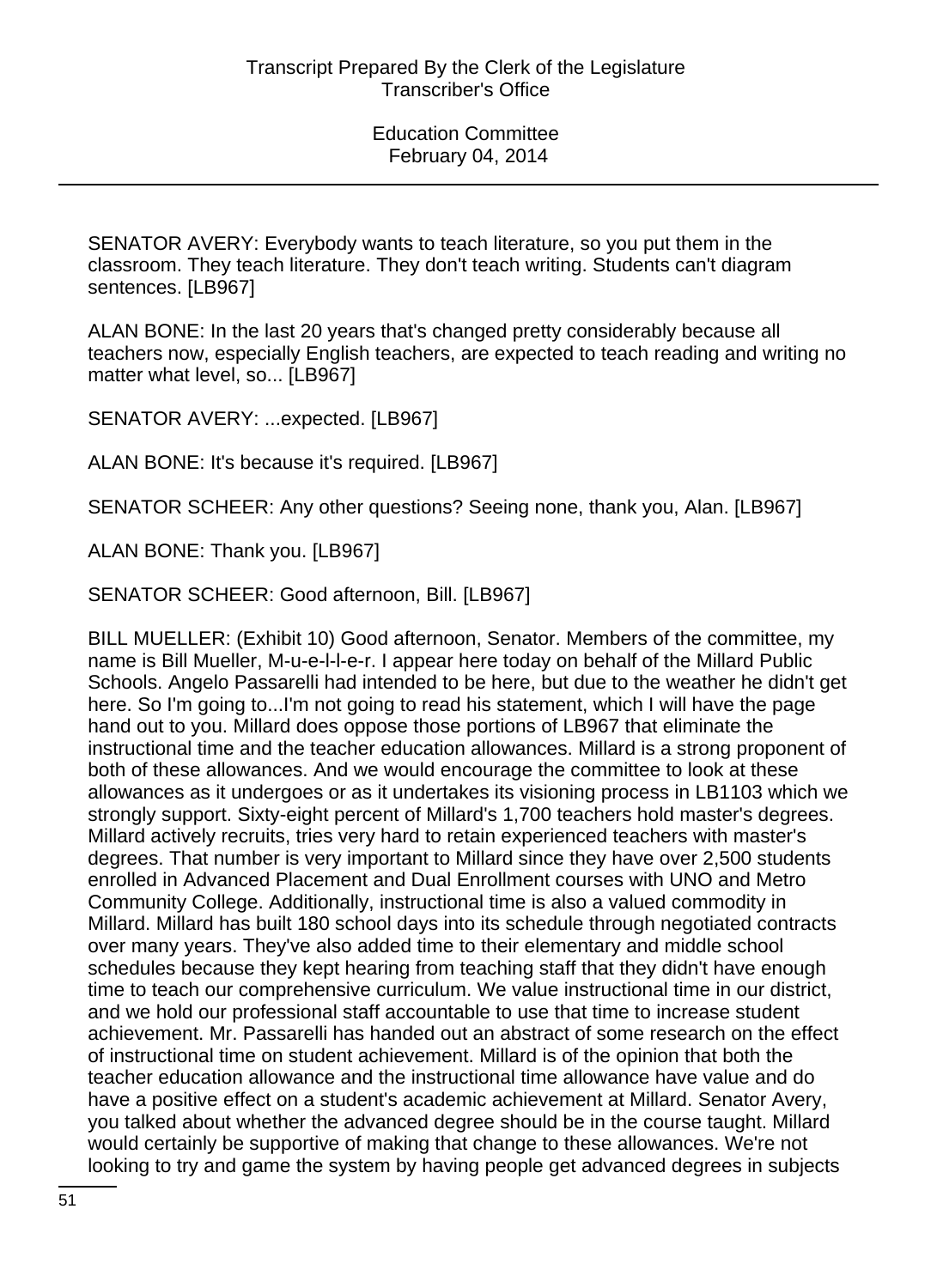SENATOR AVERY: Everybody wants to teach literature, so you put them in the classroom. They teach literature. They don't teach writing. Students can't diagram sentences. [LB967]

ALAN BONE: In the last 20 years that's changed pretty considerably because all teachers now, especially English teachers, are expected to teach reading and writing no matter what level, so... [LB967]

SENATOR AVERY: ...expected. [LB967]

ALAN BONE: It's because it's required. [LB967]

SENATOR SCHEER: Any other questions? Seeing none, thank you, Alan. [LB967]

ALAN BONE: Thank you. [LB967]

SENATOR SCHEER: Good afternoon, Bill. [LB967]

BILL MUELLER: (Exhibit 10) Good afternoon, Senator. Members of the committee, my name is Bill Mueller, M-u-e-l-l-e-r. I appear here today on behalf of the Millard Public Schools. Angelo Passarelli had intended to be here, but due to the weather he didn't get here. So I'm going to...I'm not going to read his statement, which I will have the page hand out to you. Millard does oppose those portions of LB967 that eliminate the instructional time and the teacher education allowances. Millard is a strong proponent of both of these allowances. And we would encourage the committee to look at these allowances as it undergoes or as it undertakes its visioning process in LB1103 which we strongly support. Sixty-eight percent of Millard's 1,700 teachers hold master's degrees. Millard actively recruits, tries very hard to retain experienced teachers with master's degrees. That number is very important to Millard since they have over 2,500 students enrolled in Advanced Placement and Dual Enrollment courses with UNO and Metro Community College. Additionally, instructional time is also a valued commodity in Millard. Millard has built 180 school days into its schedule through negotiated contracts over many years. They've also added time to their elementary and middle school schedules because they kept hearing from teaching staff that they didn't have enough time to teach our comprehensive curriculum. We value instructional time in our district, and we hold our professional staff accountable to use that time to increase student achievement. Mr. Passarelli has handed out an abstract of some research on the effect of instructional time on student achievement. Millard is of the opinion that both the teacher education allowance and the instructional time allowance have value and do have a positive effect on a student's academic achievement at Millard. Senator Avery, you talked about whether the advanced degree should be in the course taught. Millard would certainly be supportive of making that change to these allowances. We're not looking to try and game the system by having people get advanced degrees in subjects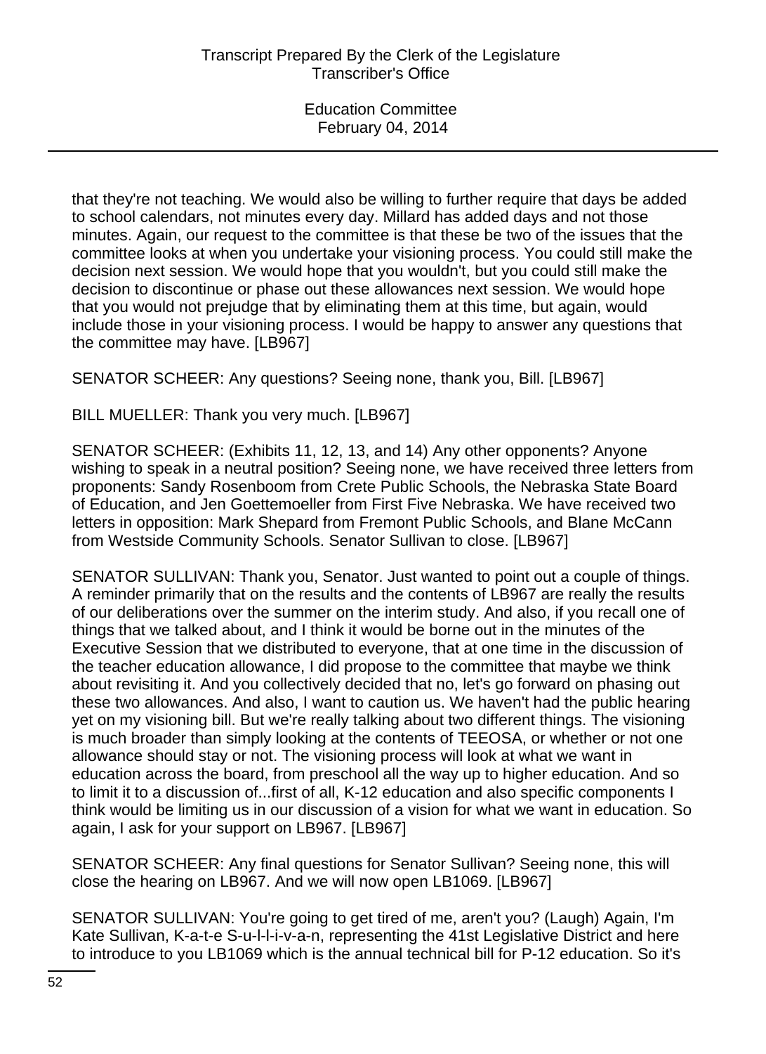that they're not teaching. We would also be willing to further require that days be added to school calendars, not minutes every day. Millard has added days and not those minutes. Again, our request to the committee is that these be two of the issues that the committee looks at when you undertake your visioning process. You could still make the decision next session. We would hope that you wouldn't, but you could still make the decision to discontinue or phase out these allowances next session. We would hope that you would not prejudge that by eliminating them at this time, but again, would include those in your visioning process. I would be happy to answer any questions that the committee may have. [LB967]

SENATOR SCHEER: Any questions? Seeing none, thank you, Bill. [LB967]

BILL MUELLER: Thank you very much. [LB967]

SENATOR SCHEER: (Exhibits 11, 12, 13, and 14) Any other opponents? Anyone wishing to speak in a neutral position? Seeing none, we have received three letters from proponents: Sandy Rosenboom from Crete Public Schools, the Nebraska State Board of Education, and Jen Goettemoeller from First Five Nebraska. We have received two letters in opposition: Mark Shepard from Fremont Public Schools, and Blane McCann from Westside Community Schools. Senator Sullivan to close. [LB967]

SENATOR SULLIVAN: Thank you, Senator. Just wanted to point out a couple of things. A reminder primarily that on the results and the contents of LB967 are really the results of our deliberations over the summer on the interim study. And also, if you recall one of things that we talked about, and I think it would be borne out in the minutes of the Executive Session that we distributed to everyone, that at one time in the discussion of the teacher education allowance, I did propose to the committee that maybe we think about revisiting it. And you collectively decided that no, let's go forward on phasing out these two allowances. And also, I want to caution us. We haven't had the public hearing yet on my visioning bill. But we're really talking about two different things. The visioning is much broader than simply looking at the contents of TEEOSA, or whether or not one allowance should stay or not. The visioning process will look at what we want in education across the board, from preschool all the way up to higher education. And so to limit it to a discussion of...first of all, K-12 education and also specific components I think would be limiting us in our discussion of a vision for what we want in education. So again, I ask for your support on LB967. [LB967]

SENATOR SCHEER: Any final questions for Senator Sullivan? Seeing none, this will close the hearing on LB967. And we will now open LB1069. [LB967]

SENATOR SULLIVAN: You're going to get tired of me, aren't you? (Laugh) Again, I'm Kate Sullivan, K-a-t-e S-u-l-l-i-v-a-n, representing the 41st Legislative District and here to introduce to you LB1069 which is the annual technical bill for P-12 education. So it's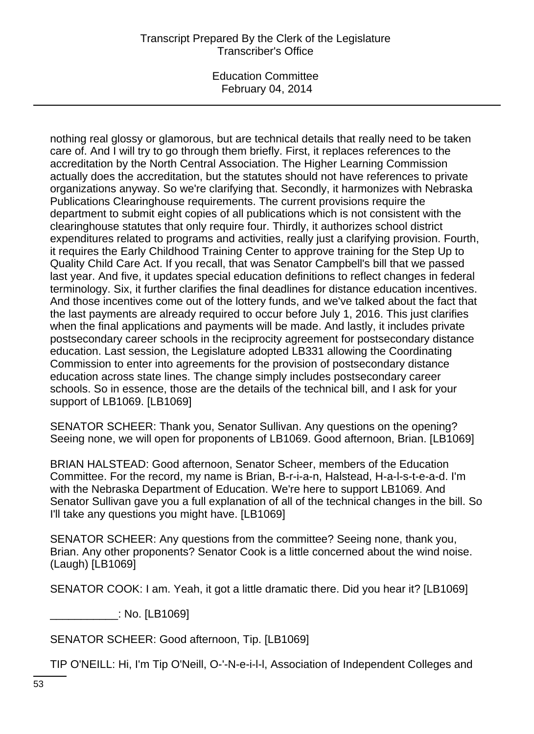nothing real glossy or glamorous, but are technical details that really need to be taken care of. And I will try to go through them briefly. First, it replaces references to the accreditation by the North Central Association. The Higher Learning Commission actually does the accreditation, but the statutes should not have references to private organizations anyway. So we're clarifying that. Secondly, it harmonizes with Nebraska Publications Clearinghouse requirements. The current provisions require the department to submit eight copies of all publications which is not consistent with the clearinghouse statutes that only require four. Thirdly, it authorizes school district expenditures related to programs and activities, really just a clarifying provision. Fourth, it requires the Early Childhood Training Center to approve training for the Step Up to Quality Child Care Act. If you recall, that was Senator Campbell's bill that we passed last year. And five, it updates special education definitions to reflect changes in federal terminology. Six, it further clarifies the final deadlines for distance education incentives. And those incentives come out of the lottery funds, and we've talked about the fact that the last payments are already required to occur before July 1, 2016. This just clarifies when the final applications and payments will be made. And lastly, it includes private postsecondary career schools in the reciprocity agreement for postsecondary distance education. Last session, the Legislature adopted LB331 allowing the Coordinating Commission to enter into agreements for the provision of postsecondary distance education across state lines. The change simply includes postsecondary career schools. So in essence, those are the details of the technical bill, and I ask for your support of LB1069. [LB1069]

SENATOR SCHEER: Thank you, Senator Sullivan. Any questions on the opening? Seeing none, we will open for proponents of LB1069. Good afternoon, Brian. [LB1069]

BRIAN HALSTEAD: Good afternoon, Senator Scheer, members of the Education Committee. For the record, my name is Brian, B-r-i-a-n, Halstead, H-a-l-s-t-e-a-d. I'm with the Nebraska Department of Education. We're here to support LB1069. And Senator Sullivan gave you a full explanation of all of the technical changes in the bill. So I'll take any questions you might have. [LB1069]

SENATOR SCHEER: Any questions from the committee? Seeing none, thank you, Brian. Any other proponents? Senator Cook is a little concerned about the wind noise. (Laugh) [LB1069]

SENATOR COOK: I am. Yeah, it got a little dramatic there. Did you hear it? [LB1069]

___________: No. [LB1069]

SENATOR SCHEER: Good afternoon, Tip. [LB1069]

TIP O'NEILL: Hi, I'm Tip O'Neill, O-'-N-e-i-l-l, Association of Independent Colleges and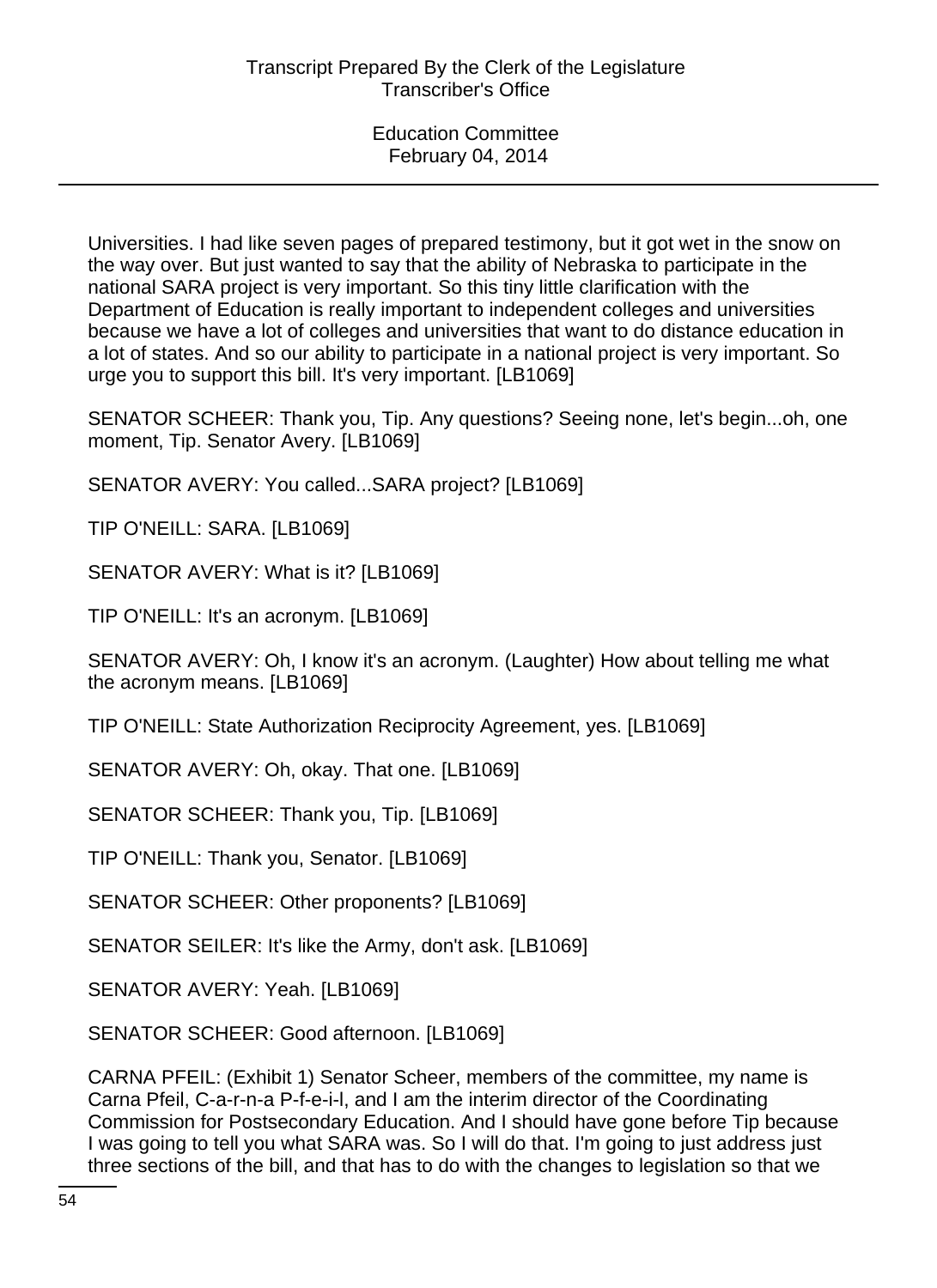Universities. I had like seven pages of prepared testimony, but it got wet in the snow on the way over. But just wanted to say that the ability of Nebraska to participate in the national SARA project is very important. So this tiny little clarification with the Department of Education is really important to independent colleges and universities because we have a lot of colleges and universities that want to do distance education in a lot of states. And so our ability to participate in a national project is very important. So urge you to support this bill. It's very important. [LB1069]

SENATOR SCHEER: Thank you, Tip. Any questions? Seeing none, let's begin...oh, one moment, Tip. Senator Avery. [LB1069]

SENATOR AVERY: You called...SARA project? [LB1069]

TIP O'NEILL: SARA. [LB1069]

SENATOR AVERY: What is it? [LB1069]

TIP O'NEILL: It's an acronym. [LB1069]

SENATOR AVERY: Oh, I know it's an acronym. (Laughter) How about telling me what the acronym means. [LB1069]

TIP O'NEILL: State Authorization Reciprocity Agreement, yes. [LB1069]

SENATOR AVERY: Oh, okay. That one. [LB1069]

SENATOR SCHEER: Thank you, Tip. [LB1069]

TIP O'NEILL: Thank you, Senator. [LB1069]

SENATOR SCHEER: Other proponents? [LB1069]

SENATOR SEILER: It's like the Army, don't ask. [LB1069]

SENATOR AVERY: Yeah. [LB1069]

SENATOR SCHEER: Good afternoon. [LB1069]

CARNA PFEIL: (Exhibit 1) Senator Scheer, members of the committee, my name is Carna Pfeil, C-a-r-n-a P-f-e-i-l, and I am the interim director of the Coordinating Commission for Postsecondary Education. And I should have gone before Tip because I was going to tell you what SARA was. So I will do that. I'm going to just address just three sections of the bill, and that has to do with the changes to legislation so that we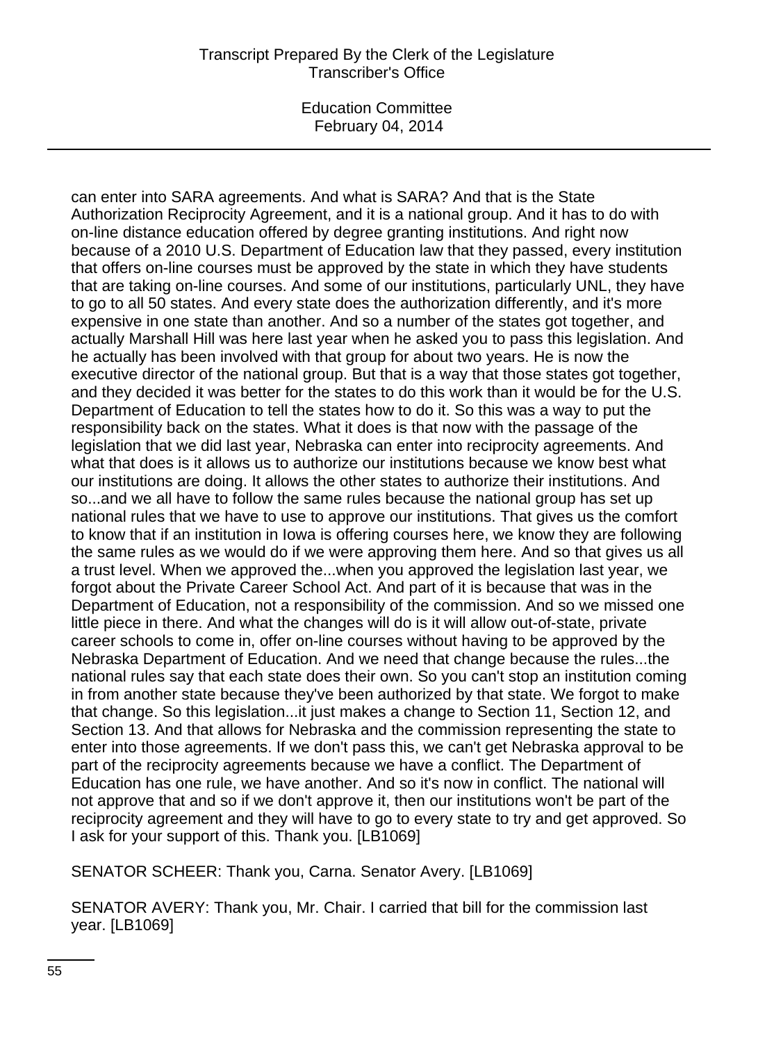can enter into SARA agreements. And what is SARA? And that is the State Authorization Reciprocity Agreement, and it is a national group. And it has to do with on-line distance education offered by degree granting institutions. And right now because of a 2010 U.S. Department of Education law that they passed, every institution that offers on-line courses must be approved by the state in which they have students that are taking on-line courses. And some of our institutions, particularly UNL, they have to go to all 50 states. And every state does the authorization differently, and it's more expensive in one state than another. And so a number of the states got together, and actually Marshall Hill was here last year when he asked you to pass this legislation. And he actually has been involved with that group for about two years. He is now the executive director of the national group. But that is a way that those states got together, and they decided it was better for the states to do this work than it would be for the U.S. Department of Education to tell the states how to do it. So this was a way to put the responsibility back on the states. What it does is that now with the passage of the legislation that we did last year, Nebraska can enter into reciprocity agreements. And what that does is it allows us to authorize our institutions because we know best what our institutions are doing. It allows the other states to authorize their institutions. And so...and we all have to follow the same rules because the national group has set up national rules that we have to use to approve our institutions. That gives us the comfort to know that if an institution in Iowa is offering courses here, we know they are following the same rules as we would do if we were approving them here. And so that gives us all a trust level. When we approved the...when you approved the legislation last year, we forgot about the Private Career School Act. And part of it is because that was in the Department of Education, not a responsibility of the commission. And so we missed one little piece in there. And what the changes will do is it will allow out-of-state, private career schools to come in, offer on-line courses without having to be approved by the Nebraska Department of Education. And we need that change because the rules...the national rules say that each state does their own. So you can't stop an institution coming in from another state because they've been authorized by that state. We forgot to make that change. So this legislation...it just makes a change to Section 11, Section 12, and Section 13. And that allows for Nebraska and the commission representing the state to enter into those agreements. If we don't pass this, we can't get Nebraska approval to be part of the reciprocity agreements because we have a conflict. The Department of Education has one rule, we have another. And so it's now in conflict. The national will not approve that and so if we don't approve it, then our institutions won't be part of the reciprocity agreement and they will have to go to every state to try and get approved. So I ask for your support of this. Thank you. [LB1069]

SENATOR SCHEER: Thank you, Carna. Senator Avery. [LB1069]

SENATOR AVERY: Thank you, Mr. Chair. I carried that bill for the commission last year. [LB1069]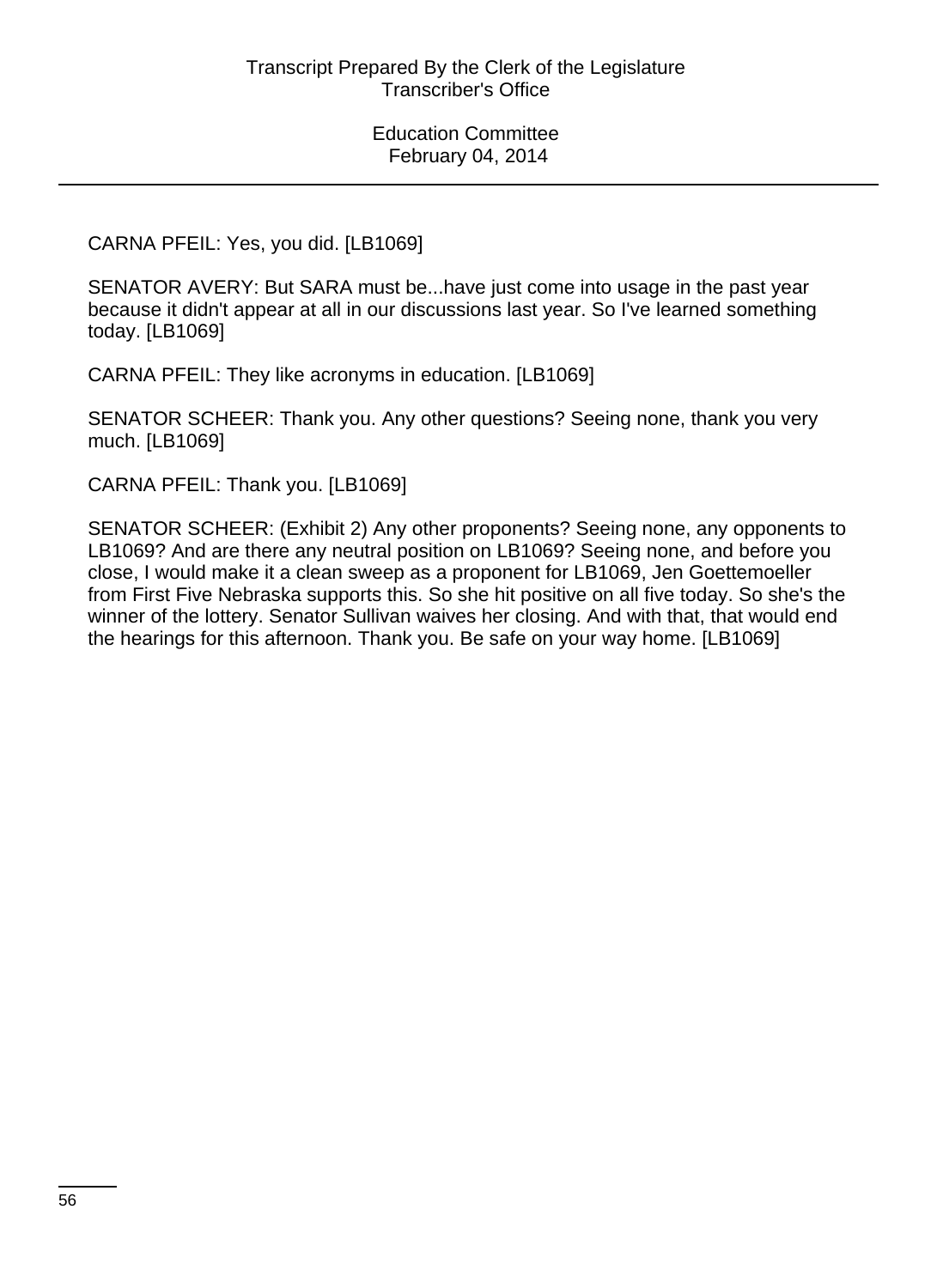CARNA PFEIL: Yes, you did. [LB1069]

SENATOR AVERY: But SARA must be...have just come into usage in the past year because it didn't appear at all in our discussions last year. So I've learned something today. [LB1069]

CARNA PFEIL: They like acronyms in education. [LB1069]

SENATOR SCHEER: Thank you. Any other questions? Seeing none, thank you very much. [LB1069]

CARNA PFEIL: Thank you. [LB1069]

SENATOR SCHEER: (Exhibit 2) Any other proponents? Seeing none, any opponents to LB1069? And are there any neutral position on LB1069? Seeing none, and before you close, I would make it a clean sweep as a proponent for LB1069, Jen Goettemoeller from First Five Nebraska supports this. So she hit positive on all five today. So she's the winner of the lottery. Senator Sullivan waives her closing. And with that, that would end the hearings for this afternoon. Thank you. Be safe on your way home. [LB1069]